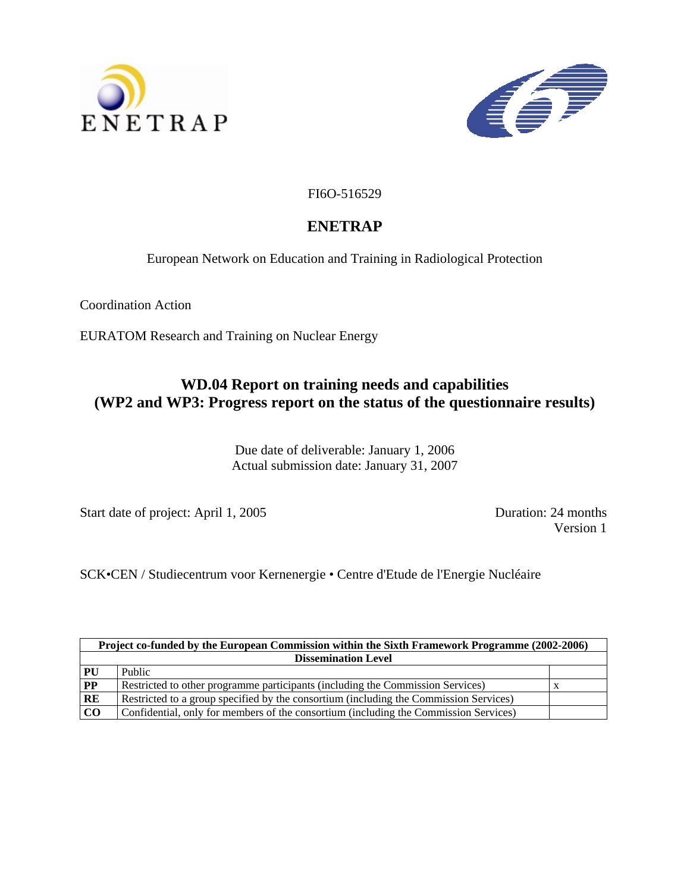ENETRAP

FI6O-516529

# ENETRAP

European Network on Education and Training in Radiological Protection

Coordination Action

EURATOM Research and Training on Nuclear Energy

## WD.04 Report on training needs and capabilities (WP2 and WP3: Progress report on the status of the questionnaire results)

Due date of deliverable: January 1, 2006
Actual submission date: January 31, 2007

Start date of project: April 1, 2005

Duration: 24 months
Version 1

SCK•CEN / Studiecentrum voor Kernenergie • Centre d'Etude de l'Energie Nucléaire

| Project co-funded by the European Commission within the Sixth Framework Programme (2002-2006) | | |
|---|---|---|
| **Dissemination Level** | | |
| **PU** | Public | |
| **PP** | Restricted to other programme participants (including the Commission Services) | x |
| **RE** | Restricted to a group specified by the consortium (including the Commission Services) | |
| **CO** | Confidential, only for members of the consortium (including the Commission Services) | |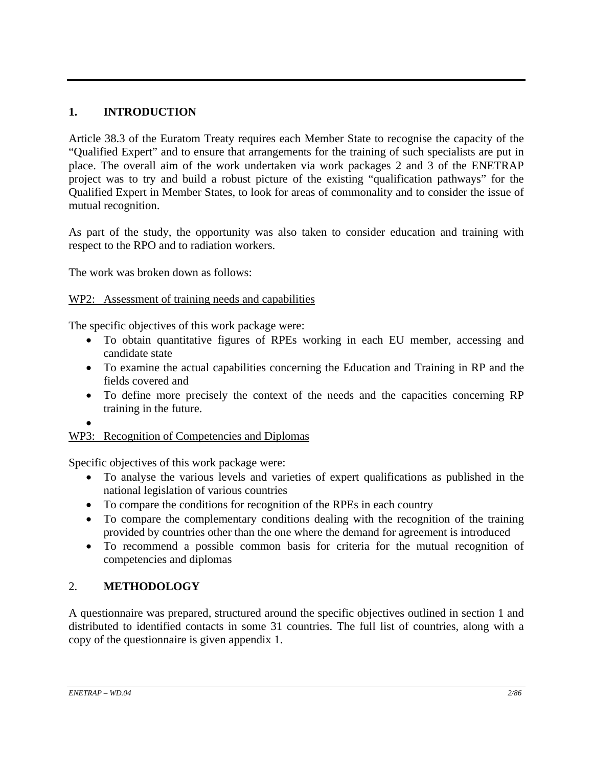## 1. INTRODUCTION

Article 38.3 of the Euratom Treaty requires each Member State to recognise the capacity of the "Qualified Expert" and to ensure that arrangements for the training of such specialists are put in place. The overall aim of the work undertaken via work packages 2 and 3 of the ENETRAP project was to try and build a robust picture of the existing "qualification pathways" for the Qualified Expert in Member States, to look for areas of commonality and to consider the issue of mutual recognition.

As part of the study, the opportunity was also taken to consider education and training with respect to the RPO and to radiation workers.

The work was broken down as follows:

WP2: Assessment of training needs and capabilities

The specific objectives of this work package were:

- To obtain quantitative figures of RPEs working in each EU member, accessing and candidate state
- To examine the actual capabilities concerning the Education and Training in RP and the fields covered and
- To define more precisely the context of the needs and the capacities concerning RP training in the future.
- 

WP3: Recognition of Competencies and Diplomas

Specific objectives of this work package were:

- To analyse the various levels and varieties of expert qualifications as published in the national legislation of various countries
- To compare the conditions for recognition of the RPEs in each country
- To compare the complementary conditions dealing with the recognition of the training provided by countries other than the one where the demand for agreement is introduced
- To recommend a possible common basis for criteria for the mutual recognition of competencies and diplomas

## 2. METHODOLOGY

A questionnaire was prepared, structured around the specific objectives outlined in section 1 and distributed to identified contacts in some 31 countries. The full list of countries, along with a copy of the questionnaire is given appendix 1.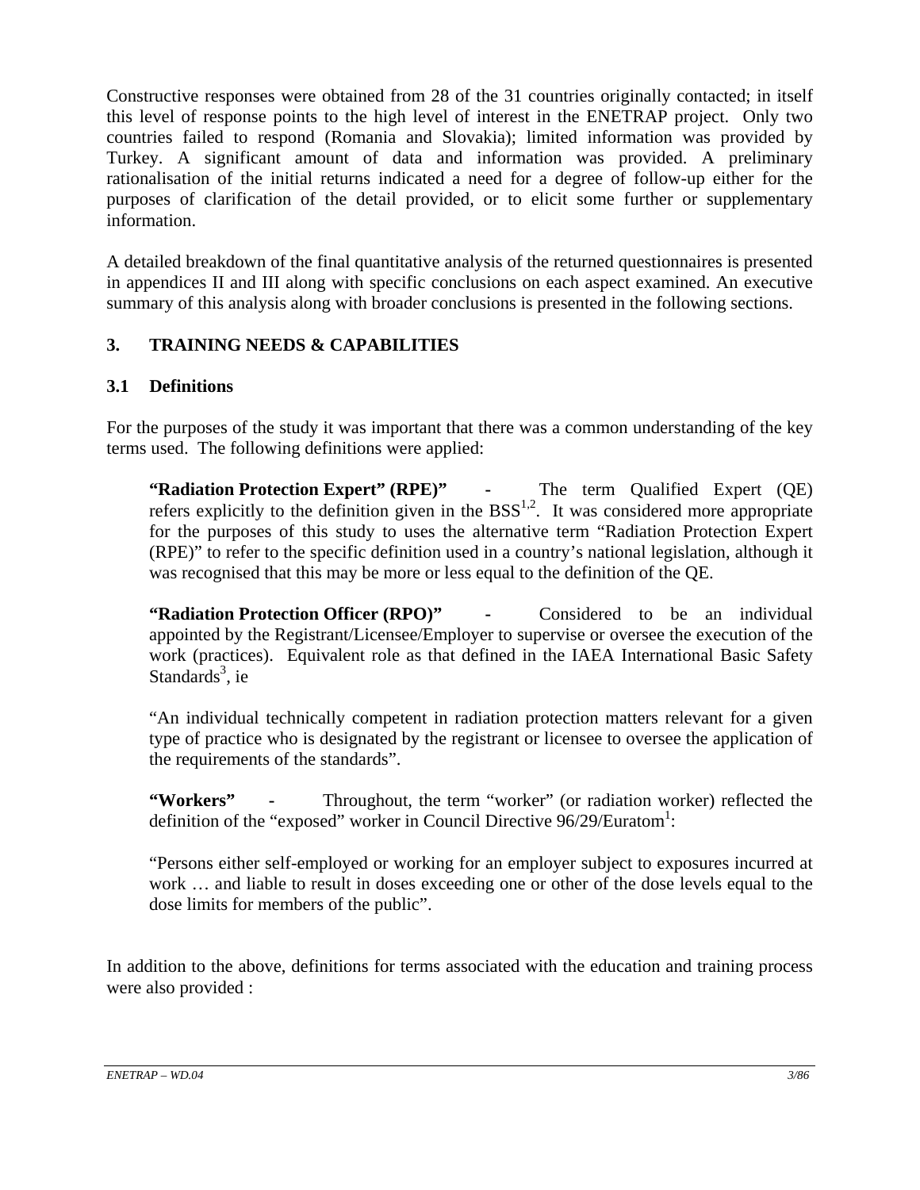Constructive responses were obtained from 28 of the 31 countries originally contacted; in itself this level of response points to the high level of interest in the ENETRAP project. Only two countries failed to respond (Romania and Slovakia); limited information was provided by Turkey. A significant amount of data and information was provided. A preliminary rationalisation of the initial returns indicated a need for a degree of follow-up either for the purposes of clarification of the detail provided, or to elicit some further or supplementary information.

A detailed breakdown of the final quantitative analysis of the returned questionnaires is presented in appendices II and III along with specific conclusions on each aspect examined. An executive summary of this analysis along with broader conclusions is presented in the following sections.

## 3. TRAINING NEEDS & CAPABILITIES

### 3.1 Definitions

For the purposes of the study it was important that there was a common understanding of the key terms used. The following definitions were applied:

> **"Radiation Protection Expert" (RPE)"** - The term Qualified Expert (QE) refers explicitly to the definition given in the BSS[1,2]. It was considered more appropriate for the purposes of this study to uses the alternative term "Radiation Protection Expert (RPE)" to refer to the specific definition used in a country's national legislation, although it was recognised that this may be more or less equal to the definition of the QE.
>
> **"Radiation Protection Officer (RPO)"** - Considered to be an individual appointed by the Registrant/Licensee/Employer to supervise or oversee the execution of the work (practices). Equivalent role as that defined in the IAEA International Basic Safety Standards[3], ie
>
> "An individual technically competent in radiation protection matters relevant for a given type of practice who is designated by the registrant or licensee to oversee the application of the requirements of the standards".
>
> **"Workers"** - Throughout, the term "worker" (or radiation worker) reflected the definition of the "exposed" worker in Council Directive 96/29/Euratom[1]:
>
> "Persons either self-employed or working for an employer subject to exposures incurred at work … and liable to result in doses exceeding one or other of the dose levels equal to the dose limits for members of the public".

In addition to the above, definitions for terms associated with the education and training process were also provided :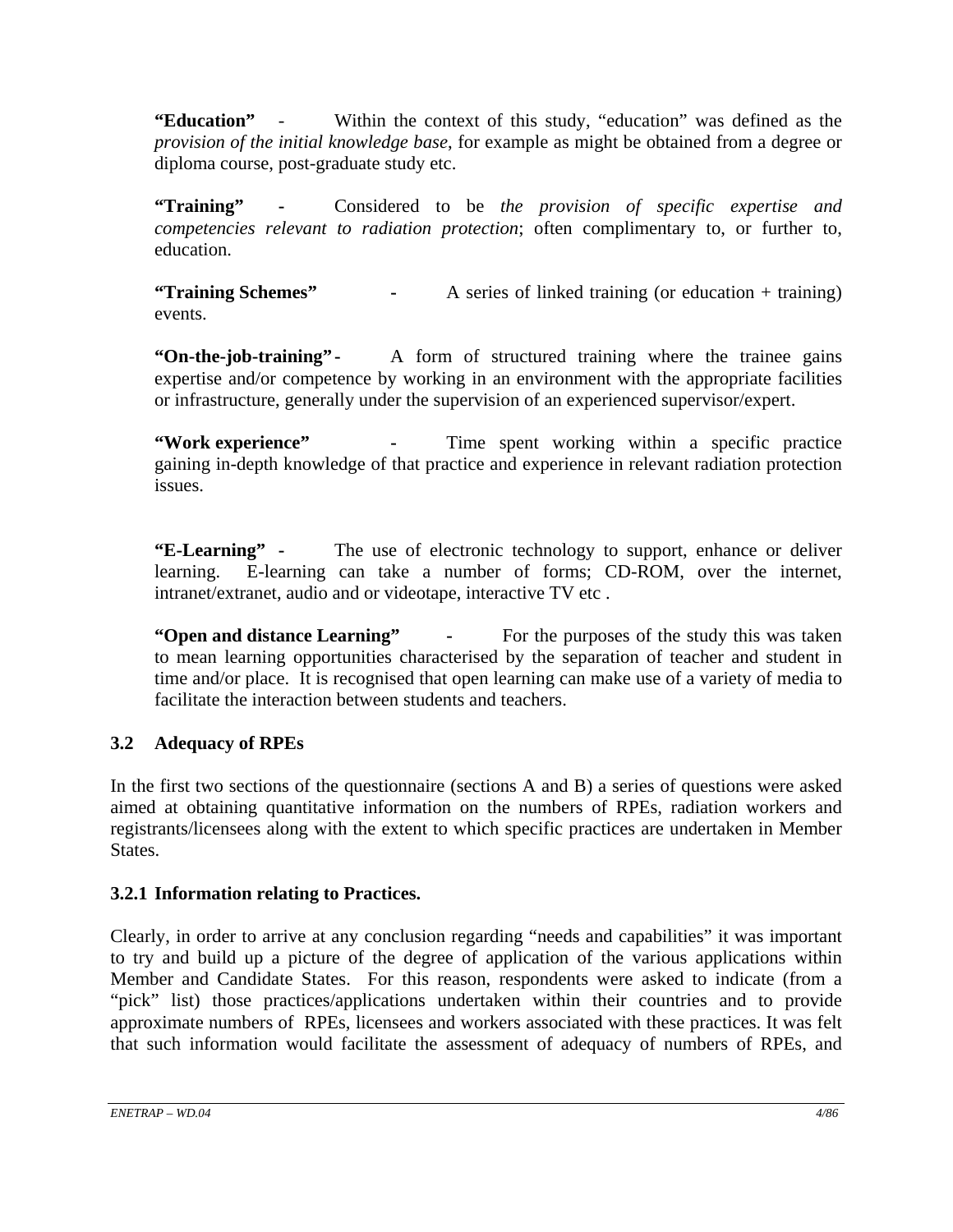**"Education"** - Within the context of this study, "education" was defined as the *provision of the initial knowledge base*, for example as might be obtained from a degree or diploma course, post-graduate study etc.

**"Training" -** Considered to be *the provision of specific expertise and competencies relevant to radiation protection*; often complimentary to, or further to, education.

**"Training Schemes" -** A series of linked training (or education + training) events.

**"On-the-job-training" -** A form of structured training where the trainee gains expertise and/or competence by working in an environment with the appropriate facilities or infrastructure, generally under the supervision of an experienced supervisor/expert.

**"Work experience" -** Time spent working within a specific practice gaining in-depth knowledge of that practice and experience in relevant radiation protection issues.

**"E-Learning" -** The use of electronic technology to support, enhance or deliver learning. E-learning can take a number of forms; CD-ROM, over the internet, intranet/extranet, audio and or videotape, interactive TV etc .

**"Open and distance Learning" -** For the purposes of the study this was taken to mean learning opportunities characterised by the separation of teacher and student in time and/or place. It is recognised that open learning can make use of a variety of media to facilitate the interaction between students and teachers.

### 3.2 Adequacy of RPEs

In the first two sections of the questionnaire (sections A and B) a series of questions were asked aimed at obtaining quantitative information on the numbers of RPEs, radiation workers and registrants/licensees along with the extent to which specific practices are undertaken in Member States.

#### 3.2.1 Information relating to Practices.

Clearly, in order to arrive at any conclusion regarding "needs and capabilities" it was important to try and build up a picture of the degree of application of the various applications within Member and Candidate States. For this reason, respondents were asked to indicate (from a "pick" list) those practices/applications undertaken within their countries and to provide approximate numbers of RPEs, licensees and workers associated with these practices. It was felt that such information would facilitate the assessment of adequacy of numbers of RPEs, and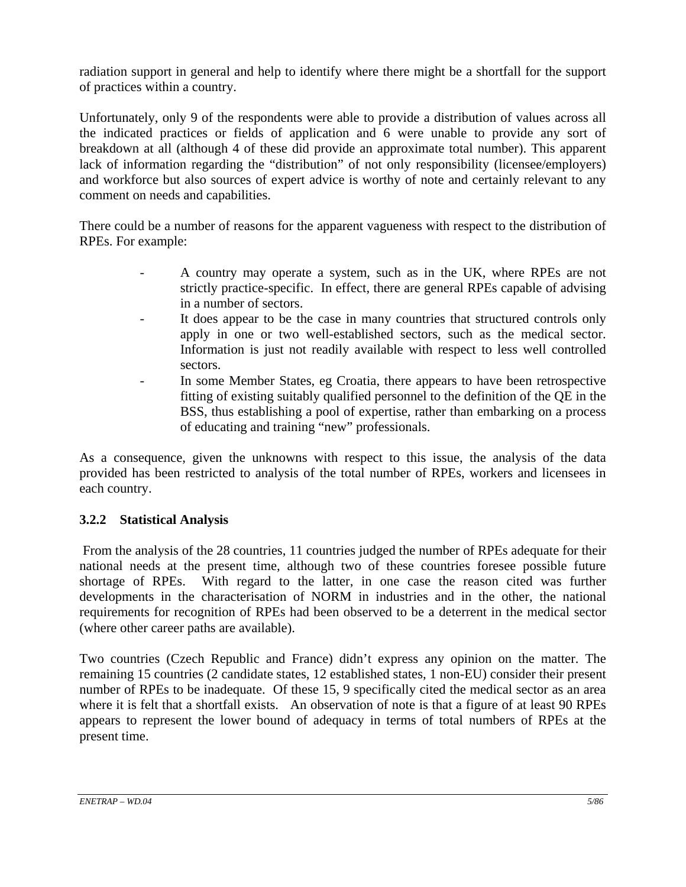radiation support in general and help to identify where there might be a shortfall for the support of practices within a country.

Unfortunately, only 9 of the respondents were able to provide a distribution of values across all the indicated practices or fields of application and 6 were unable to provide any sort of breakdown at all (although 4 of these did provide an approximate total number). This apparent lack of information regarding the "distribution" of not only responsibility (licensee/employers) and workforce but also sources of expert advice is worthy of note and certainly relevant to any comment on needs and capabilities.

There could be a number of reasons for the apparent vagueness with respect to the distribution of RPEs. For example:

- A country may operate a system, such as in the UK, where RPEs are not strictly practice-specific. In effect, there are general RPEs capable of advising in a number of sectors.
- It does appear to be the case in many countries that structured controls only apply in one or two well-established sectors, such as the medical sector. Information is just not readily available with respect to less well controlled sectors.
- In some Member States, eg Croatia, there appears to have been retrospective fitting of existing suitably qualified personnel to the definition of the QE in the BSS, thus establishing a pool of expertise, rather than embarking on a process of educating and training "new" professionals.

As a consequence, given the unknowns with respect to this issue, the analysis of the data provided has been restricted to analysis of the total number of RPEs, workers and licensees in each country.

### 3.2.2 Statistical Analysis

From the analysis of the 28 countries, 11 countries judged the number of RPEs adequate for their national needs at the present time, although two of these countries foresee possible future shortage of RPEs. With regard to the latter, in one case the reason cited was further developments in the characterisation of NORM in industries and in the other, the national requirements for recognition of RPEs had been observed to be a deterrent in the medical sector (where other career paths are available).

Two countries (Czech Republic and France) didn't express any opinion on the matter. The remaining 15 countries (2 candidate states, 12 established states, 1 non-EU) consider their present number of RPEs to be inadequate. Of these 15, 9 specifically cited the medical sector as an area where it is felt that a shortfall exists. An observation of note is that a figure of at least 90 RPEs appears to represent the lower bound of adequacy in terms of total numbers of RPEs at the present time.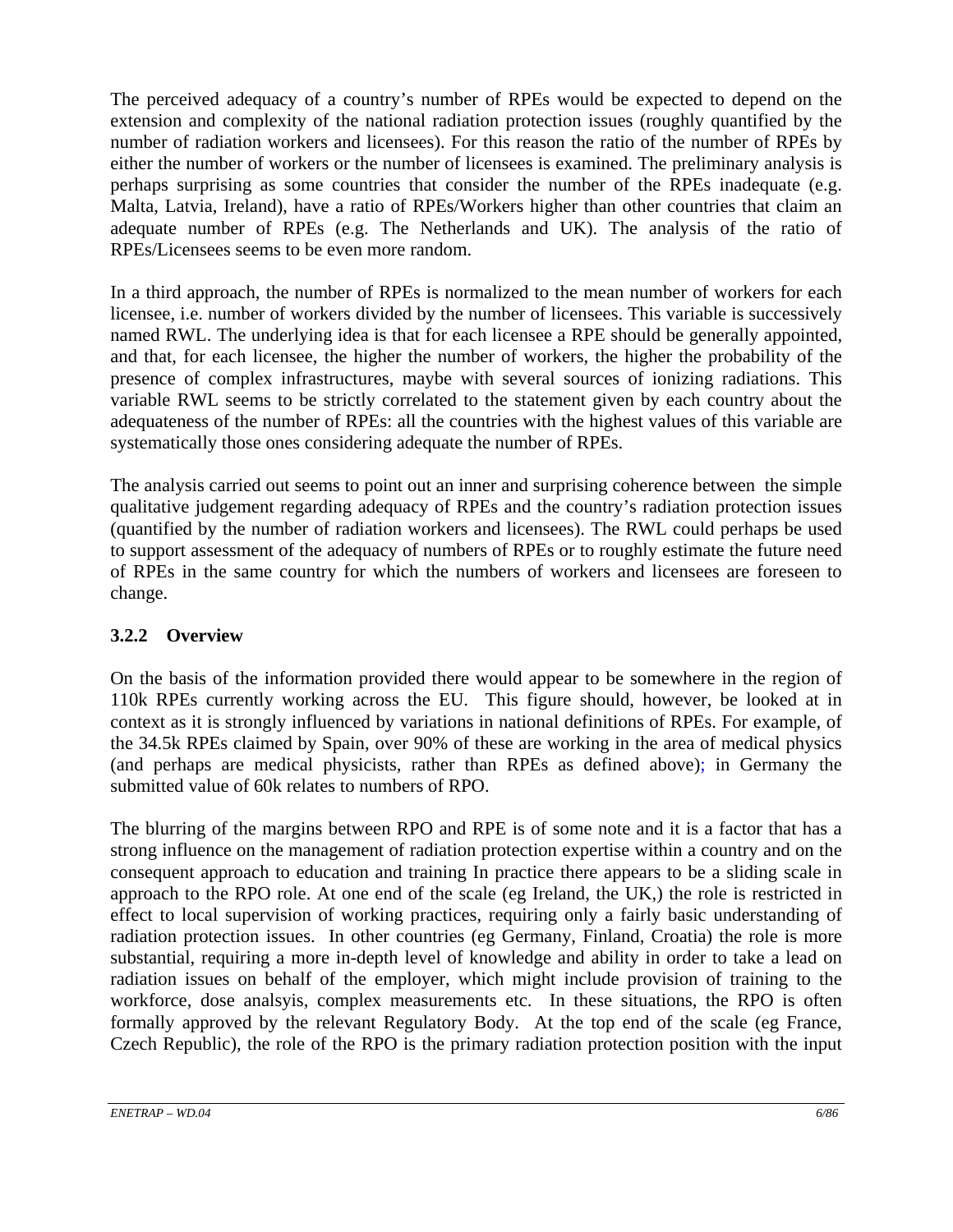The perceived adequacy of a country's number of RPEs would be expected to depend on the extension and complexity of the national radiation protection issues (roughly quantified by the number of radiation workers and licensees). For this reason the ratio of the number of RPEs by either the number of workers or the number of licensees is examined. The preliminary analysis is perhaps surprising as some countries that consider the number of the RPEs inadequate (e.g. Malta, Latvia, Ireland), have a ratio of RPEs/Workers higher than other countries that claim an adequate number of RPEs (e.g. The Netherlands and UK). The analysis of the ratio of RPEs/Licensees seems to be even more random.

In a third approach, the number of RPEs is normalized to the mean number of workers for each licensee, i.e. number of workers divided by the number of licensees. This variable is successively named RWL. The underlying idea is that for each licensee a RPE should be generally appointed, and that, for each licensee, the higher the number of workers, the higher the probability of the presence of complex infrastructures, maybe with several sources of ionizing radiations. This variable RWL seems to be strictly correlated to the statement given by each country about the adequateness of the number of RPEs: all the countries with the highest values of this variable are systematically those ones considering adequate the number of RPEs.

The analysis carried out seems to point out an inner and surprising coherence between the simple qualitative judgement regarding adequacy of RPEs and the country's radiation protection issues (quantified by the number of radiation workers and licensees). The RWL could perhaps be used to support assessment of the adequacy of numbers of RPEs or to roughly estimate the future need of RPEs in the same country for which the numbers of workers and licensees are foreseen to change.

### 3.2.2 Overview

On the basis of the information provided there would appear to be somewhere in the region of 110k RPEs currently working across the EU. This figure should, however, be looked at in context as it is strongly influenced by variations in national definitions of RPEs. For example, of the 34.5k RPEs claimed by Spain, over 90% of these are working in the area of medical physics (and perhaps are medical physicists, rather than RPEs as defined above); in Germany the submitted value of 60k relates to numbers of RPO.

The blurring of the margins between RPO and RPE is of some note and it is a factor that has a strong influence on the management of radiation protection expertise within a country and on the consequent approach to education and training In practice there appears to be a sliding scale in approach to the RPO role. At one end of the scale (eg Ireland, the UK,) the role is restricted in effect to local supervision of working practices, requiring only a fairly basic understanding of radiation protection issues. In other countries (eg Germany, Finland, Croatia) the role is more substantial, requiring a more in-depth level of knowledge and ability in order to take a lead on radiation issues on behalf of the employer, which might include provision of training to the workforce, dose analsyis, complex measurements etc. In these situations, the RPO is often formally approved by the relevant Regulatory Body. At the top end of the scale (eg France, Czech Republic), the role of the RPO is the primary radiation protection position with the input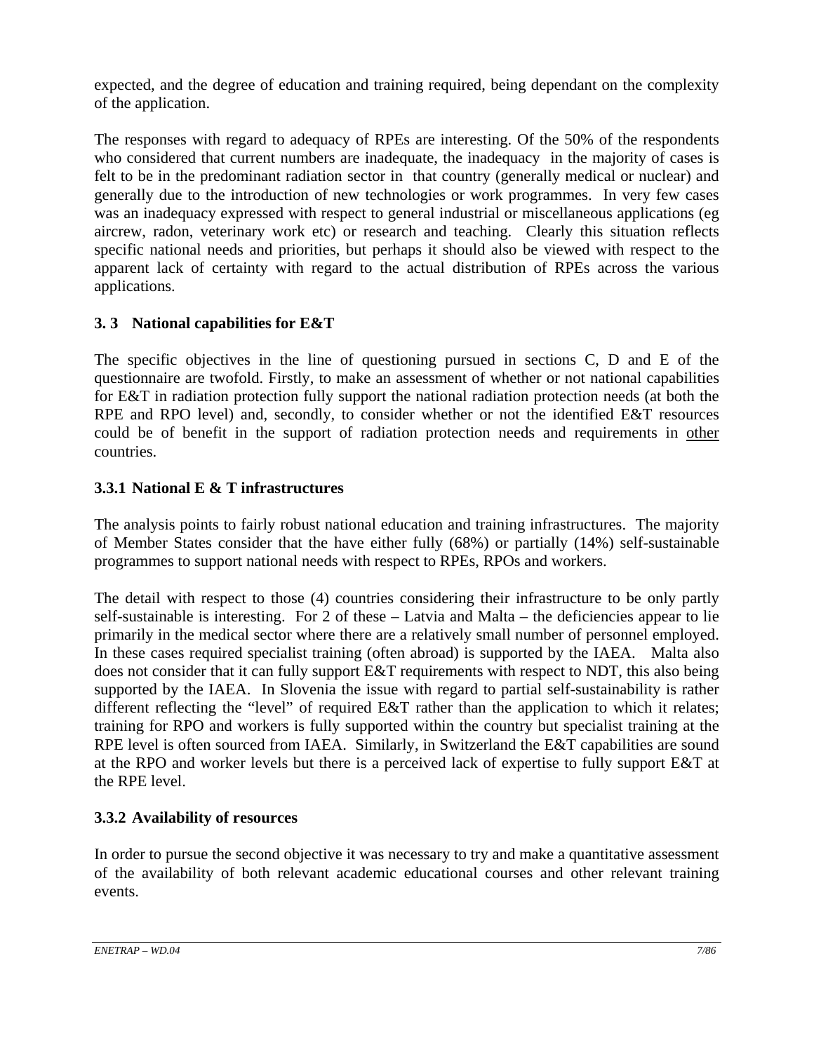expected, and the degree of education and training required, being dependant on the complexity of the application.

The responses with regard to adequacy of RPEs are interesting. Of the 50% of the respondents who considered that current numbers are inadequate, the inadequacy in the majority of cases is felt to be in the predominant radiation sector in that country (generally medical or nuclear) and generally due to the introduction of new technologies or work programmes. In very few cases was an inadequacy expressed with respect to general industrial or miscellaneous applications (eg aircrew, radon, veterinary work etc) or research and teaching. Clearly this situation reflects specific national needs and priorities, but perhaps it should also be viewed with respect to the apparent lack of certainty with regard to the actual distribution of RPEs across the various applications.

### 3. 3 National capabilities for E&T

The specific objectives in the line of questioning pursued in sections C, D and E of the questionnaire are twofold. Firstly, to make an assessment of whether or not national capabilities for E&T in radiation protection fully support the national radiation protection needs (at both the RPE and RPO level) and, secondly, to consider whether or not the identified E&T resources could be of benefit in the support of radiation protection needs and requirements in <u>other</u> countries.

#### 3.3.1 National E & T infrastructures

The analysis points to fairly robust national education and training infrastructures. The majority of Member States consider that the have either fully (68%) or partially (14%) self-sustainable programmes to support national needs with respect to RPEs, RPOs and workers.

The detail with respect to those (4) countries considering their infrastructure to be only partly self-sustainable is interesting. For 2 of these – Latvia and Malta – the deficiencies appear to lie primarily in the medical sector where there are a relatively small number of personnel employed. In these cases required specialist training (often abroad) is supported by the IAEA. Malta also does not consider that it can fully support E&T requirements with respect to NDT, this also being supported by the IAEA. In Slovenia the issue with regard to partial self-sustainability is rather different reflecting the "level" of required E&T rather than the application to which it relates; training for RPO and workers is fully supported within the country but specialist training at the RPE level is often sourced from IAEA. Similarly, in Switzerland the E&T capabilities are sound at the RPO and worker levels but there is a perceived lack of expertise to fully support E&T at the RPE level.

#### 3.3.2 Availability of resources

In order to pursue the second objective it was necessary to try and make a quantitative assessment of the availability of both relevant academic educational courses and other relevant training events.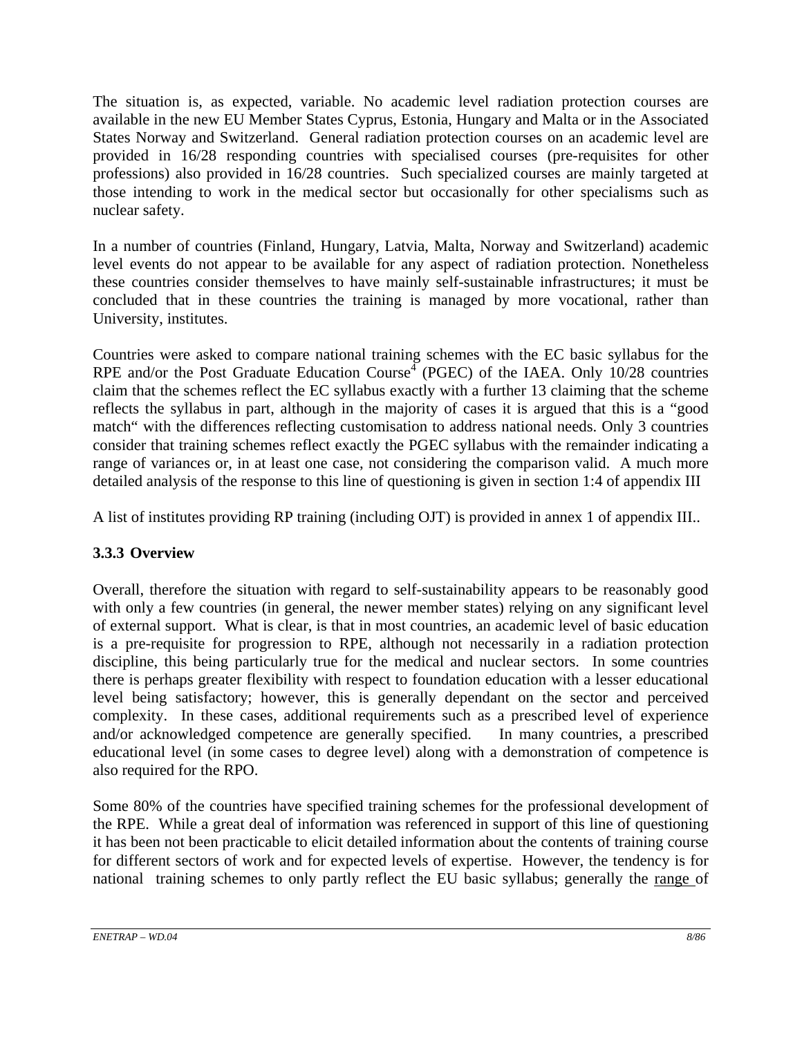The situation is, as expected, variable. No academic level radiation protection courses are available in the new EU Member States Cyprus, Estonia, Hungary and Malta or in the Associated States Norway and Switzerland. General radiation protection courses on an academic level are provided in 16/28 responding countries with specialised courses (pre-requisites for other professions) also provided in 16/28 countries. Such specialized courses are mainly targeted at those intending to work in the medical sector but occasionally for other specialisms such as nuclear safety.

In a number of countries (Finland, Hungary, Latvia, Malta, Norway and Switzerland) academic level events do not appear to be available for any aspect of radiation protection. Nonetheless these countries consider themselves to have mainly self-sustainable infrastructures; it must be concluded that in these countries the training is managed by more vocational, rather than University, institutes.

Countries were asked to compare national training schemes with the EC basic syllabus for the RPE and/or the Post Graduate Education Course[4] (PGEC) of the IAEA. Only 10/28 countries claim that the schemes reflect the EC syllabus exactly with a further 13 claiming that the scheme reflects the syllabus in part, although in the majority of cases it is argued that this is a "good match" with the differences reflecting customisation to address national needs. Only 3 countries consider that training schemes reflect exactly the PGEC syllabus with the remainder indicating a range of variances or, in at least one case, not considering the comparison valid. A much more detailed analysis of the response to this line of questioning is given in section 1:4 of appendix III

A list of institutes providing RP training (including OJT) is provided in annex 1 of appendix III..

### 3.3.3 Overview

Overall, therefore the situation with regard to self-sustainability appears to be reasonably good with only a few countries (in general, the newer member states) relying on any significant level of external support. What is clear, is that in most countries, an academic level of basic education is a pre-requisite for progression to RPE, although not necessarily in a radiation protection discipline, this being particularly true for the medical and nuclear sectors. In some countries there is perhaps greater flexibility with respect to foundation education with a lesser educational level being satisfactory; however, this is generally dependant on the sector and perceived complexity. In these cases, additional requirements such as a prescribed level of experience and/or acknowledged competence are generally specified. In many countries, a prescribed educational level (in some cases to degree level) along with a demonstration of competence is also required for the RPO.

Some 80% of the countries have specified training schemes for the professional development of the RPE. While a great deal of information was referenced in support of this line of questioning it has been not been practicable to elicit detailed information about the contents of training course for different sectors of work and for expected levels of expertise. However, the tendency is for national training schemes to only partly reflect the EU basic syllabus; generally the range of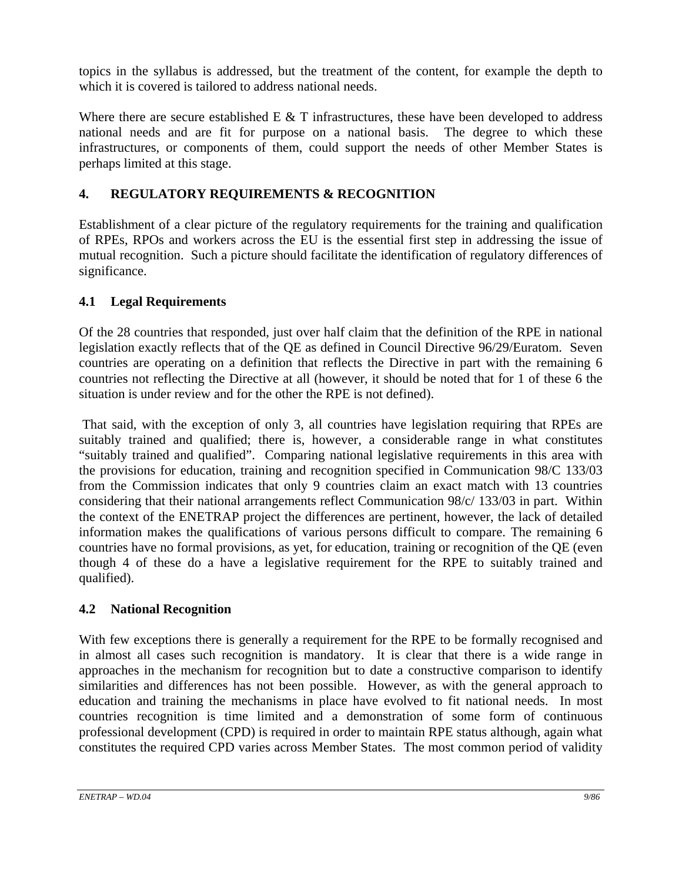topics in the syllabus is addressed, but the treatment of the content, for example the depth to which it is covered is tailored to address national needs.

Where there are secure established E & T infrastructures, these have been developed to address national needs and are fit for purpose on a national basis. The degree to which these infrastructures, or components of them, could support the needs of other Member States is perhaps limited at this stage.

## 4. REGULATORY REQUIREMENTS & RECOGNITION

Establishment of a clear picture of the regulatory requirements for the training and qualification of RPEs, RPOs and workers across the EU is the essential first step in addressing the issue of mutual recognition. Such a picture should facilitate the identification of regulatory differences of significance.

### 4.1 Legal Requirements

Of the 28 countries that responded, just over half claim that the definition of the RPE in national legislation exactly reflects that of the QE as defined in Council Directive 96/29/Euratom. Seven countries are operating on a definition that reflects the Directive in part with the remaining 6 countries not reflecting the Directive at all (however, it should be noted that for 1 of these 6 the situation is under review and for the other the RPE is not defined).

That said, with the exception of only 3, all countries have legislation requiring that RPEs are suitably trained and qualified; there is, however, a considerable range in what constitutes "suitably trained and qualified". Comparing national legislative requirements in this area with the provisions for education, training and recognition specified in Communication 98/C 133/03 from the Commission indicates that only 9 countries claim an exact match with 13 countries considering that their national arrangements reflect Communication 98/c/ 133/03 in part. Within the context of the ENETRAP project the differences are pertinent, however, the lack of detailed information makes the qualifications of various persons difficult to compare. The remaining 6 countries have no formal provisions, as yet, for education, training or recognition of the QE (even though 4 of these do a have a legislative requirement for the RPE to suitably trained and qualified).

### 4.2 National Recognition

With few exceptions there is generally a requirement for the RPE to be formally recognised and in almost all cases such recognition is mandatory. It is clear that there is a wide range in approaches in the mechanism for recognition but to date a constructive comparison to identify similarities and differences has not been possible. However, as with the general approach to education and training the mechanisms in place have evolved to fit national needs. In most countries recognition is time limited and a demonstration of some form of continuous professional development (CPD) is required in order to maintain RPE status although, again what constitutes the required CPD varies across Member States. The most common period of validity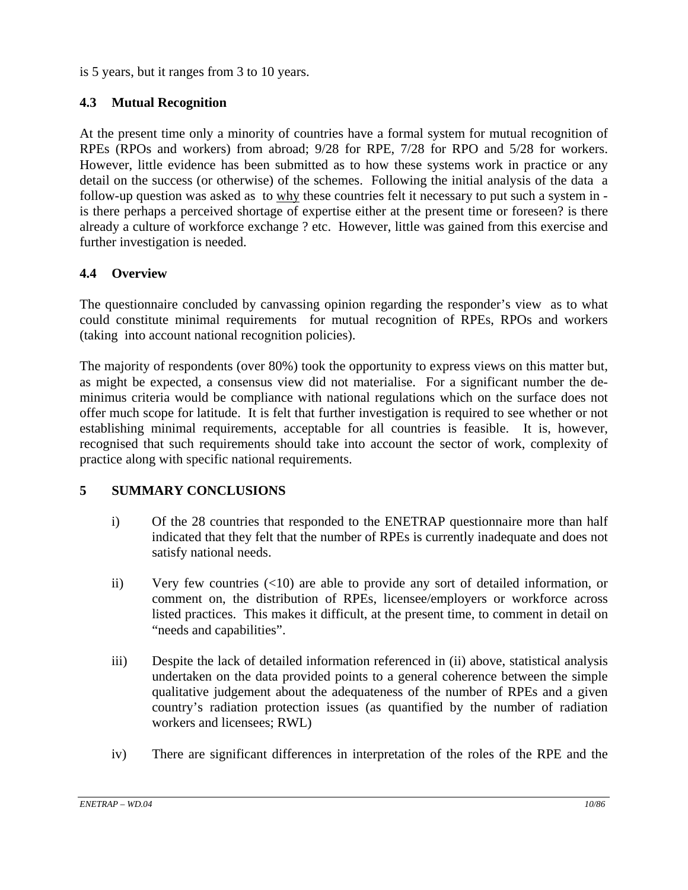is 5 years, but it ranges from 3 to 10 years.

### 4.3 Mutual Recognition

At the present time only a minority of countries have a formal system for mutual recognition of RPEs (RPOs and workers) from abroad; 9/28 for RPE, 7/28 for RPO and 5/28 for workers. However, little evidence has been submitted as to how these systems work in practice or any detail on the success (or otherwise) of the schemes. Following the initial analysis of the data a follow-up question was asked as to <u>why</u> these countries felt it necessary to put such a system in - is there perhaps a perceived shortage of expertise either at the present time or foreseen? is there already a culture of workforce exchange ? etc. However, little was gained from this exercise and further investigation is needed.

### 4.4 Overview

The questionnaire concluded by canvassing opinion regarding the responder's view as to what could constitute minimal requirements for mutual recognition of RPEs, RPOs and workers (taking into account national recognition policies).

The majority of respondents (over 80%) took the opportunity to express views on this matter but, as might be expected, a consensus view did not materialise. For a significant number the de-minimus criteria would be compliance with national regulations which on the surface does not offer much scope for latitude. It is felt that further investigation is required to see whether or not establishing minimal requirements, acceptable for all countries is feasible. It is, however, recognised that such requirements should take into account the sector of work, complexity of practice along with specific national requirements.

## 5 SUMMARY CONCLUSIONS

i) Of the 28 countries that responded to the ENETRAP questionnaire more than half indicated that they felt that the number of RPEs is currently inadequate and does not satisfy national needs.

ii) Very few countries (<10) are able to provide any sort of detailed information, or comment on, the distribution of RPEs, licensee/employers or workforce across listed practices. This makes it difficult, at the present time, to comment in detail on "needs and capabilities".

iii) Despite the lack of detailed information referenced in (ii) above, statistical analysis undertaken on the data provided points to a general coherence between the simple qualitative judgement about the adequateness of the number of RPEs and a given country's radiation protection issues (as quantified by the number of radiation workers and licensees; RWL)

iv) There are significant differences in interpretation of the roles of the RPE and the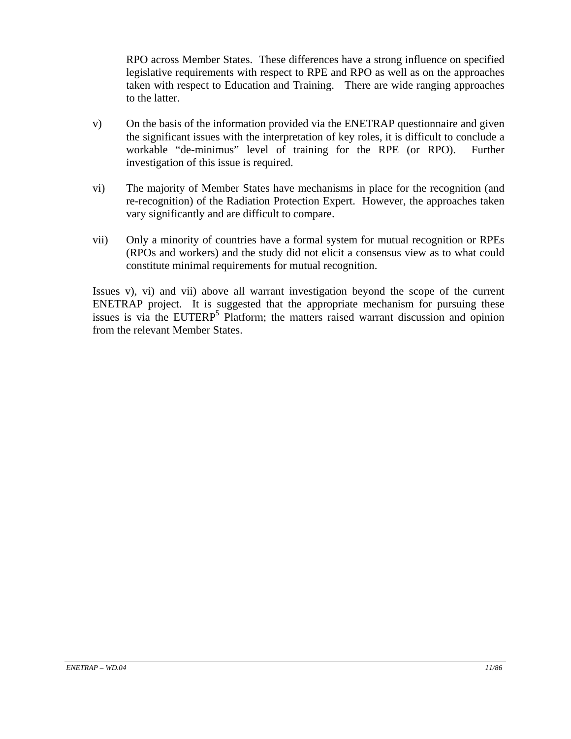RPO across Member States. These differences have a strong influence on specified legislative requirements with respect to RPE and RPO as well as on the approaches taken with respect to Education and Training. There are wide ranging approaches to the latter.

v) On the basis of the information provided via the ENETRAP questionnaire and given the significant issues with the interpretation of key roles, it is difficult to conclude a workable "de-minimus" level of training for the RPE (or RPO). Further investigation of this issue is required.

vi) The majority of Member States have mechanisms in place for the recognition (and re-recognition) of the Radiation Protection Expert. However, the approaches taken vary significantly and are difficult to compare.

vii) Only a minority of countries have a formal system for mutual recognition or RPEs (RPOs and workers) and the study did not elicit a consensus view as to what could constitute minimal requirements for mutual recognition.

Issues v), vi) and vii) above all warrant investigation beyond the scope of the current ENETRAP project. It is suggested that the appropriate mechanism for pursuing these issues is via the EUTERP[5] Platform; the matters raised warrant discussion and opinion from the relevant Member States.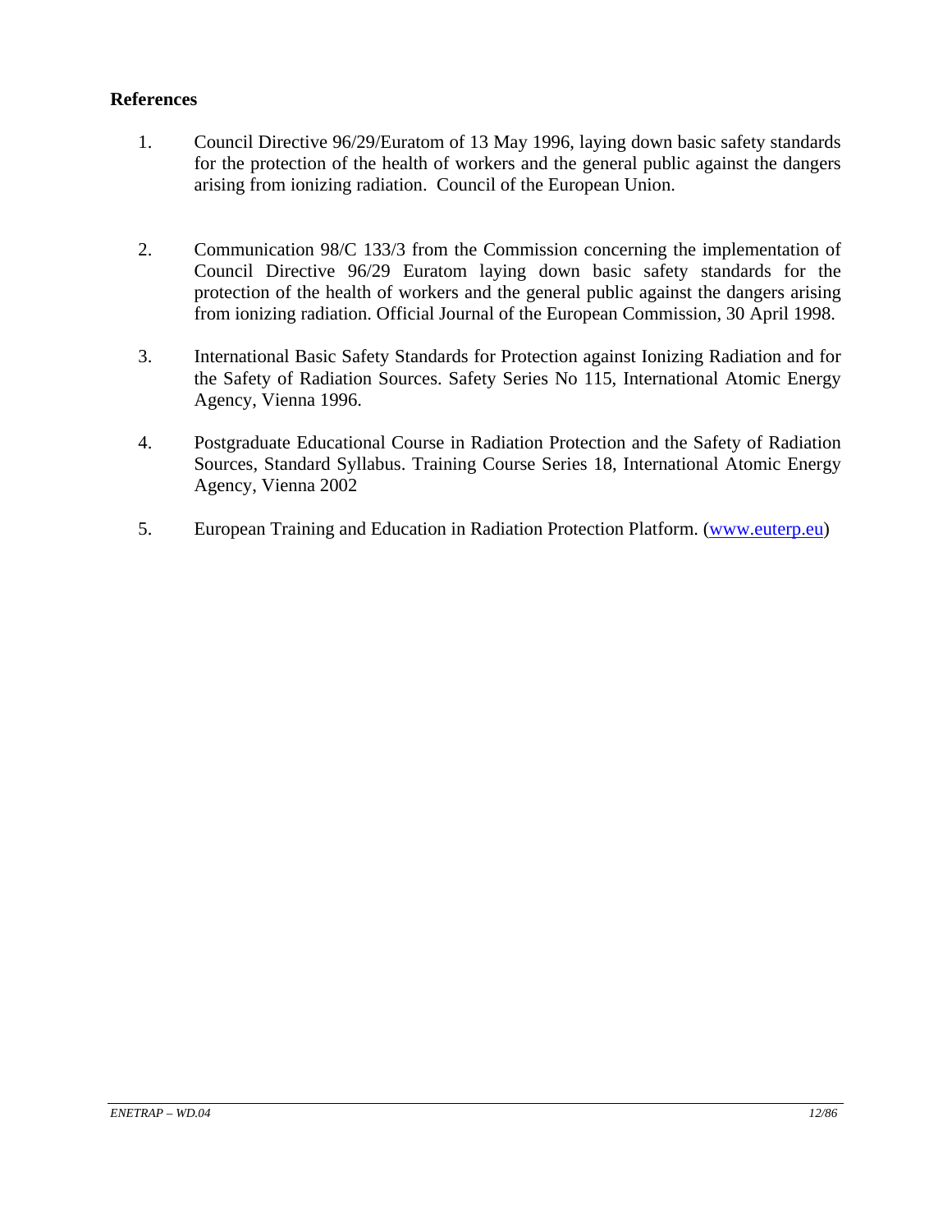**References**

1. Council Directive 96/29/Euratom of 13 May 1996, laying down basic safety standards for the protection of the health of workers and the general public against the dangers arising from ionizing radiation. Council of the European Union.

2. Communication 98/C 133/3 from the Commission concerning the implementation of Council Directive 96/29 Euratom laying down basic safety standards for the protection of the health of workers and the general public against the dangers arising from ionizing radiation. Official Journal of the European Commission, 30 April 1998.

3. International Basic Safety Standards for Protection against Ionizing Radiation and for the Safety of Radiation Sources. Safety Series No 115, International Atomic Energy Agency, Vienna 1996.

4. Postgraduate Educational Course in Radiation Protection and the Safety of Radiation Sources, Standard Syllabus. Training Course Series 18, International Atomic Energy Agency, Vienna 2002

5. European Training and Education in Radiation Protection Platform. ([www.euterp.eu](www.euterp.eu))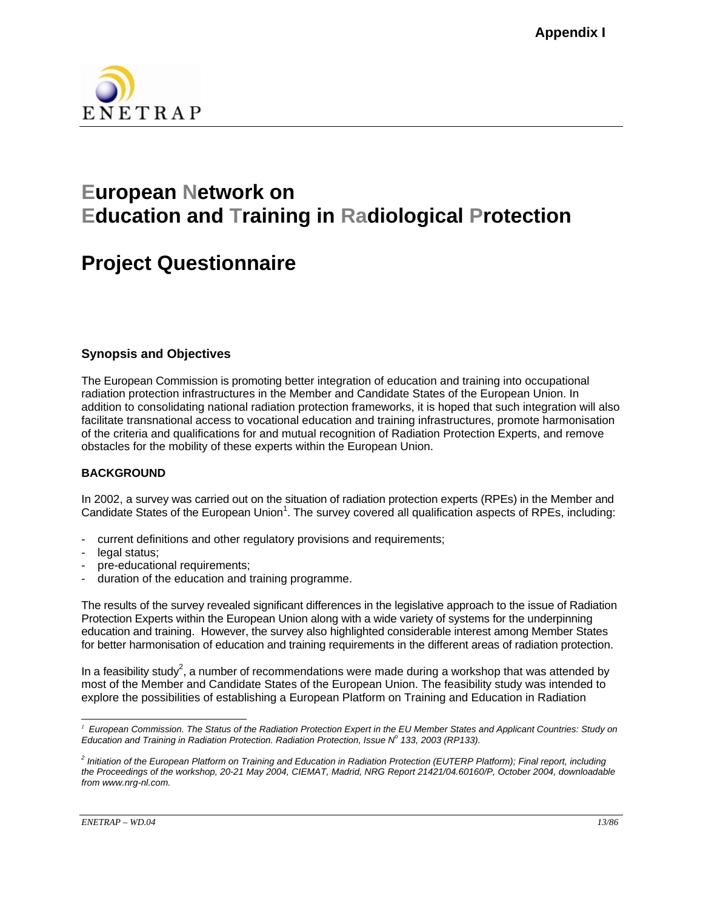**Appendix I**

ENETRAP

# European Network on Education and Training in Radiological Protection

# Project Questionnaire

### Synopsis and Objectives

The European Commission is promoting better integration of education and training into occupational radiation protection infrastructures in the Member and Candidate States of the European Union. In addition to consolidating national radiation protection frameworks, it is hoped that such integration will also facilitate transnational access to vocational education and training infrastructures, promote harmonisation of the criteria and qualifications for and mutual recognition of Radiation Protection Experts, and remove obstacles for the mobility of these experts within the European Union.

### BACKGROUND

In 2002, a survey was carried out on the situation of radiation protection experts (RPEs) in the Member and Candidate States of the European Union[1]. The survey covered all qualification aspects of RPEs, including:

- current definitions and other regulatory provisions and requirements;
- legal status;
- pre-educational requirements;
- duration of the education and training programme.

The results of the survey revealed significant differences in the legislative approach to the issue of Radiation Protection Experts within the European Union along with a wide variety of systems for the underpinning education and training. However, the survey also highlighted considerable interest among Member States for better harmonisation of education and training requirements in the different areas of radiation protection.

In a feasibility study[2], a number of recommendations were made during a workshop that was attended by most of the Member and Candidate States of the European Union. The feasibility study was intended to explore the possibilities of establishing a European Platform on Training and Education in Radiation

---

[1] *European Commission. The Status of the Radiation Protection Expert in the EU Member States and Applicant Countries: Study on Education and Training in Radiation Protection. Radiation Protection, Issue N° 133, 2003 (RP133).*

[2] *Initiation of the European Platform on Training and Education in Radiation Protection (EUTERP Platform); Final report, including the Proceedings of the workshop, 20-21 May 2004, CIEMAT, Madrid, NRG Report 21421/04.60160/P, October 2004, downloadable from www.nrg-nl.com.*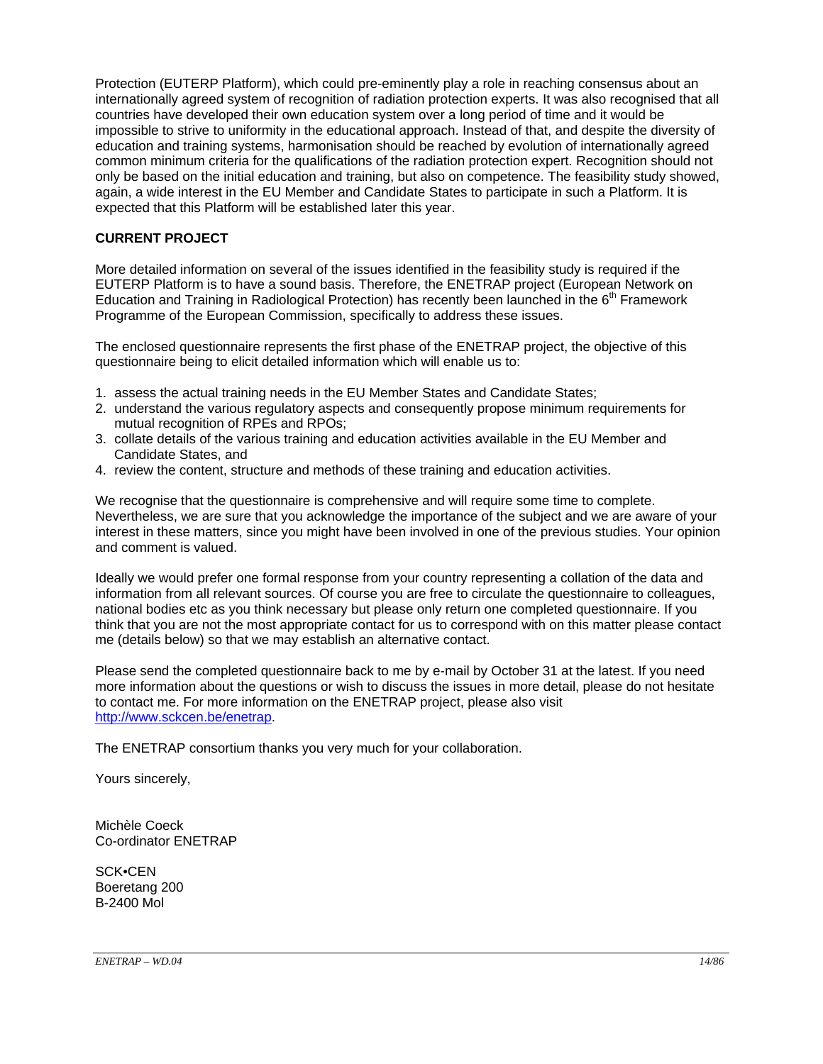Protection (EUTERP Platform), which could pre-eminently play a role in reaching consensus about an internationally agreed system of recognition of radiation protection experts. It was also recognised that all countries have developed their own education system over a long period of time and it would be impossible to strive to uniformity in the educational approach. Instead of that, and despite the diversity of education and training systems, harmonisation should be reached by evolution of internationally agreed common minimum criteria for the qualifications of the radiation protection expert. Recognition should not only be based on the initial education and training, but also on competence. The feasibility study showed, again, a wide interest in the EU Member and Candidate States to participate in such a Platform. It is expected that this Platform will be established later this year.

**CURRENT PROJECT**

More detailed information on several of the issues identified in the feasibility study is required if the EUTERP Platform is to have a sound basis. Therefore, the ENETRAP project (European Network on Education and Training in Radiological Protection) has recently been launched in the 6th Framework Programme of the European Commission, specifically to address these issues.

The enclosed questionnaire represents the first phase of the ENETRAP project, the objective of this questionnaire being to elicit detailed information which will enable us to:

1. assess the actual training needs in the EU Member States and Candidate States;
2. understand the various regulatory aspects and consequently propose minimum requirements for mutual recognition of RPEs and RPOs;
3. collate details of the various training and education activities available in the EU Member and Candidate States, and
4. review the content, structure and methods of these training and education activities.

We recognise that the questionnaire is comprehensive and will require some time to complete. Nevertheless, we are sure that you acknowledge the importance of the subject and we are aware of your interest in these matters, since you might have been involved in one of the previous studies. Your opinion and comment is valued.

Ideally we would prefer one formal response from your country representing a collation of the data and information from all relevant sources. Of course you are free to circulate the questionnaire to colleagues, national bodies etc as you think necessary but please only return one completed questionnaire. If you think that you are not the most appropriate contact for us to correspond with on this matter please contact me (details below) so that we may establish an alternative contact.

Please send the completed questionnaire back to me by e-mail by October 31 at the latest. If you need more information about the questions or wish to discuss the issues in more detail, please do not hesitate to contact me. For more information on the ENETRAP project, please also visit http://www.sckcen.be/enetrap.

The ENETRAP consortium thanks you very much for your collaboration.

Yours sincerely,

Michèle Coeck
Co-ordinator ENETRAP

SCK•CEN
Boeretang 200
B-2400 Mol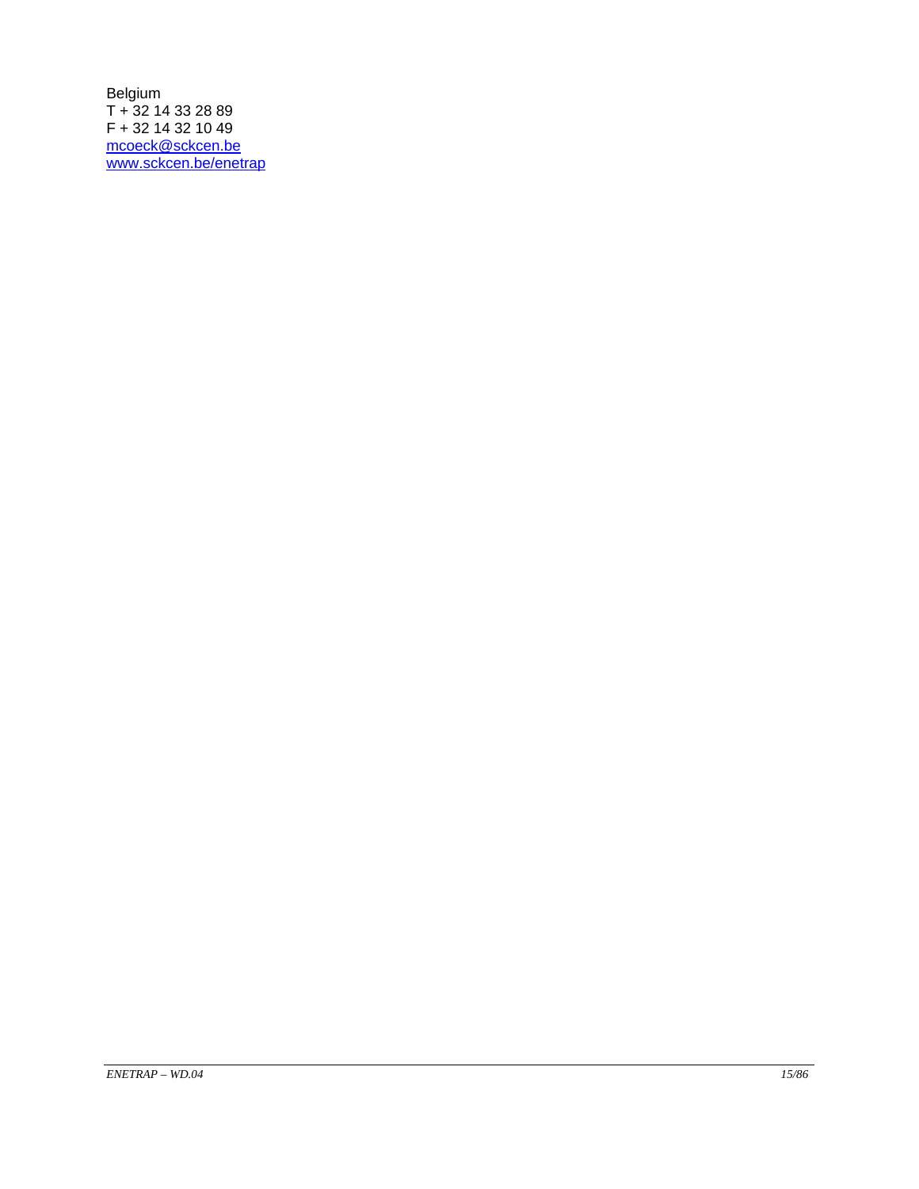Belgium  
T + 32 14 33 28 89  
F + 32 14 32 10 49  
mcoeck@sckcen.be  
www.sckcen.be/enetrap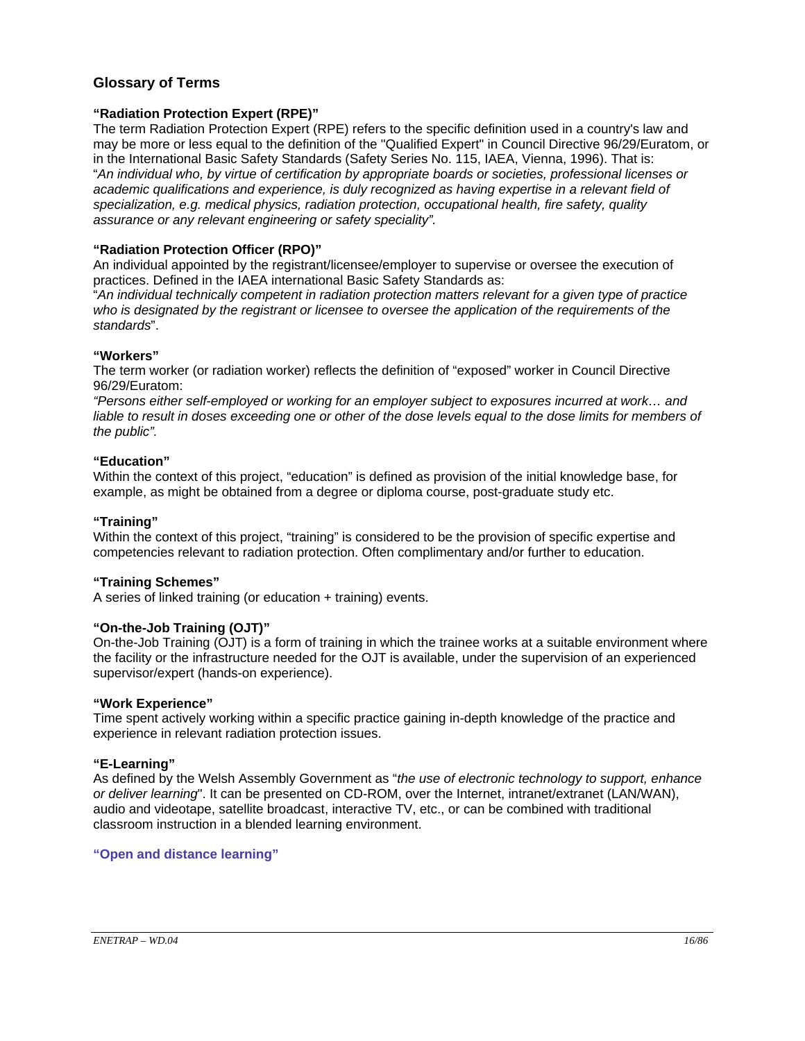## Glossary of Terms

**"Radiation Protection Expert (RPE)"**

The term Radiation Protection Expert (RPE) refers to the specific definition used in a country's law and may be more or less equal to the definition of the "Qualified Expert" in Council Directive 96/29/Euratom, or in the International Basic Safety Standards (Safety Series No. 115, IAEA, Vienna, 1996). That is:
"*An individual who, by virtue of certification by appropriate boards or societies, professional licenses or academic qualifications and experience, is duly recognized as having expertise in a relevant field of specialization, e.g. medical physics, radiation protection, occupational health, fire safety, quality assurance or any relevant engineering or safety speciality".*

**"Radiation Protection Officer (RPO)"**

An individual appointed by the registrant/licensee/employer to supervise or oversee the execution of practices. Defined in the IAEA international Basic Safety Standards as:
"*An individual technically competent in radiation protection matters relevant for a given type of practice who is designated by the registrant or licensee to oversee the application of the requirements of the standards*".

**"Workers"**

The term worker (or radiation worker) reflects the definition of "exposed" worker in Council Directive 96/29/Euratom:
*"Persons either self-employed or working for an employer subject to exposures incurred at work… and liable to result in doses exceeding one or other of the dose levels equal to the dose limits for members of the public".*

**"Education"**

Within the context of this project, "education" is defined as provision of the initial knowledge base, for example, as might be obtained from a degree or diploma course, post-graduate study etc.

**"Training"**

Within the context of this project, "training" is considered to be the provision of specific expertise and competencies relevant to radiation protection. Often complimentary and/or further to education.

**"Training Schemes"**

A series of linked training (or education + training) events.

**"On-the-Job Training (OJT)"**

On-the-Job Training (OJT) is a form of training in which the trainee works at a suitable environment where the facility or the infrastructure needed for the OJT is available, under the supervision of an experienced supervisor/expert (hands-on experience).

**"Work Experience"**

Time spent actively working within a specific practice gaining in-depth knowledge of the practice and experience in relevant radiation protection issues.

**"E-Learning"**

As defined by the Welsh Assembly Government as "*the use of electronic technology to support, enhance or deliver learning*". It can be presented on CD-ROM, over the Internet, intranet/extranet (LAN/WAN), audio and videotape, satellite broadcast, interactive TV, etc., or can be combined with traditional classroom instruction in a blended learning environment.

**"Open and distance learning"**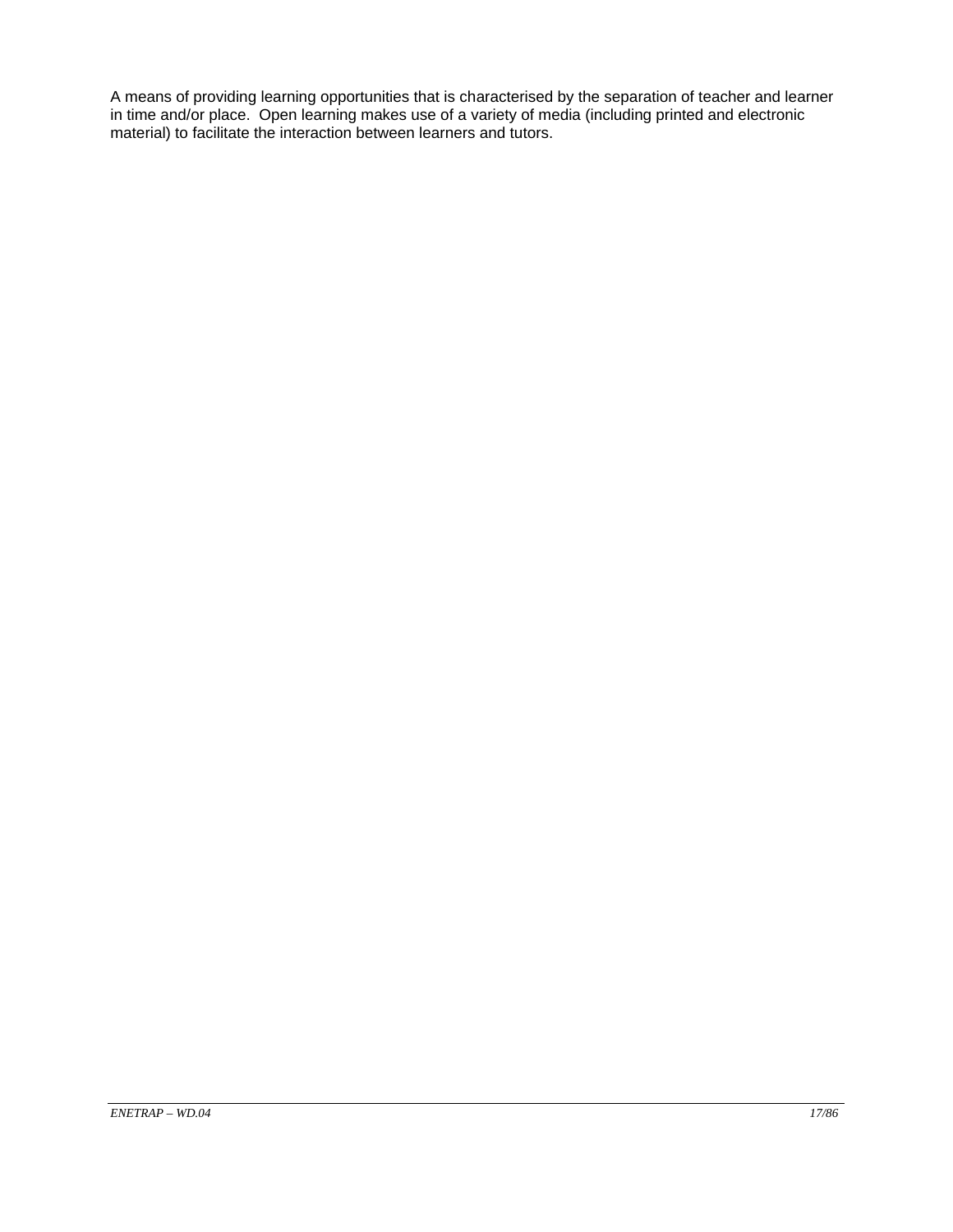A means of providing learning opportunities that is characterised by the separation of teacher and learner in time and/or place. Open learning makes use of a variety of media (including printed and electronic material) to facilitate the interaction between learners and tutors.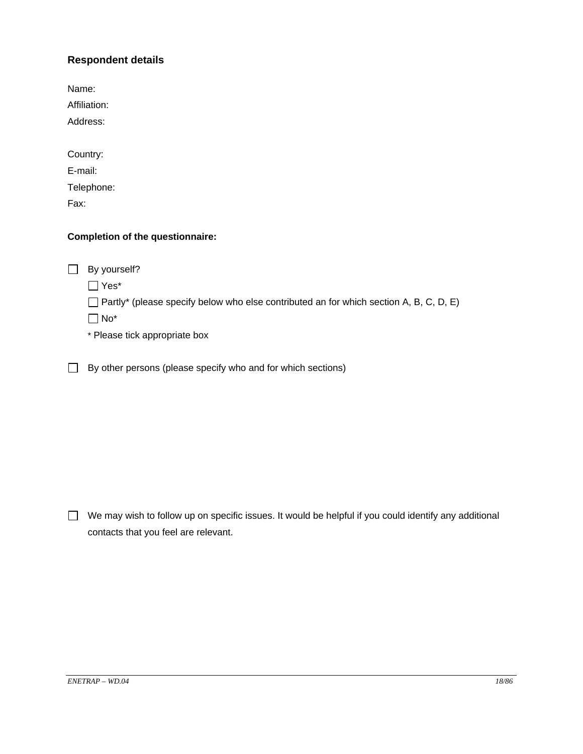### Respondent details

Name:

Affiliation:

Address:

Country:

E-mail:

Telephone:

Fax:

**Completion of the questionnaire:**

☐ By yourself?

- ☐ Yes*
- ☐ Partly* (please specify below who else contributed an for which section A, B, C, D, E)
- ☐ No*

\* Please tick appropriate box

☐ By other persons (please specify who and for which sections)

☐ We may wish to follow up on specific issues. It would be helpful if you could identify any additional contacts that you feel are relevant.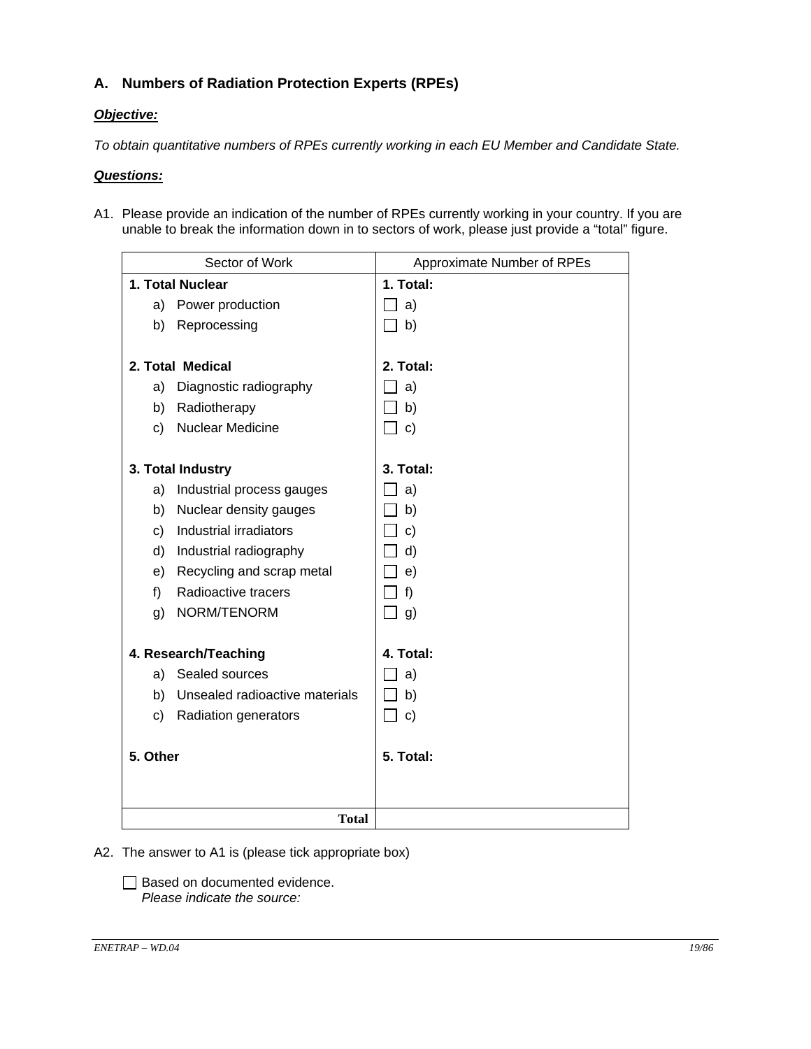## A. Numbers of Radiation Protection Experts (RPEs)

***Objective:***

*To obtain quantitative numbers of RPEs currently working in each EU Member and Candidate State.*

***Questions:***

A1. Please provide an indication of the number of RPEs currently working in your country. If you are unable to break the information down in to sectors of work, please just provide a "total" figure.

| Sector of Work | Approximate Number of RPEs |
|---|---|
| **1. Total Nuclear** | **1. Total:** |
| a) Power production | ☐ a) |
| b) Reprocessing | ☐ b) |
| **2. Total Medical** | **2. Total:** |
| a) Diagnostic radiography | ☐ a) |
| b) Radiotherapy | ☐ b) |
| c) Nuclear Medicine | ☐ c) |
| **3. Total Industry** | **3. Total:** |
| a) Industrial process gauges | ☐ a) |
| b) Nuclear density gauges | ☐ b) |
| c) Industrial irradiators | ☐ c) |
| d) Industrial radiography | ☐ d) |
| e) Recycling and scrap metal | ☐ e) |
| f) Radioactive tracers | ☐ f) |
| g) NORM/TENORM | ☐ g) |
| **4. Research/Teaching** | **4. Total:** |
| a) Sealed sources | ☐ a) |
| b) Unsealed radioactive materials | ☐ b) |
| c) Radiation generators | ☐ c) |
| **5. Other** | **5. Total:** |
| **Total** | |

A2. The answer to A1 is (please tick appropriate box)

☐ Based on documented evidence.
*Please indicate the source:*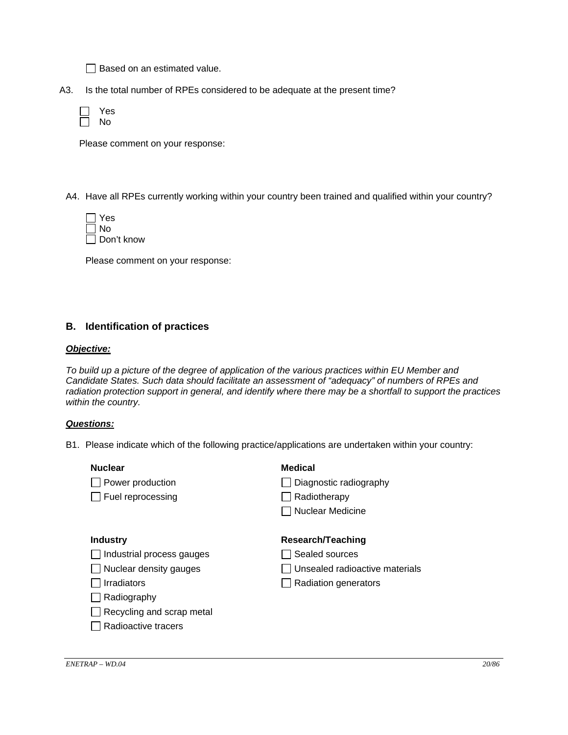☐ Based on an estimated value.

A3. Is the total number of RPEs considered to be adequate at the present time?

☐ Yes
☐ No

Please comment on your response:

A4. Have all RPEs currently working within your country been trained and qualified within your country?

☐ Yes
☐ No
☐ Don't know

Please comment on your response:

## B. Identification of practices

***Objective:***

*To build up a picture of the degree of application of the various practices within EU Member and Candidate States. Such data should facilitate an assessment of "adequacy" of numbers of RPEs and radiation protection support in general, and identify where there may be a shortfall to support the practices within the country.*

***Questions:***

B1. Please indicate which of the following practice/applications are undertaken within your country:

**Nuclear**

☐ Power production
☐ Fuel reprocessing

**Medical**

☐ Diagnostic radiography
☐ Radiotherapy
☐ Nuclear Medicine

**Industry**

☐ Industrial process gauges
☐ Nuclear density gauges
☐ Irradiators
☐ Radiography
☐ Recycling and scrap metal
☐ Radioactive tracers

**Research/Teaching**

☐ Sealed sources
☐ Unsealed radioactive materials
☐ Radiation generators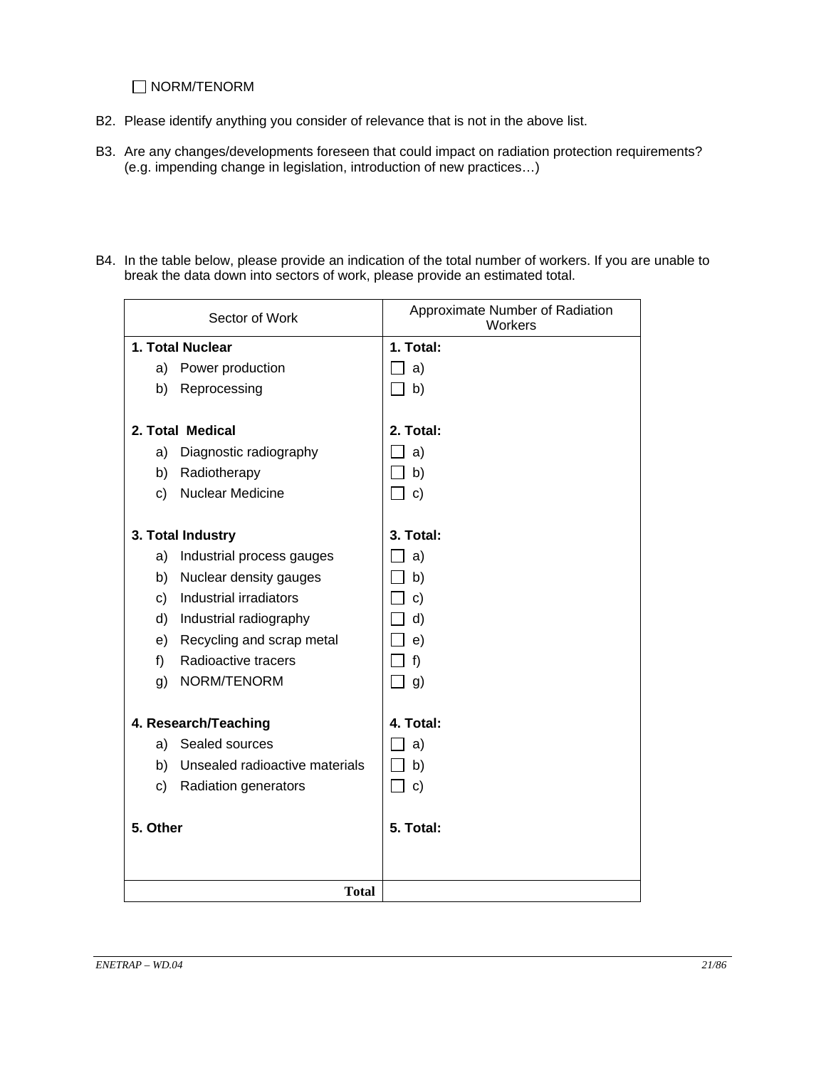☐ NORM/TENORM

B2. Please identify anything you consider of relevance that is not in the above list.

B3. Are any changes/developments foreseen that could impact on radiation protection requirements? (e.g. impending change in legislation, introduction of new practices…)

B4. In the table below, please provide an indication of the total number of workers. If you are unable to break the data down into sectors of work, please provide an estimated total.

| Sector of Work | Approximate Number of Radiation Workers |
|---|---|
| **1. Total Nuclear** | **1. Total:** |
| a) Power production | ☐ a) |
| b) Reprocessing | ☐ b) |
| **2. Total Medical** | **2. Total:** |
| a) Diagnostic radiography | ☐ a) |
| b) Radiotherapy | ☐ b) |
| c) Nuclear Medicine | ☐ c) |
| **3. Total Industry** | **3. Total:** |
| a) Industrial process gauges | ☐ a) |
| b) Nuclear density gauges | ☐ b) |
| c) Industrial irradiators | ☐ c) |
| d) Industrial radiography | ☐ d) |
| e) Recycling and scrap metal | ☐ e) |
| f) Radioactive tracers | ☐ f) |
| g) NORM/TENORM | ☐ g) |
| **4. Research/Teaching** | **4. Total:** |
| a) Sealed sources | ☐ a) |
| b) Unsealed radioactive materials | ☐ b) |
| c) Radiation generators | ☐ c) |
| **5. Other** | **5. Total:** |
| **Total** | |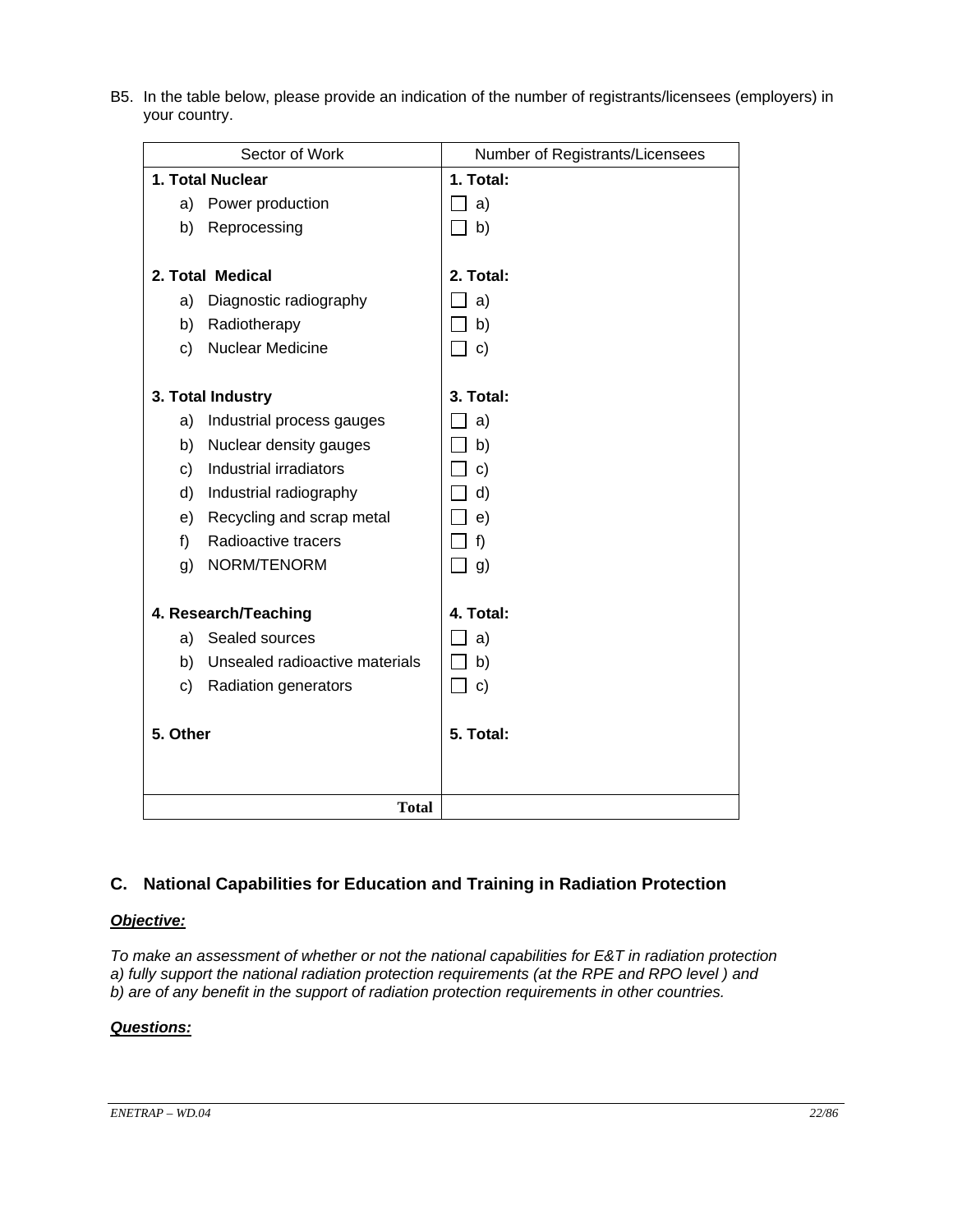B5. In the table below, please provide an indication of the number of registrants/licensees (employers) in your country.

| Sector of Work | Number of Registrants/Licensees |
|---|---|
| **1. Total Nuclear** | **1. Total:** |
| a) Power production | ☐ a) |
| b) Reprocessing | ☐ b) |
| **2. Total Medical** | **2. Total:** |
| a) Diagnostic radiography | ☐ a) |
| b) Radiotherapy | ☐ b) |
| c) Nuclear Medicine | ☐ c) |
| **3. Total Industry** | **3. Total:** |
| a) Industrial process gauges | ☐ a) |
| b) Nuclear density gauges | ☐ b) |
| c) Industrial irradiators | ☐ c) |
| d) Industrial radiography | ☐ d) |
| e) Recycling and scrap metal | ☐ e) |
| f) Radioactive tracers | ☐ f) |
| g) NORM/TENORM | ☐ g) |
| **4. Research/Teaching** | **4. Total:** |
| a) Sealed sources | ☐ a) |
| b) Unsealed radioactive materials | ☐ b) |
| c) Radiation generators | ☐ c) |
| **5. Other** | **5. Total:** |
| **Total** | |

## C. National Capabilities for Education and Training in Radiation Protection

***Objective:***

*To make an assessment of whether or not the national capabilities for E&T in radiation protection a) fully support the national radiation protection requirements (at the RPE and RPO level ) and b) are of any benefit in the support of radiation protection requirements in other countries.*

***Questions:***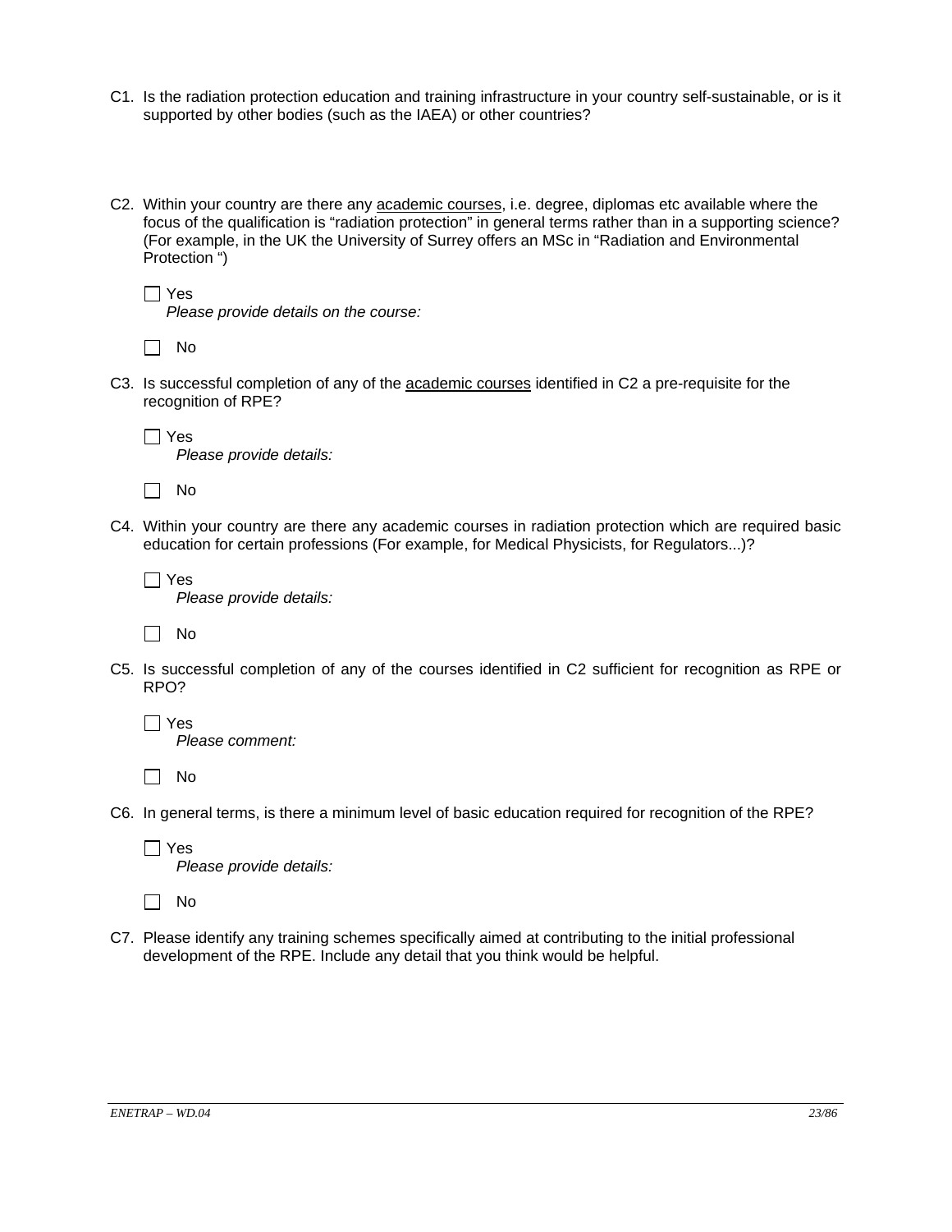C1. Is the radiation protection education and training infrastructure in your country self-sustainable, or is it supported by other bodies (such as the IAEA) or other countries?

C2. Within your country are there any <u>academic courses</u>, i.e. degree, diplomas etc available where the focus of the qualification is "radiation protection" in general terms rather than in a supporting science? (For example, in the UK the University of Surrey offers an MSc in "Radiation and Environmental Protection ")

☐ Yes
*Please provide details on the course:*

☐ No

C3. Is successful completion of any of the <u>academic courses</u> identified in C2 a pre-requisite for the recognition of RPE?

☐ Yes
*Please provide details:*

☐ No

C4. Within your country are there any academic courses in radiation protection which are required basic education for certain professions (For example, for Medical Physicists, for Regulators...)?

☐ Yes
*Please provide details:*

☐ No

C5. Is successful completion of any of the courses identified in C2 sufficient for recognition as RPE or RPO?

☐ Yes
*Please comment:*

☐ No

C6. In general terms, is there a minimum level of basic education required for recognition of the RPE?

☐ Yes
*Please provide details:*

☐ No

C7. Please identify any training schemes specifically aimed at contributing to the initial professional development of the RPE. Include any detail that you think would be helpful.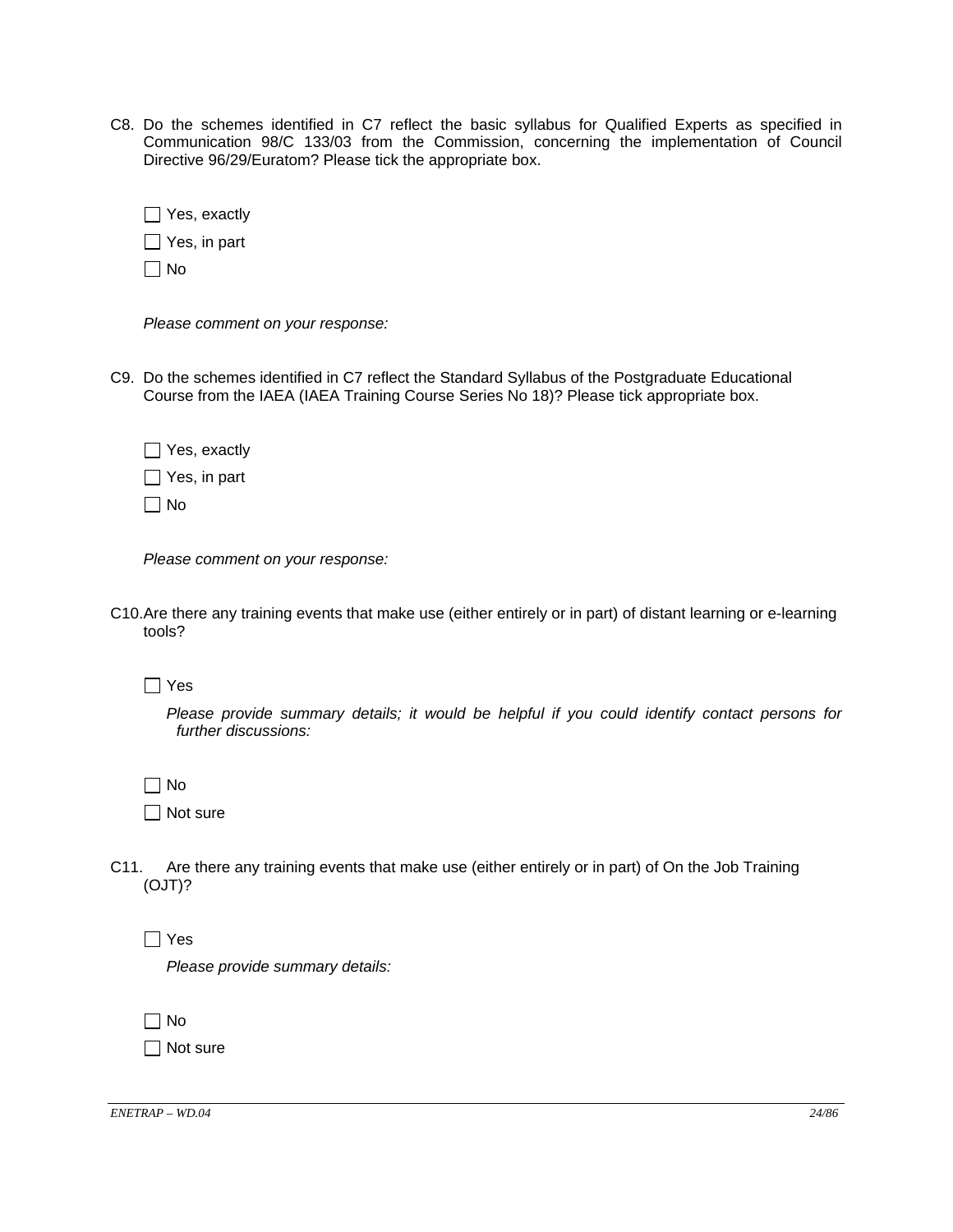C8. Do the schemes identified in C7 reflect the basic syllabus for Qualified Experts as specified in Communication 98/C 133/03 from the Commission, concerning the implementation of Council Directive 96/29/Euratom? Please tick the appropriate box.

- ☐ Yes, exactly
- ☐ Yes, in part
- ☐ No

*Please comment on your response:*

C9. Do the schemes identified in C7 reflect the Standard Syllabus of the Postgraduate Educational Course from the IAEA (IAEA Training Course Series No 18)? Please tick appropriate box.

- ☐ Yes, exactly
- ☐ Yes, in part
- ☐ No

*Please comment on your response:*

C10. Are there any training events that make use (either entirely or in part) of distant learning or e-learning tools?

- ☐ Yes

  *Please provide summary details; it would be helpful if you could identify contact persons for further discussions:*

- ☐ No
- ☐ Not sure

C11. Are there any training events that make use (either entirely or in part) of On the Job Training (OJT)?

- ☐ Yes

  *Please provide summary details:*

- ☐ No
- ☐ Not sure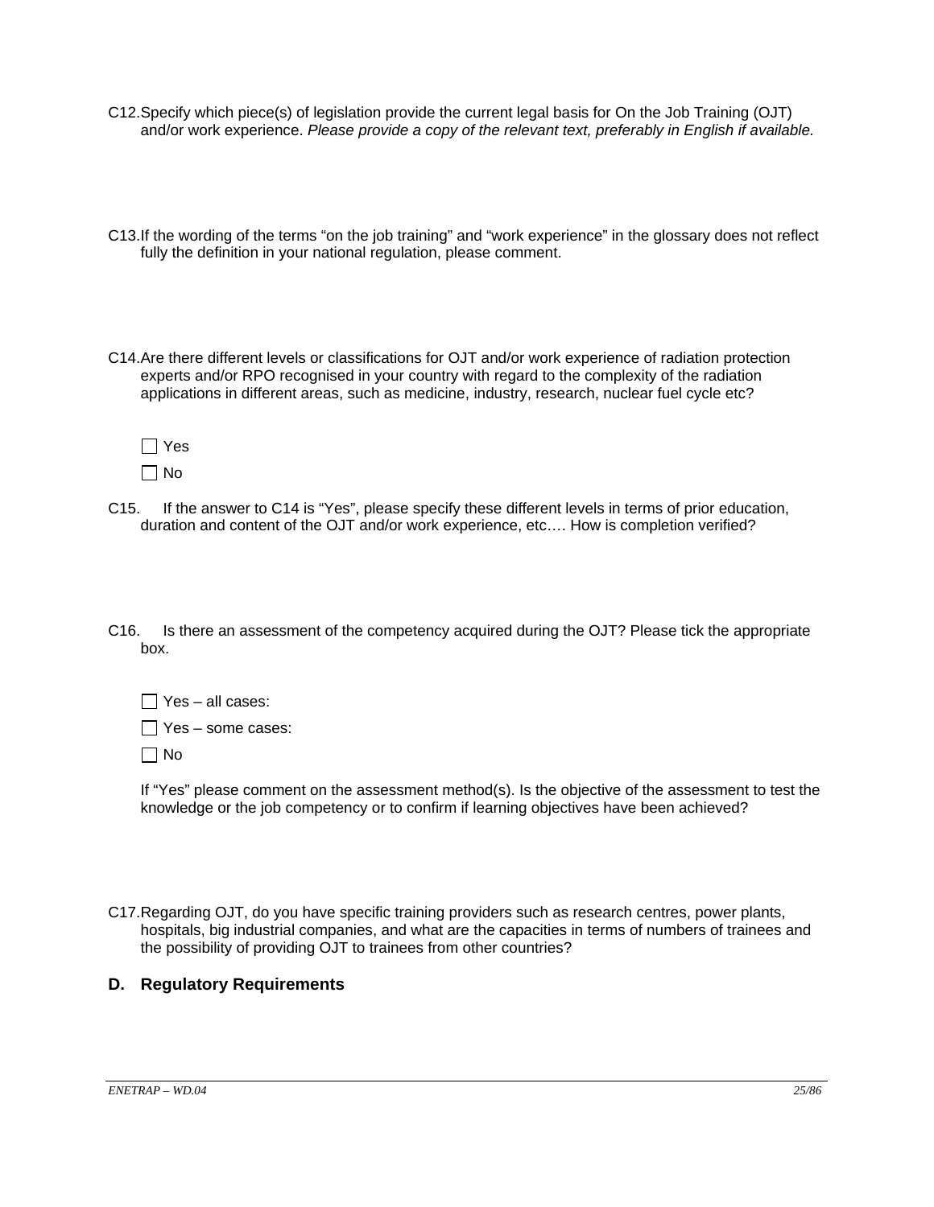C12. Specify which piece(s) of legislation provide the current legal basis for On the Job Training (OJT) and/or work experience. *Please provide a copy of the relevant text, preferably in English if available.*

C13. If the wording of the terms "on the job training" and "work experience" in the glossary does not reflect fully the definition in your national regulation, please comment.

C14. Are there different levels or classifications for OJT and/or work experience of radiation protection experts and/or RPO recognised in your country with regard to the complexity of the radiation applications in different areas, such as medicine, industry, research, nuclear fuel cycle etc?

☐ Yes

☐ No

C15. If the answer to C14 is "Yes", please specify these different levels in terms of prior education, duration and content of the OJT and/or work experience, etc…. How is completion verified?

C16. Is there an assessment of the competency acquired during the OJT? Please tick the appropriate box.

☐ Yes – all cases:

☐ Yes – some cases:

☐ No

If "Yes" please comment on the assessment method(s). Is the objective of the assessment to test the knowledge or the job competency or to confirm if learning objectives have been achieved?

C17. Regarding OJT, do you have specific training providers such as research centres, power plants, hospitals, big industrial companies, and what are the capacities in terms of numbers of trainees and the possibility of providing OJT to trainees from other countries?

## D. Regulatory Requirements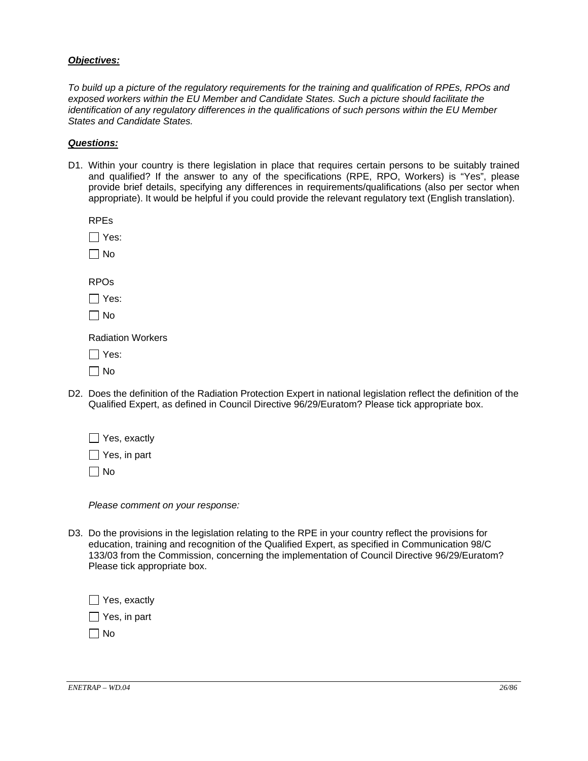***Objectives:***

*To build up a picture of the regulatory requirements for the training and qualification of RPEs, RPOs and exposed workers within the EU Member and Candidate States. Such a picture should facilitate the identification of any regulatory differences in the qualifications of such persons within the EU Member States and Candidate States.*

***Questions:***

D1. Within your country is there legislation in place that requires certain persons to be suitably trained and qualified? If the answer to any of the specifications (RPE, RPO, Workers) is "Yes", please provide brief details, specifying any differences in requirements/qualifications (also per sector when appropriate). It would be helpful if you could provide the relevant regulatory text (English translation).

RPEs

☐ Yes:

☐ No

RPOs

☐ Yes:

☐ No

Radiation Workers

☐ Yes:

☐ No

D2. Does the definition of the Radiation Protection Expert in national legislation reflect the definition of the Qualified Expert, as defined in Council Directive 96/29/Euratom? Please tick appropriate box.

☐ Yes, exactly

☐ Yes, in part

☐ No

*Please comment on your response:*

D3. Do the provisions in the legislation relating to the RPE in your country reflect the provisions for education, training and recognition of the Qualified Expert, as specified in Communication 98/C 133/03 from the Commission, concerning the implementation of Council Directive 96/29/Euratom? Please tick appropriate box.

☐ Yes, exactly

☐ Yes, in part

☐ No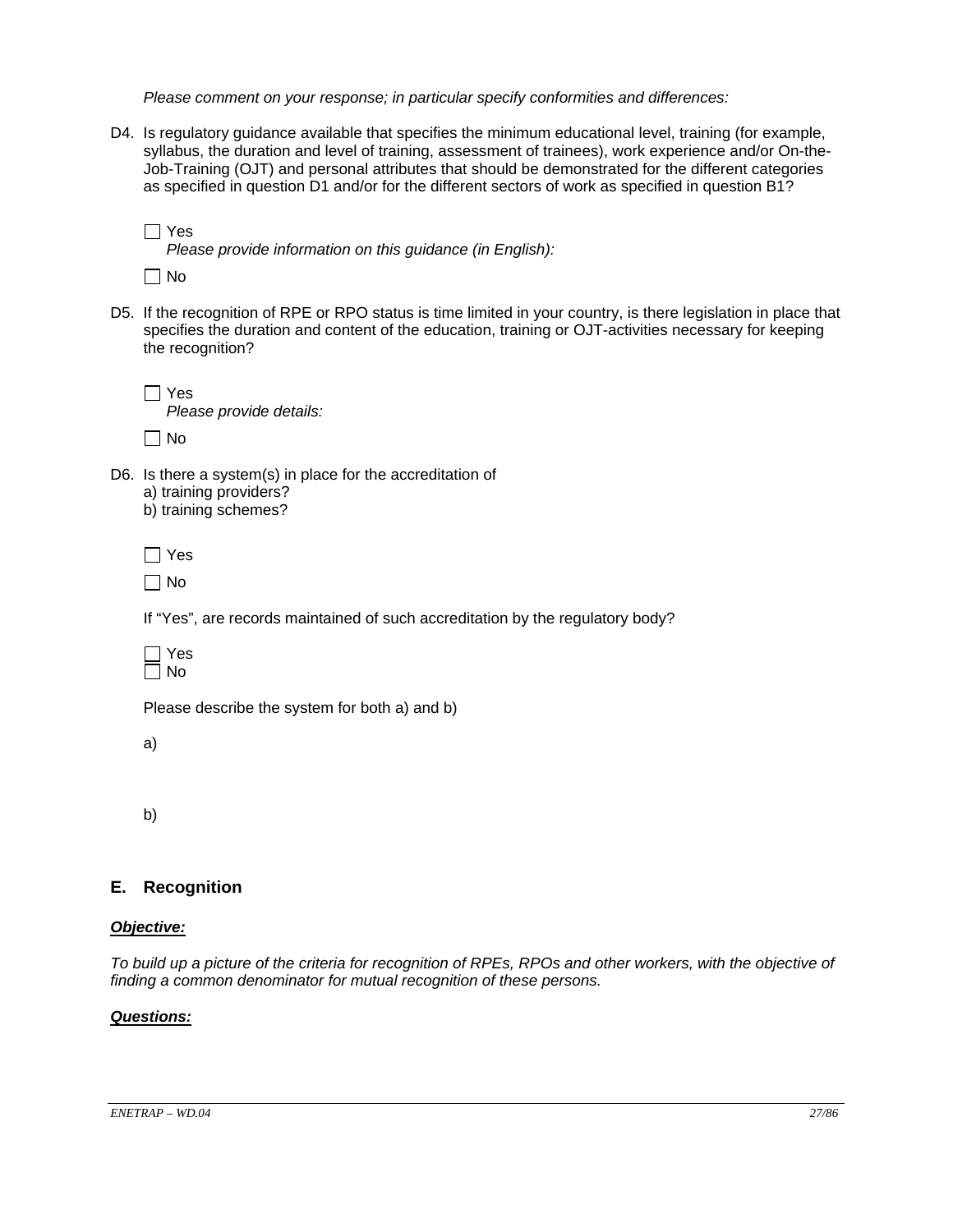*Please comment on your response; in particular specify conformities and differences:*

D4. Is regulatory guidance available that specifies the minimum educational level, training (for example, syllabus, the duration and level of training, assessment of trainees), work experience and/or On-the-Job-Training (OJT) and personal attributes that should be demonstrated for the different categories as specified in question D1 and/or for the different sectors of work as specified in question B1?

☐ Yes
*Please provide information on this guidance (in English):*

☐ No

D5. If the recognition of RPE or RPO status is time limited in your country, is there legislation in place that specifies the duration and content of the education, training or OJT-activities necessary for keeping the recognition?

☐ Yes
*Please provide details:*

☐ No

D6. Is there a system(s) in place for the accreditation of
a) training providers?
b) training schemes?

☐ Yes

☐ No

If "Yes", are records maintained of such accreditation by the regulatory body?

☐ Yes
☐ No

Please describe the system for both a) and b)

a)

b)

## E. Recognition

***Objective:***

*To build up a picture of the criteria for recognition of RPEs, RPOs and other workers, with the objective of finding a common denominator for mutual recognition of these persons.*

***Questions:***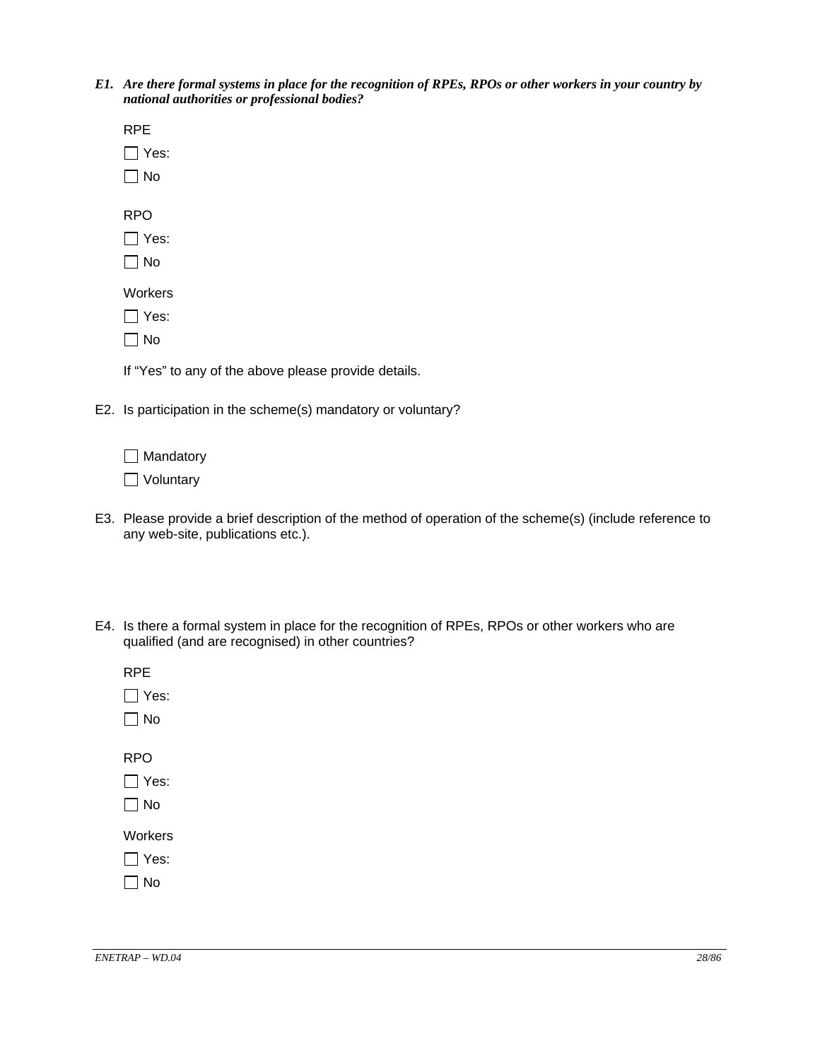***E1. Are there formal systems in place for the recognition of RPEs, RPOs or other workers in your country by national authorities or professional bodies?***

RPE

☐ Yes:

☐ No

RPO

☐ Yes:

☐ No

Workers

☐ Yes:

☐ No

If "Yes" to any of the above please provide details.

E2. Is participation in the scheme(s) mandatory or voluntary?

☐ Mandatory

☐ Voluntary

E3. Please provide a brief description of the method of operation of the scheme(s) (include reference to any web-site, publications etc.).

E4. Is there a formal system in place for the recognition of RPEs, RPOs or other workers who are qualified (and are recognised) in other countries?

RPE

☐ Yes:

☐ No

RPO

☐ Yes:

☐ No

Workers

☐ Yes:

☐ No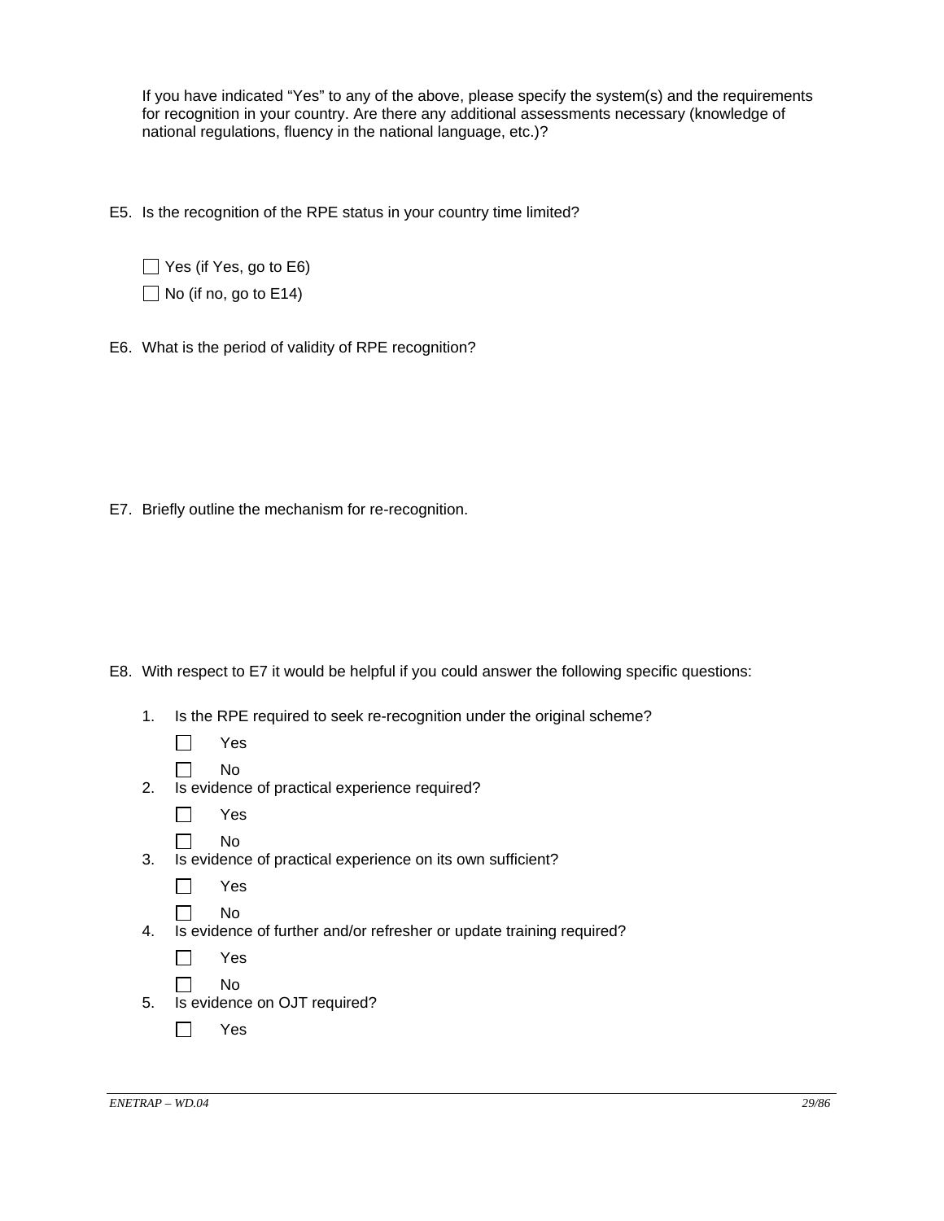If you have indicated “Yes” to any of the above, please specify the system(s) and the requirements for recognition in your country. Are there any additional assessments necessary (knowledge of national regulations, fluency in the national language, etc.)?

E5. Is the recognition of the RPE status in your country time limited?

☐ Yes (if Yes, go to E6)

☐ No (if no, go to E14)

E6. What is the period of validity of RPE recognition?

E7. Briefly outline the mechanism for re-recognition.

E8. With respect to E7 it would be helpful if you could answer the following specific questions:

1. Is the RPE required to seek re-recognition under the original scheme?

   ☐ Yes

   ☐ No

2. Is evidence of practical experience required?

   ☐ Yes

   ☐ No

3. Is evidence of practical experience on its own sufficient?

   ☐ Yes

   ☐ No

4. Is evidence of further and/or refresher or update training required?

   ☐ Yes

   ☐ No

5. Is evidence on OJT required?

   ☐ Yes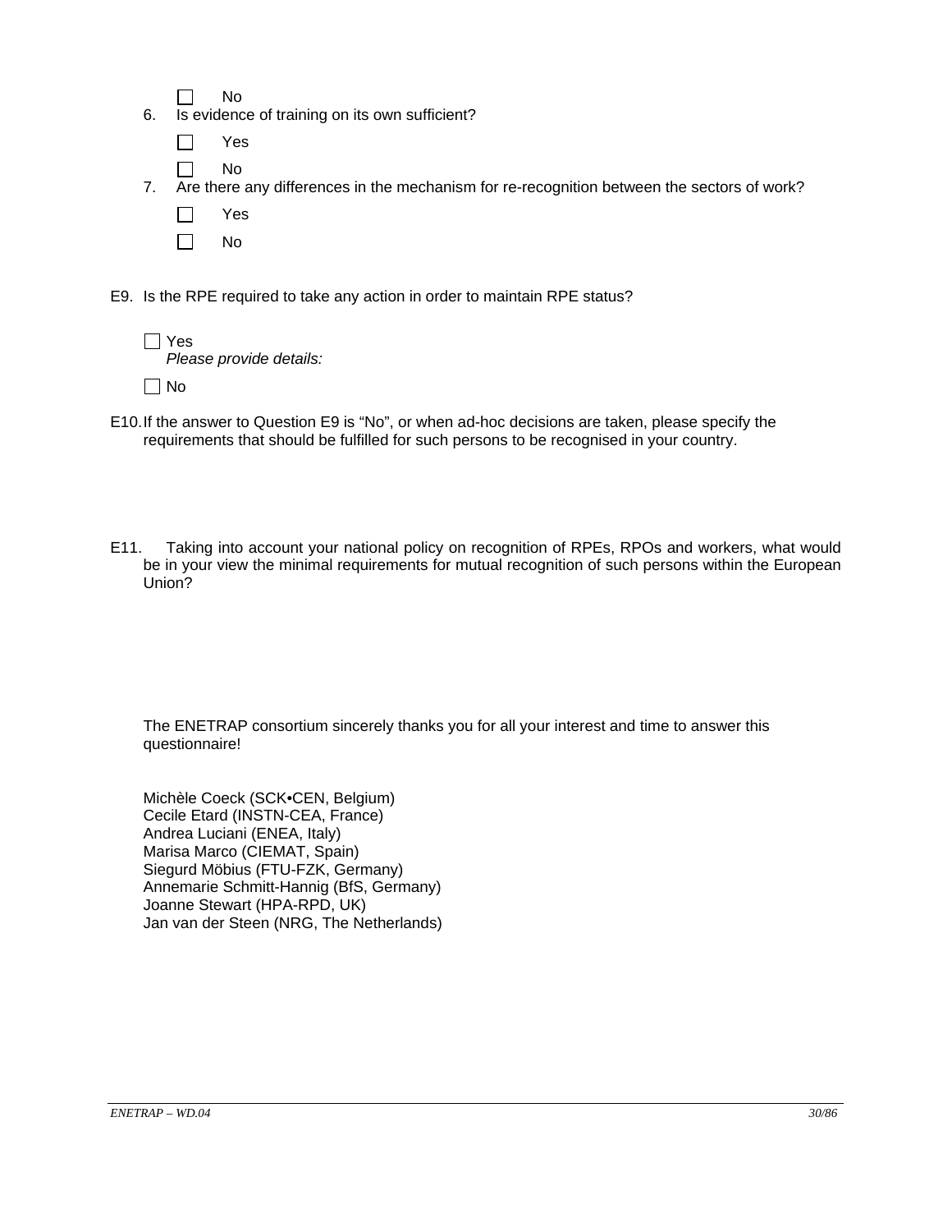☐ No

6. Is evidence of training on its own sufficient?

   ☐ Yes

   ☐ No

7. Are there any differences in the mechanism for re-recognition between the sectors of work?

   ☐ Yes

   ☐ No

E9. Is the RPE required to take any action in order to maintain RPE status?

☐ Yes
*Please provide details:*

☐ No

E10. If the answer to Question E9 is "No", or when ad-hoc decisions are taken, please specify the requirements that should be fulfilled for such persons to be recognised in your country.

E11. Taking into account your national policy on recognition of RPEs, RPOs and workers, what would be in your view the minimal requirements for mutual recognition of such persons within the European Union?

The ENETRAP consortium sincerely thanks you for all your interest and time to answer this questionnaire!

Michèle Coeck (SCK•CEN, Belgium)
Cecile Etard (INSTN-CEA, France)
Andrea Luciani (ENEA, Italy)
Marisa Marco (CIEMAT, Spain)
Siegurd Möbius (FTU-FZK, Germany)
Annemarie Schmitt-Hannig (BfS, Germany)
Joanne Stewart (HPA-RPD, UK)
Jan van der Steen (NRG, The Netherlands)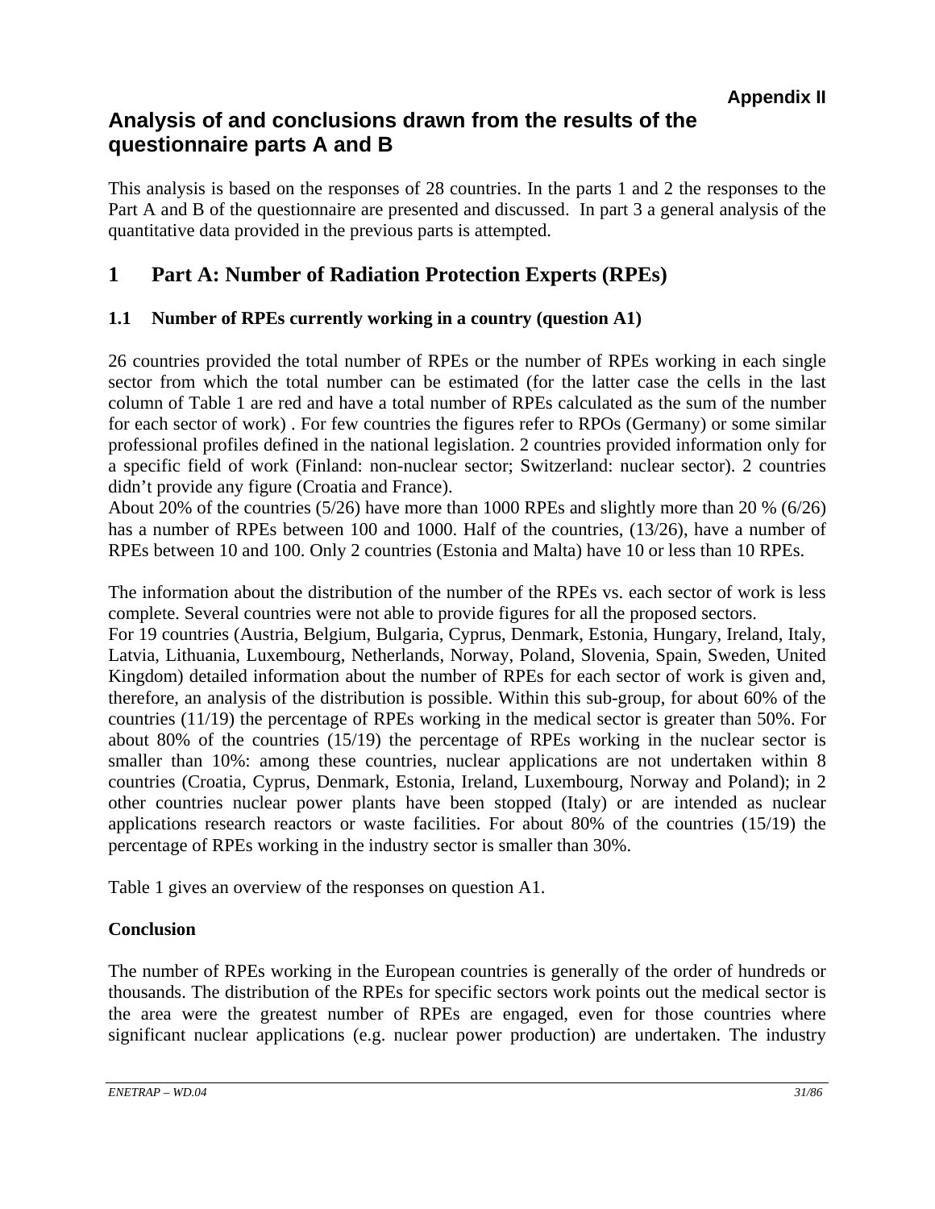**Appendix II**

# Analysis of and conclusions drawn from the results of the questionnaire parts A and B

This analysis is based on the responses of 28 countries. In the parts 1 and 2 the responses to the Part A and B of the questionnaire are presented and discussed. In part 3 a general analysis of the quantitative data provided in the previous parts is attempted.

## 1 Part A: Number of Radiation Protection Experts (RPEs)

### 1.1 Number of RPEs currently working in a country (question A1)

26 countries provided the total number of RPEs or the number of RPEs working in each single sector from which the total number can be estimated (for the latter case the cells in the last column of Table 1 are red and have a total number of RPEs calculated as the sum of the number for each sector of work) . For few countries the figures refer to RPOs (Germany) or some similar professional profiles defined in the national legislation. 2 countries provided information only for a specific field of work (Finland: non-nuclear sector; Switzerland: nuclear sector). 2 countries didn't provide any figure (Croatia and France).

About 20% of the countries (5/26) have more than 1000 RPEs and slightly more than 20 % (6/26) has a number of RPEs between 100 and 1000. Half of the countries, (13/26), have a number of RPEs between 10 and 100. Only 2 countries (Estonia and Malta) have 10 or less than 10 RPEs.

The information about the distribution of the number of the RPEs vs. each sector of work is less complete. Several countries were not able to provide figures for all the proposed sectors.

For 19 countries (Austria, Belgium, Bulgaria, Cyprus, Denmark, Estonia, Hungary, Ireland, Italy, Latvia, Lithuania, Luxembourg, Netherlands, Norway, Poland, Slovenia, Spain, Sweden, United Kingdom) detailed information about the number of RPEs for each sector of work is given and, therefore, an analysis of the distribution is possible. Within this sub-group, for about 60% of the countries (11/19) the percentage of RPEs working in the medical sector is greater than 50%. For about 80% of the countries (15/19) the percentage of RPEs working in the nuclear sector is smaller than 10%: among these countries, nuclear applications are not undertaken within 8 countries (Croatia, Cyprus, Denmark, Estonia, Ireland, Luxembourg, Norway and Poland); in 2 other countries nuclear power plants have been stopped (Italy) or are intended as nuclear applications research reactors or waste facilities. For about 80% of the countries (15/19) the percentage of RPEs working in the industry sector is smaller than 30%.

Table 1 gives an overview of the responses on question A1.

**Conclusion**

The number of RPEs working in the European countries is generally of the order of hundreds or thousands. The distribution of the RPEs for specific sectors work points out the medical sector is the area were the greatest number of RPEs are engaged, even for those countries where significant nuclear applications (e.g. nuclear power production) are undertaken. The industry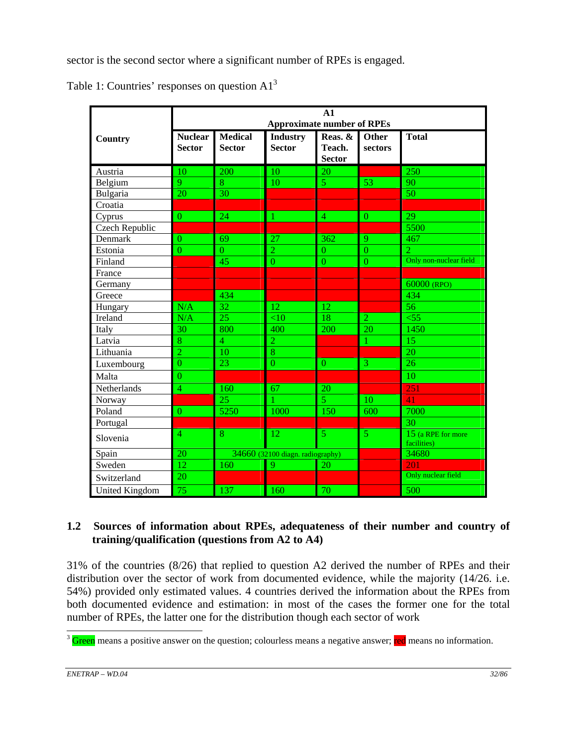sector is the second sector where a significant number of RPEs is engaged.

Table 1: Countries' responses on question A1[3]

| Country | A1 Approximate number of RPEs | | | | | |
|---|---|---|---|---|---|---|
| | Nuclear Sector | Medical Sector | Industry Sector | Reas. & Teach. Sector | Other sectors | Total |
| Austria | 10 | 200 | 10 | 20 | | 250 |
| Belgium | 9 | 8 | 10 | 5 | 53 | 90 |
| Bulgaria | 20 | 30 | | | | 50 |
| Croatia | | | | | | |
| Cyprus | 0 | 24 | 1 | 4 | 0 | 29 |
| Czech Republic | | | | | | 5500 |
| Denmark | 0 | 69 | 27 | 362 | 9 | 467 |
| Estonia | 0 | 0 | 2 | 0 | 0 | 2 |
| Finland | | 45 | 0 | 0 | 0 | Only non-nuclear field |
| France | | | | | | |
| Germany | | | | | | 60000 (RPO) |
| Greece | | 434 | | | | 434 |
| Hungary | N/A | 32 | 12 | 12 | | 56 |
| Ireland | N/A | 25 | <10 | 18 | 2 | <55 |
| Italy | 30 | 800 | 400 | 200 | 20 | 1450 |
| Latvia | 8 | 4 | 2 | | 1 | 15 |
| Lithuania | 2 | 10 | 8 | | | 20 |
| Luxembourg | 0 | 23 | 0 | 0 | 3 | 26 |
| Malta | 0 | | | | | 10 |
| Netherlands | 4 | 160 | 67 | 20 | | 251 |
| Norway | | 25 | 1 | 5 | 10 | 41 |
| Poland | 0 | 5250 | 1000 | 150 | 600 | 7000 |
| Portugal | | | | | | 30 |
| Slovenia | 4 | 8 | 12 | 5 | 5 | 15 (a RPE for more facilities) |
| Spain | 20 | 34660 (32100 diagn. radiography) | | | | 34680 |
| Sweden | 12 | 160 | 9 | 20 | | 201 |
| Switzerland | 20 | | | | | Only nuclear field |
| United Kingdom | 75 | 137 | 160 | 70 | | 500 |

## 1.2 Sources of information about RPEs, adequateness of their number and country of training/qualification (questions from A2 to A4)

31% of the countries (8/26) that replied to question A2 derived the number of RPEs and their distribution over the sector of work from documented evidence, while the majority (14/26. i.e. 54%) provided only estimated values. 4 countries derived the information about the RPEs from both documented evidence and estimation: in most of the cases the former one for the total number of RPEs, the latter one for the distribution though each sector of work

[3] Green means a positive answer on the question; colourless means a negative answer; red means no information.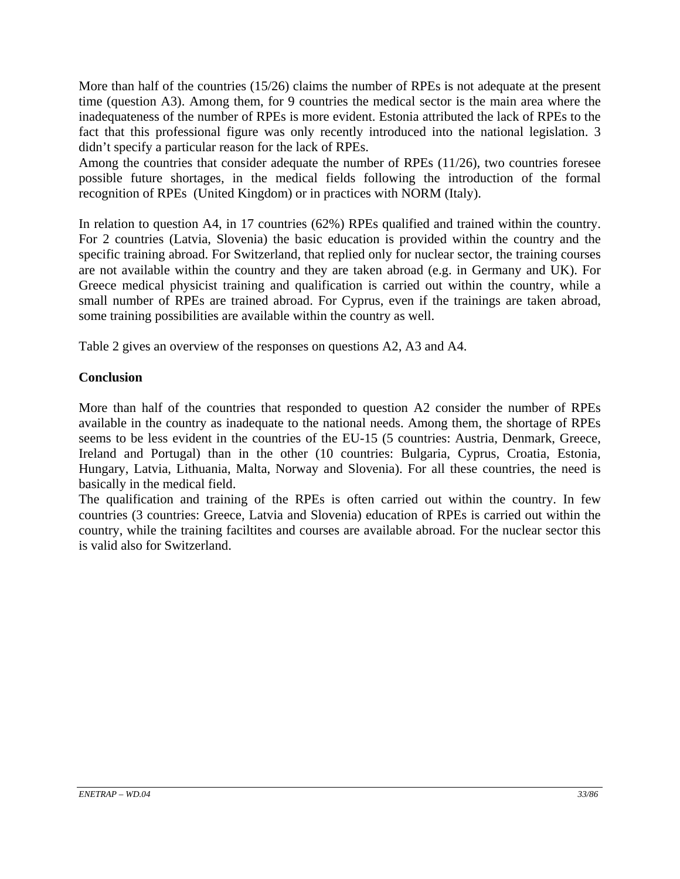More than half of the countries (15/26) claims the number of RPEs is not adequate at the present time (question A3). Among them, for 9 countries the medical sector is the main area where the inadequateness of the number of RPEs is more evident. Estonia attributed the lack of RPEs to the fact that this professional figure was only recently introduced into the national legislation. 3 didn't specify a particular reason for the lack of RPEs.
Among the countries that consider adequate the number of RPEs (11/26), two countries foresee possible future shortages, in the medical fields following the introduction of the formal recognition of RPEs (United Kingdom) or in practices with NORM (Italy).

In relation to question A4, in 17 countries (62%) RPEs qualified and trained within the country. For 2 countries (Latvia, Slovenia) the basic education is provided within the country and the specific training abroad. For Switzerland, that replied only for nuclear sector, the training courses are not available within the country and they are taken abroad (e.g. in Germany and UK). For Greece medical physicist training and qualification is carried out within the country, while a small number of RPEs are trained abroad. For Cyprus, even if the trainings are taken abroad, some training possibilities are available within the country as well.

Table 2 gives an overview of the responses on questions A2, A3 and A4.

**Conclusion**

More than half of the countries that responded to question A2 consider the number of RPEs available in the country as inadequate to the national needs. Among them, the shortage of RPEs seems to be less evident in the countries of the EU-15 (5 countries: Austria, Denmark, Greece, Ireland and Portugal) than in the other (10 countries: Bulgaria, Cyprus, Croatia, Estonia, Hungary, Latvia, Lithuania, Malta, Norway and Slovenia). For all these countries, the need is basically in the medical field.
The qualification and training of the RPEs is often carried out within the country. In few countries (3 countries: Greece, Latvia and Slovenia) education of RPEs is carried out within the country, while the training faciltites and courses are available abroad. For the nuclear sector this is valid also for Switzerland.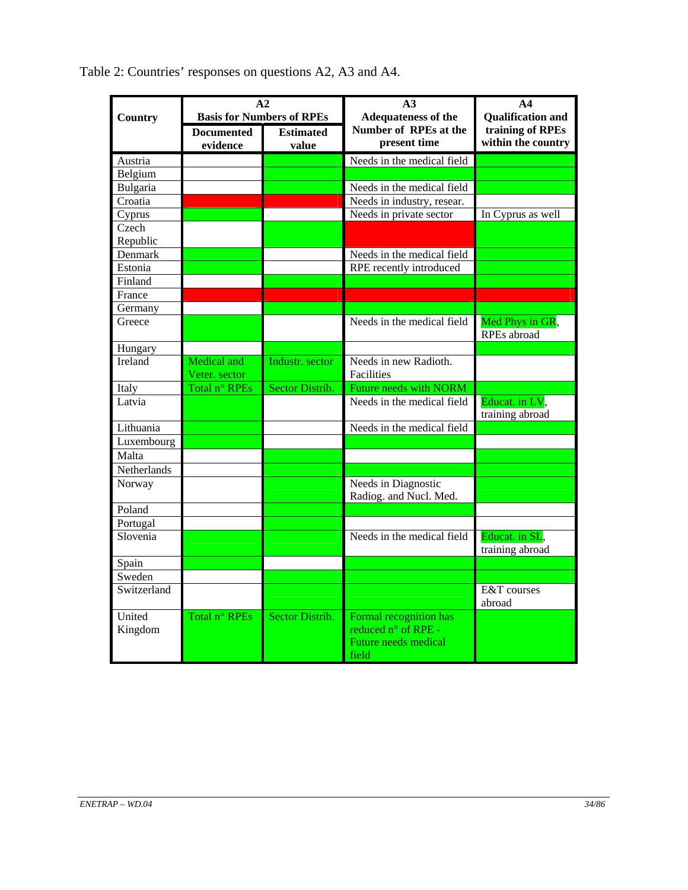Table 2: Countries' responses on questions A2, A3 and A4.

| Country | A2 Basis for Numbers of RPEs | | A3 Adequateness of the Number of RPEs at the present time | A4 Qualification and training of RPEs within the country |
|---|---|---|---|---|
| | Documented evidence | Estimated value | | |
| Austria | | | Needs in the medical field | |
| Belgium | | | | |
| Bulgaria | | | Needs in the medical field | |
| Croatia | | | Needs in industry, resear. | |
| Cyprus | | | Needs in private sector | In Cyprus as well |
| Czech Republic | | | | |
| Denmark | | | Needs in the medical field | |
| Estonia | | | RPE recently introduced | |
| Finland | | | | |
| France | | | | |
| Germany | | | | |
| Greece | | | Needs in the medical field | Med Phys in GR, RPEs abroad |
| Hungary | | | | |
| Ireland | Medical and Veter. sector | Industr. sector | Needs in new Radioth. Facilities | |
| Italy | Total n° RPEs | Sector Distrib. | Future needs with NORM | |
| Latvia | | | Needs in the medical field | Educat. in LV, training abroad |
| Lithuania | | | Needs in the medical field | |
| Luxembourg | | | | |
| Malta | | | | |
| Netherlands | | | | |
| Norway | | | Needs in Diagnostic Radiog. and Nucl. Med. | |
| Poland | | | | |
| Portugal | | | | |
| Slovenia | | | Needs in the medical field | Educat. in SL, training abroad |
| Spain | | | | |
| Sweden | | | | |
| Switzerland | | | | E&T courses abroad |
| United Kingdom | Total n° RPEs | Sector Distrib. | Formal recognition has reduced n° of RPE - Future needs medical field | |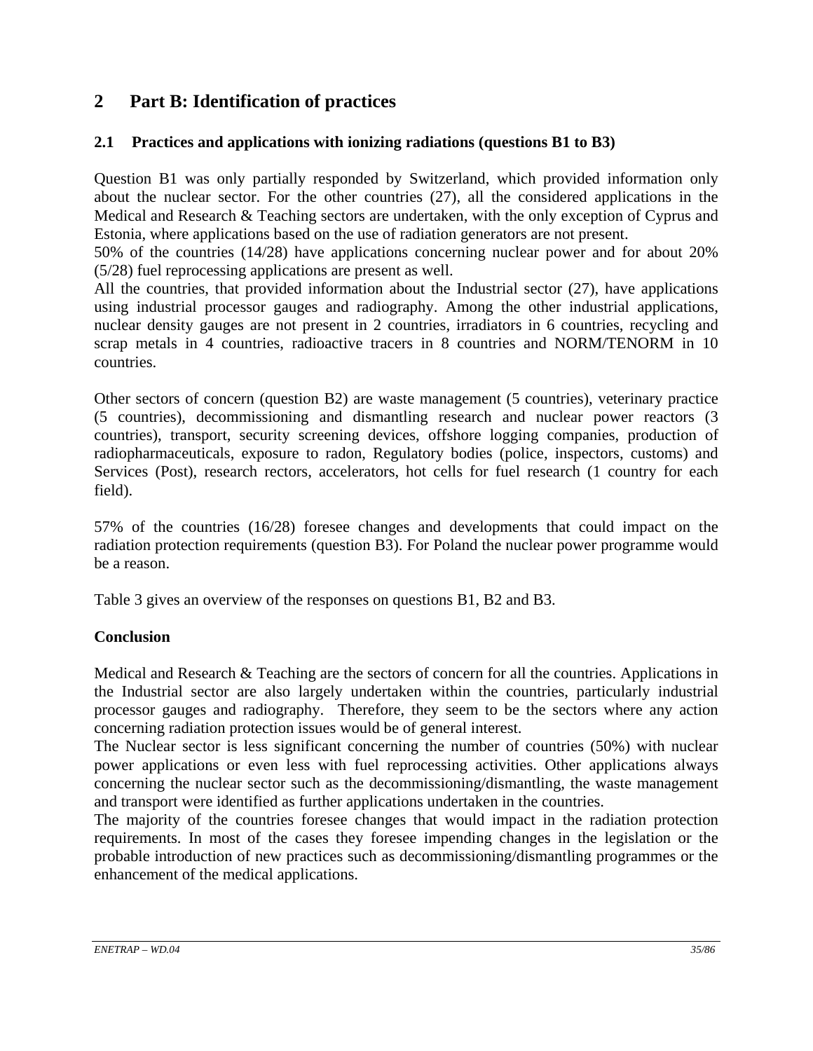# 2 Part B: Identification of practices

## 2.1 Practices and applications with ionizing radiations (questions B1 to B3)

Question B1 was only partially responded by Switzerland, which provided information only about the nuclear sector. For the other countries (27), all the considered applications in the Medical and Research & Teaching sectors are undertaken, with the only exception of Cyprus and Estonia, where applications based on the use of radiation generators are not present.
50% of the countries (14/28) have applications concerning nuclear power and for about 20% (5/28) fuel reprocessing applications are present as well.
All the countries, that provided information about the Industrial sector (27), have applications using industrial processor gauges and radiography. Among the other industrial applications, nuclear density gauges are not present in 2 countries, irradiators in 6 countries, recycling and scrap metals in 4 countries, radioactive tracers in 8 countries and NORM/TENORM in 10 countries.

Other sectors of concern (question B2) are waste management (5 countries), veterinary practice (5 countries), decommissioning and dismantling research and nuclear power reactors (3 countries), transport, security screening devices, offshore logging companies, production of radiopharmaceuticals, exposure to radon, Regulatory bodies (police, inspectors, customs) and Services (Post), research rectors, accelerators, hot cells for fuel research (1 country for each field).

57% of the countries (16/28) foresee changes and developments that could impact on the radiation protection requirements (question B3). For Poland the nuclear power programme would be a reason.

Table 3 gives an overview of the responses on questions B1, B2 and B3.

**Conclusion**

Medical and Research & Teaching are the sectors of concern for all the countries. Applications in the Industrial sector are also largely undertaken within the countries, particularly industrial processor gauges and radiography. Therefore, they seem to be the sectors where any action concerning radiation protection issues would be of general interest.
The Nuclear sector is less significant concerning the number of countries (50%) with nuclear power applications or even less with fuel reprocessing activities. Other applications always concerning the nuclear sector such as the decommissioning/dismantling, the waste management and transport were identified as further applications undertaken in the countries.
The majority of the countries foresee changes that would impact in the radiation protection requirements. In most of the cases they foresee impending changes in the legislation or the probable introduction of new practices such as decommissioning/dismantling programmes or the enhancement of the medical applications.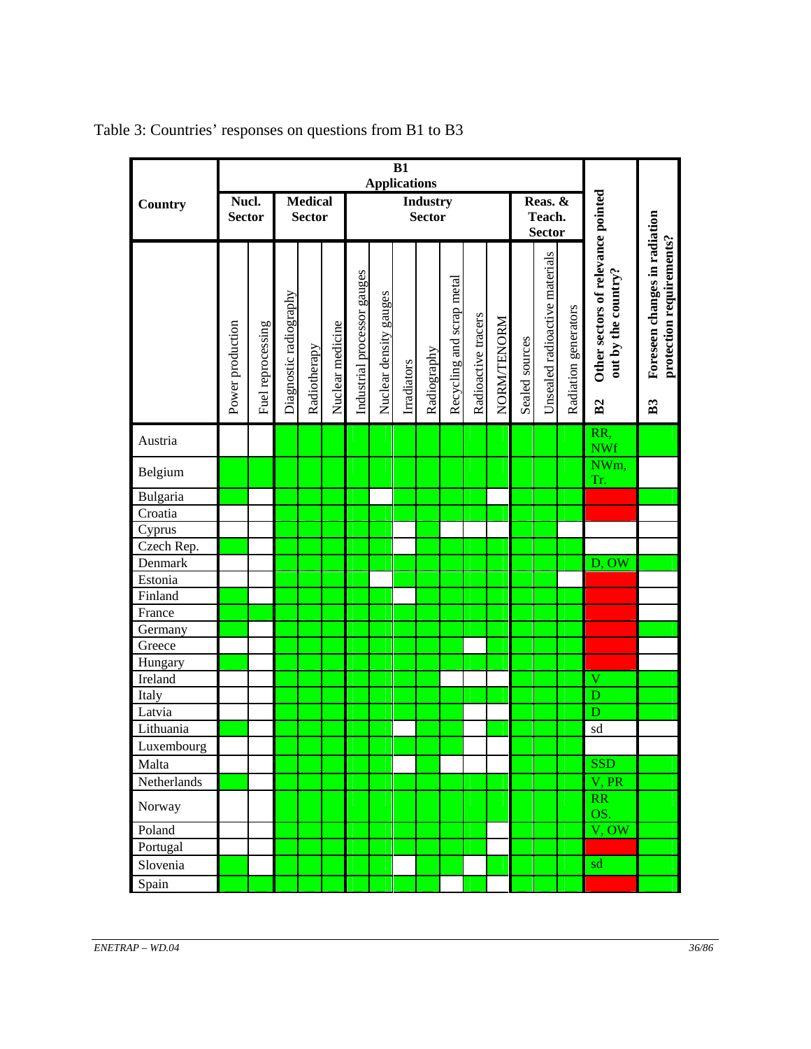Table 3: Countries' responses on questions from B1 to B3

In the original table, green cells are shown here as ✓ and red cells as ✗; blank cells are unmarked. In column B2, text codes appear in place of the colour mark.

| Country | B1 Applications | | | | | | | | | | | | | | | B2 | B3 |
|---|---|---|---|---|---|---|---|---|---|---|---|---|---|---|---|---|---|
| | Nucl. Sector | | Medical Sector | | | Industry Sector | | | | | | | Reas. & Teach. Sector | | | | |
| | Power production | Fuel reprocessing | Diagnostic radiography | Radiotherapy | Nuclear medicine | Industrial processor gauges | Nuclear density gauges | Irradiators | Radiography | Recycling and scrap metal | Radioactive tracers | NORM/TENORM | Sealed sources | Unsealed radioactive materials | Radiation generators | Other sectors of relevance pointed out by the country? | Foreseen changes in radiation protection requirements? |
| Austria | | | ✓ | ✓ | ✓ | ✓ | ✓ | ✓ | ✓ | ✓ | ✓ | ✓ | ✓ | ✓ | ✓ | RR, NWf | ✓ |
| Belgium | ✓ | ✓ | ✓ | ✓ | ✓ | ✓ | ✓ | ✓ | ✓ | ✓ | ✓ | ✓ | ✓ | ✓ | ✓ | NWm, Tr. | |
| Bulgaria | ✓ | | ✓ | ✓ | ✓ | ✓ | | ✓ | ✓ | ✓ | ✓ | | ✓ | ✓ | ✓ | ✗ | ✓ |
| Croatia | | | ✓ | ✓ | ✓ | ✓ | ✓ | ✓ | ✓ | ✓ | ✓ | ✓ | ✓ | ✓ | ✓ | ✗ | |
| Cyprus | | | ✓ | ✓ | ✓ | ✓ | ✓ | | ✓ | | | | ✓ | ✓ | | | |
| Czech Rep. | ✓ | | ✓ | ✓ | ✓ | ✓ | ✓ | | ✓ | ✓ | ✓ | ✓ | ✓ | ✓ | ✓ | | |
| Denmark | | | ✓ | ✓ | ✓ | ✓ | ✓ | ✓ | ✓ | ✓ | ✓ | ✓ | ✓ | ✓ | ✓ | D, OW | ✓ |
| Estonia | | | ✓ | ✓ | ✓ | ✓ | | ✓ | ✓ | ✓ | ✓ | ✓ | ✓ | ✓ | | ✗ | |
| Finland | ✓ | | ✓ | ✓ | ✓ | ✓ | ✓ | | ✓ | ✓ | ✓ | ✓ | ✓ | ✓ | ✓ | ✗ | |
| France | ✓ | ✓ | ✓ | ✓ | ✓ | ✓ | ✓ | ✓ | ✓ | ✓ | ✓ | ✓ | ✓ | ✓ | ✓ | ✗ | |
| Germany | ✓ | | ✓ | ✓ | ✓ | ✓ | ✓ | ✓ | ✓ | ✓ | ✓ | ✓ | ✓ | ✓ | ✓ | ✗ | ✓ |
| Greece | | | ✓ | ✓ | ✓ | ✓ | ✓ | ✓ | ✓ | ✓ | | ✓ | ✓ | ✓ | ✓ | ✗ | |
| Hungary | ✓ | | ✓ | ✓ | ✓ | ✓ | ✓ | ✓ | ✓ | ✓ | ✓ | ✓ | ✓ | ✓ | ✓ | ✗ | |
| Ireland | | | ✓ | ✓ | ✓ | ✓ | ✓ | ✓ | ✓ | | | | ✓ | ✓ | ✓ | V | ✓ |
| Italy | | | ✓ | ✓ | ✓ | ✓ | ✓ | ✓ | ✓ | ✓ | ✓ | ✓ | ✓ | ✓ | ✓ | D | ✓ |
| Latvia | | | ✓ | ✓ | ✓ | ✓ | ✓ | ✓ | ✓ | ✓ | | | ✓ | ✓ | ✓ | D | ✓ |
| Lithuania | ✓ | | ✓ | ✓ | ✓ | ✓ | ✓ | | ✓ | ✓ | | ✓ | ✓ | ✓ | ✓ | sd | |
| Luxembourg | | | ✓ | ✓ | ✓ | ✓ | ✓ | ✓ | ✓ | ✓ | | | ✓ | ✓ | ✓ | | |
| Malta | | | ✓ | ✓ | ✓ | ✓ | ✓ | | ✓ | | | | ✓ | ✓ | ✓ | SSD | ✓ |
| Netherlands | ✓ | | ✓ | ✓ | ✓ | ✓ | ✓ | ✓ | ✓ | ✓ | ✓ | ✓ | ✓ | ✓ | ✓ | V, PR | ✓ |
| Norway | | | ✓ | ✓ | ✓ | ✓ | ✓ | ✓ | ✓ | ✓ | ✓ | ✓ | ✓ | ✓ | ✓ | RR OS. | ✓ |
| Poland | | | ✓ | ✓ | ✓ | ✓ | ✓ | ✓ | ✓ | ✓ | ✓ | | ✓ | ✓ | ✓ | V, OW | ✓ |
| Portugal | | | ✓ | ✓ | ✓ | ✓ | ✓ | ✓ | ✓ | ✓ | ✓ | | ✓ | ✓ | ✓ | ✗ | ✓ |
| Slovenia | ✓ | | ✓ | ✓ | ✓ | ✓ | ✓ | | ✓ | ✓ | | ✓ | ✓ | ✓ | ✓ | sd | ✓ |
| Spain | ✓ | ✓ | ✓ | ✓ | ✓ | ✓ | ✓ | ✓ | ✓ | | ✓ | | ✓ | ✓ | ✓ | ✗ | ✓ |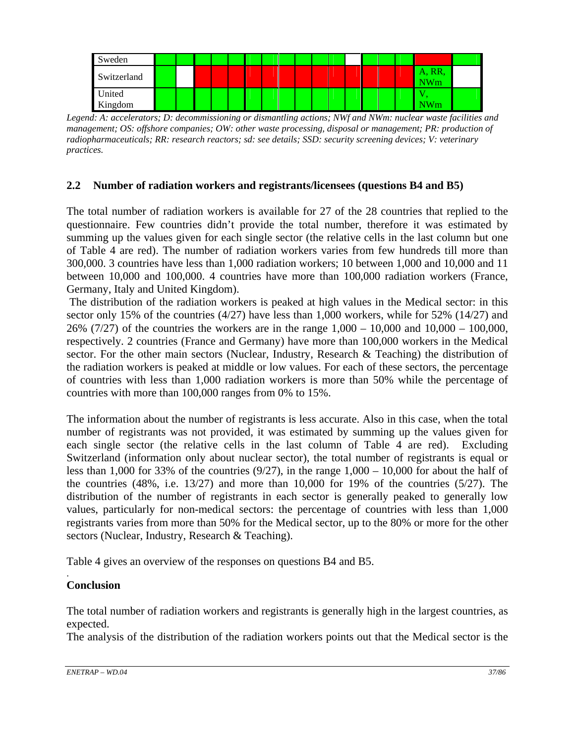| Sweden | | | | | | | | | | | | | | | | | |
|---|---|---|---|---|---|---|---|---|---|---|---|---|---|---|---|---|---|
| Switzerland | | | | | | | | | | | | | | | | A, RR, NWm | |
| United Kingdom | | | | | | | | | | | | | | | | V, NWm | |

*Legend: A: accelerators; D: decommissioning or dismantling actions; NWf and NWm: nuclear waste facilities and management; OS: offshore companies; OW: other waste processing, disposal or management; PR: production of radiopharmaceuticals; RR: research reactors; sd: see details; SSD: security screening devices; V: veterinary practices.*

## 2.2 Number of radiation workers and registrants/licensees (questions B4 and B5)

The total number of radiation workers is available for 27 of the 28 countries that replied to the questionnaire. Few countries didn't provide the total number, therefore it was estimated by summing up the values given for each single sector (the relative cells in the last column but one of Table 4 are red). The number of radiation workers varies from few hundreds till more than 300,000. 3 countries have less than 1,000 radiation workers; 10 between 1,000 and 10,000 and 11 between 10,000 and 100,000. 4 countries have more than 100,000 radiation workers (France, Germany, Italy and United Kingdom).

The distribution of the radiation workers is peaked at high values in the Medical sector: in this sector only 15% of the countries (4/27) have less than 1,000 workers, while for 52% (14/27) and 26% (7/27) of the countries the workers are in the range 1,000 – 10,000 and 10,000 – 100,000, respectively. 2 countries (France and Germany) have more than 100,000 workers in the Medical sector. For the other main sectors (Nuclear, Industry, Research & Teaching) the distribution of the radiation workers is peaked at middle or low values. For each of these sectors, the percentage of countries with less than 1,000 radiation workers is more than 50% while the percentage of countries with more than 100,000 ranges from 0% to 15%.

The information about the number of registrants is less accurate. Also in this case, when the total number of registrants was not provided, it was estimated by summing up the values given for each single sector (the relative cells in the last column of Table 4 are red). Excluding Switzerland (information only about nuclear sector), the total number of registrants is equal or less than 1,000 for 33% of the countries (9/27), in the range 1,000 – 10,000 for about the half of the countries (48%, i.e. 13/27) and more than 10,000 for 19% of the countries (5/27). The distribution of the number of registrants in each sector is generally peaked to generally low values, particularly for non-medical sectors: the percentage of countries with less than 1,000 registrants varies from more than 50% for the Medical sector, up to the 80% or more for the other sectors (Nuclear, Industry, Research & Teaching).

Table 4 gives an overview of the responses on questions B4 and B5.

**Conclusion**

The total number of radiation workers and registrants is generally high in the largest countries, as expected.

The analysis of the distribution of the radiation workers points out that the Medical sector is the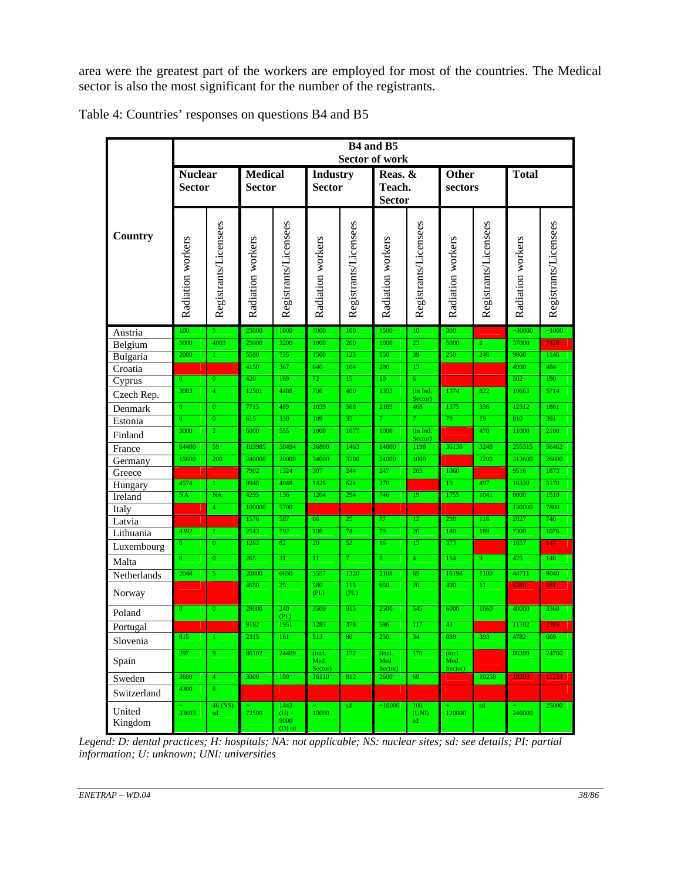area were the greatest part of the workers are employed for most of the countries. The Medical sector is also the most significant for the number of the registrants.

Table 4: Countries' responses on questions B4 and B5

| Country | B4 and B5 Sector of work | | | | | | | | | | | |
|---|---|---|---|---|---|---|---|---|---|---|---|---|
| | Nuclear Sector | | Medical Sector | | Industry Sector | | Reas. & Teach. Sector | | Other sectors | | Total | |
| | Radiation workers | Registrants/Licensees | Radiation workers | Registrants/Licensees | Radiation workers | Registrants/Licensees | Radiation workers | Registrants/Licensees | Radiation workers | Registrants/Licensees | Radiation workers | Registrants/Licensees |
| Austria | 100 | 5 | 25000 | 1000 | 3000 | 100 | 1500 | 10 | 300 | | ~30000 | ~1000 |
| Belgium | 5000 | 4003 | 25000 | 3200 | 1000 | 200 | 1000 | 23 | 5000 | 2 | 37000 | 7428 |
| Bulgaria | 2000 | 1 | 5500 | 735 | 1500 | 125 | 550 | 39 | 250 | 246 | 9800 | 1146 |
| Croatia | | | 4150 | 367 | 640 | 104 | 200 | 13 | | | 4990 | 484 |
| Cyprus | 0 | 0 | 420 | 169 | 72 | 15 | 10 | 6 | | | 502 | 190 |
| Czech Rep. | 3083 | 4 | 12501 | 4488 | 706 | 400 | 1393 | (in Ind. Sector) | 1374 | 822 | 19663 | 5714 |
| Denmark | 0 | 0 | 7715 | 489 | 1039 | 568 | 2183 | 468 | 1375 | 336 | 12312 | 1861 |
| Estonia | 0 | 0 | 615 | 330 | 109 | 35 | 7 | 7 | 79 | 19 | 810 | 391 |
| Finland | 3000 | 2 | 6000 | 555 | 1000 | 1077 | 1000 | (in Ind. Sector) | | 470 | 11000 | 2100 |
| France | 64400 | 59 | 103985 | 50494 | 36800 | 1463 | 14000 | 1198 | 36130 | 3248 | 255315 | 56462 |
| Germany | 15600 | 200 | 240000 | 20000 | 34000 | 3200 | 24000 | 1000 | | 2200 | 313600 | 26600 |
| Greece | | | 7902 | 1324 | 307 | 244 | 247 | 205 | 1060 | | 9516 | 1873 |
| Hungary | 4574 | 1 | 9948 | 4048 | 1428 | 624 | 370 | | 19 | 497 | 16339 | 5170 |
| Ireland | NA | NA | 4295 | 136 | 1204 | 294 | 746 | 19 | 1755 | 1041 | 8000 | 1510 |
| Italy | | 4 | 100000 | 5700 | | | | | | | 130000 | 7800 |
| Latvia | | | 1576 | 587 | 66 | 25 | 87 | 12 | 298 | 116 | 2027 | 740 |
| Lithuania | 4392 | 1 | 2543 | 792 | 106 | 74 | 79 | 20 | 180 | 189 | 7300 | 1076 |
| Luxembourg | 0 | 0 | 1262 | 82 | 20 | 52 | 16 | 13 | 373 | | 1657 | 147 |
| Malta | 0 | 0 | 265 | 31 | 11 | 7 | 5 | 4 | 154 | 9 | 425 | 148 |
| Netherlands | 2048 | 5 | 20800 | 6650 | 3557 | 1320 | 2108 | 65 | 16198 | 1100 | 44711 | 9040 |
| Norway | | | 4650 | 25 | 580 (PI.) | 115 (PI.) | 650 | 20 | 400 | 11 | 6280 | 181 |
| Poland | 0 | 0 | 28000 | 240 (PI.) | 3500 | 915 | 2500 | 545 | 6000 | 1660 | 40000 | 3360 |
| Portugal | | | 9182 | 1951 | 1283 | 378 | 596 | 117 | 43 | | 11102 | 2395 |
| Slovenia | 815 | 1 | 2315 | 161 | 513 | 80 | 250 | 34 | 889 | 393 | 4782 | 669 |
| Spain | 297 | 9 | 86102 | 24409 | (incl. Med Sector) | 172 | (incl. Med Sector) | 170 | (incl. Med Sector) | | 86399 | 24760 |
| Sweden | 3600 | 4 | 3000 | 100 | 16110 | 812 | 2600 | 68 | | 10250 | 19200 | 11234 |
| Switzerland | 4300 | 8 | | | | | | | | | | |
| United Kingdom | ~ 33693 | 46 (NS) sd | ~ 72500 | 1443 (H) + 9000 (D) sd | ~ 10000 | sd | ~10000 | 100 (UNI) sd | ~ 120000 | sd | ~ 246000 | 25000 |

*Legend: D: dental practices; H: hospitals; NA: not applicable; NS: nuclear sites; sd: see details; PI: partial information; U: unknown; UNI: universities*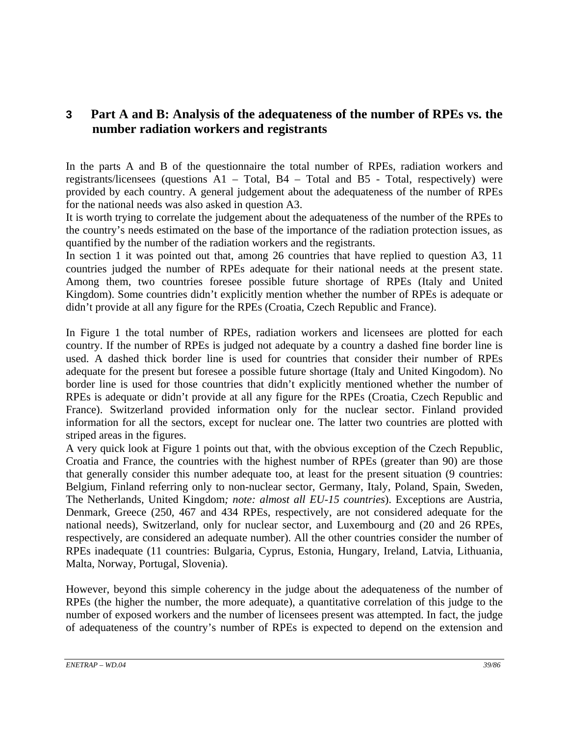## 3 Part A and B: Analysis of the adequateness of the number of RPEs vs. the number radiation workers and registrants

In the parts A and B of the questionnaire the total number of RPEs, radiation workers and registrants/licensees (questions A1 – Total, B4 – Total and B5 - Total, respectively) were provided by each country. A general judgement about the adequateness of the number of RPEs for the national needs was also asked in question A3.

It is worth trying to correlate the judgement about the adequateness of the number of the RPEs to the country's needs estimated on the base of the importance of the radiation protection issues, as quantified by the number of the radiation workers and the registrants.

In section 1 it was pointed out that, among 26 countries that have replied to question A3, 11 countries judged the number of RPEs adequate for their national needs at the present state. Among them, two countries foresee possible future shortage of RPEs (Italy and United Kingdom). Some countries didn't explicitly mention whether the number of RPEs is adequate or didn't provide at all any figure for the RPEs (Croatia, Czech Republic and France).

In Figure 1 the total number of RPEs, radiation workers and licensees are plotted for each country. If the number of RPEs is judged not adequate by a country a dashed fine border line is used. A dashed thick border line is used for countries that consider their number of RPEs adequate for the present but foresee a possible future shortage (Italy and United Kingodom). No border line is used for those countries that didn't explicitly mentioned whether the number of RPEs is adequate or didn't provide at all any figure for the RPEs (Croatia, Czech Republic and France). Switzerland provided information only for the nuclear sector. Finland provided information for all the sectors, except for nuclear one. The latter two countries are plotted with striped areas in the figures.

A very quick look at Figure 1 points out that, with the obvious exception of the Czech Republic, Croatia and France, the countries with the highest number of RPEs (greater than 90) are those that generally consider this number adequate too, at least for the present situation (9 countries: Belgium, Finland referring only to non-nuclear sector, Germany, Italy, Poland, Spain, Sweden, The Netherlands, United Kingdom*; note: almost all EU-15 countries*). Exceptions are Austria, Denmark, Greece (250, 467 and 434 RPEs, respectively, are not considered adequate for the national needs), Switzerland, only for nuclear sector, and Luxembourg and (20 and 26 RPEs, respectively, are considered an adequate number). All the other countries consider the number of RPEs inadequate (11 countries: Bulgaria, Cyprus, Estonia, Hungary, Ireland, Latvia, Lithuania, Malta, Norway, Portugal, Slovenia).

However, beyond this simple coherency in the judge about the adequateness of the number of RPEs (the higher the number, the more adequate), a quantitative correlation of this judge to the number of exposed workers and the number of licensees present was attempted. In fact, the judge of adequateness of the country's number of RPEs is expected to depend on the extension and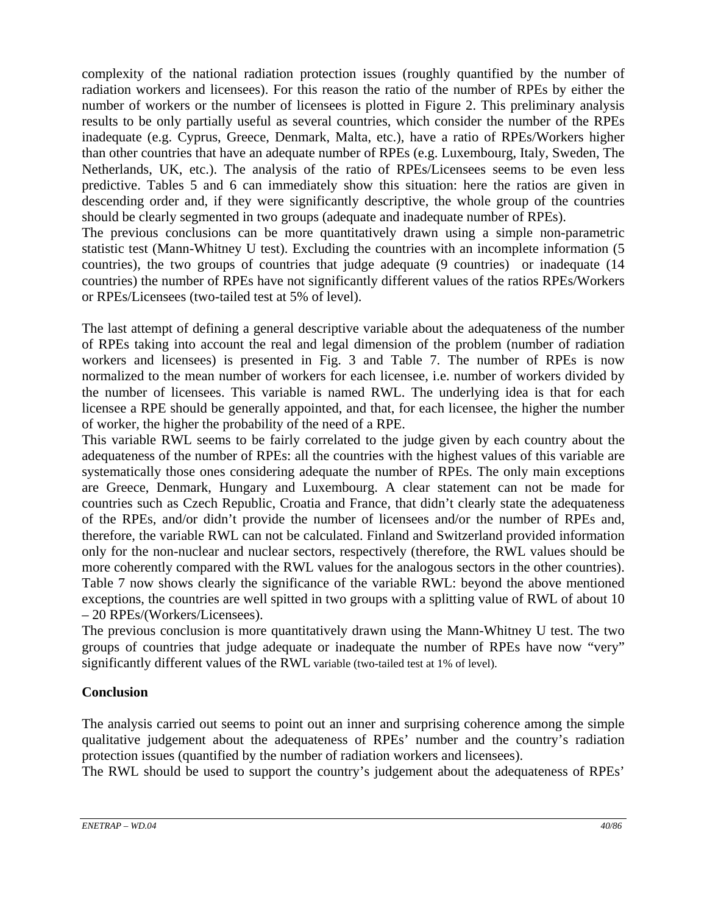complexity of the national radiation protection issues (roughly quantified by the number of radiation workers and licensees). For this reason the ratio of the number of RPEs by either the number of workers or the number of licensees is plotted in Figure 2. This preliminary analysis results to be only partially useful as several countries, which consider the number of the RPEs inadequate (e.g. Cyprus, Greece, Denmark, Malta, etc.), have a ratio of RPEs/Workers higher than other countries that have an adequate number of RPEs (e.g. Luxembourg, Italy, Sweden, The Netherlands, UK, etc.). The analysis of the ratio of RPEs/Licensees seems to be even less predictive. Tables 5 and 6 can immediately show this situation: here the ratios are given in descending order and, if they were significantly descriptive, the whole group of the countries should be clearly segmented in two groups (adequate and inadequate number of RPEs).

The previous conclusions can be more quantitatively drawn using a simple non-parametric statistic test (Mann-Whitney U test). Excluding the countries with an incomplete information (5 countries), the two groups of countries that judge adequate (9 countries) or inadequate (14 countries) the number of RPEs have not significantly different values of the ratios RPEs/Workers or RPEs/Licensees (two-tailed test at 5% of level).

The last attempt of defining a general descriptive variable about the adequateness of the number of RPEs taking into account the real and legal dimension of the problem (number of radiation workers and licensees) is presented in Fig. 3 and Table 7. The number of RPEs is now normalized to the mean number of workers for each licensee, i.e. number of workers divided by the number of licensees. This variable is named RWL. The underlying idea is that for each licensee a RPE should be generally appointed, and that, for each licensee, the higher the number of worker, the higher the probability of the need of a RPE.

This variable RWL seems to be fairly correlated to the judge given by each country about the adequateness of the number of RPEs: all the countries with the highest values of this variable are systematically those ones considering adequate the number of RPEs. The only main exceptions are Greece, Denmark, Hungary and Luxembourg. A clear statement can not be made for countries such as Czech Republic, Croatia and France, that didn't clearly state the adequateness of the RPEs, and/or didn't provide the number of licensees and/or the number of RPEs and, therefore, the variable RWL can not be calculated. Finland and Switzerland provided information only for the non-nuclear and nuclear sectors, respectively (therefore, the RWL values should be more coherently compared with the RWL values for the analogous sectors in the other countries).

Table 7 now shows clearly the significance of the variable RWL: beyond the above mentioned exceptions, the countries are well spitted in two groups with a splitting value of RWL of about 10 – 20 RPEs/(Workers/Licensees).

The previous conclusion is more quantitatively drawn using the Mann-Whitney U test. The two groups of countries that judge adequate or inadequate the number of RPEs have now "very" significantly different values of the RWL variable (two-tailed test at 1% of level).

## Conclusion

The analysis carried out seems to point out an inner and surprising coherence among the simple qualitative judgement about the adequateness of RPEs' number and the country's radiation protection issues (quantified by the number of radiation workers and licensees).

The RWL should be used to support the country's judgement about the adequateness of RPEs'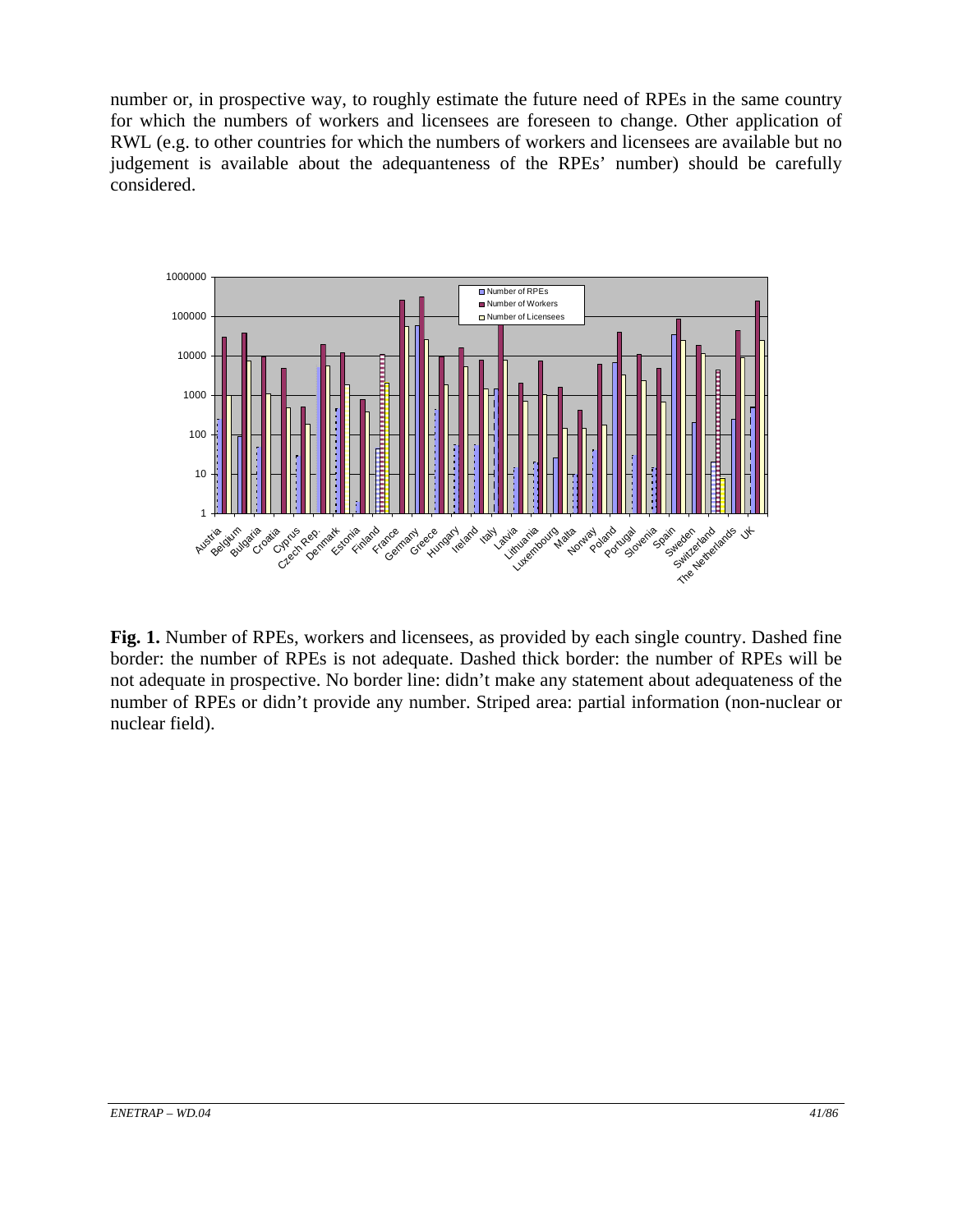number or, in prospective way, to roughly estimate the future need of RPEs in the same country for which the numbers of workers and licensees are foreseen to change. Other application of RWL (e.g. to other countries for which the numbers of workers and licensees are available but no judgement is available about the adequanteness of the RPEs' number) should be carefully considered.

**Fig. 1.** Number of RPEs, workers and licensees, as provided by each single country. Dashed fine border: the number of RPEs is not adequate. Dashed thick border: the number of RPEs will be not adequate in prospective. No border line: didn't make any statement about adequateness of the number of RPEs or didn't provide any number. Striped area: partial information (non-nuclear or nuclear field).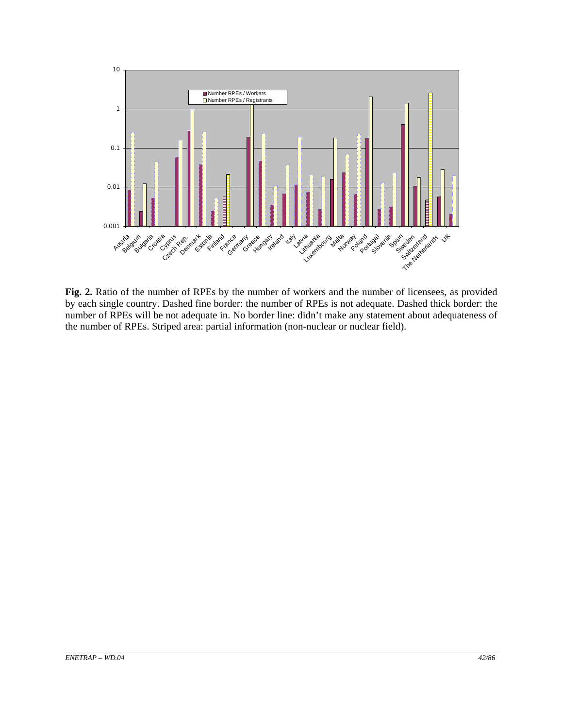**Fig. 2.** Ratio of the number of RPEs by the number of workers and the number of licensees, as provided by each single country. Dashed fine border: the number of RPEs is not adequate. Dashed thick border: the number of RPEs will be not adequate in. No border line: didn't make any statement about adequateness of the number of RPEs. Striped area: partial information (non-nuclear or nuclear field).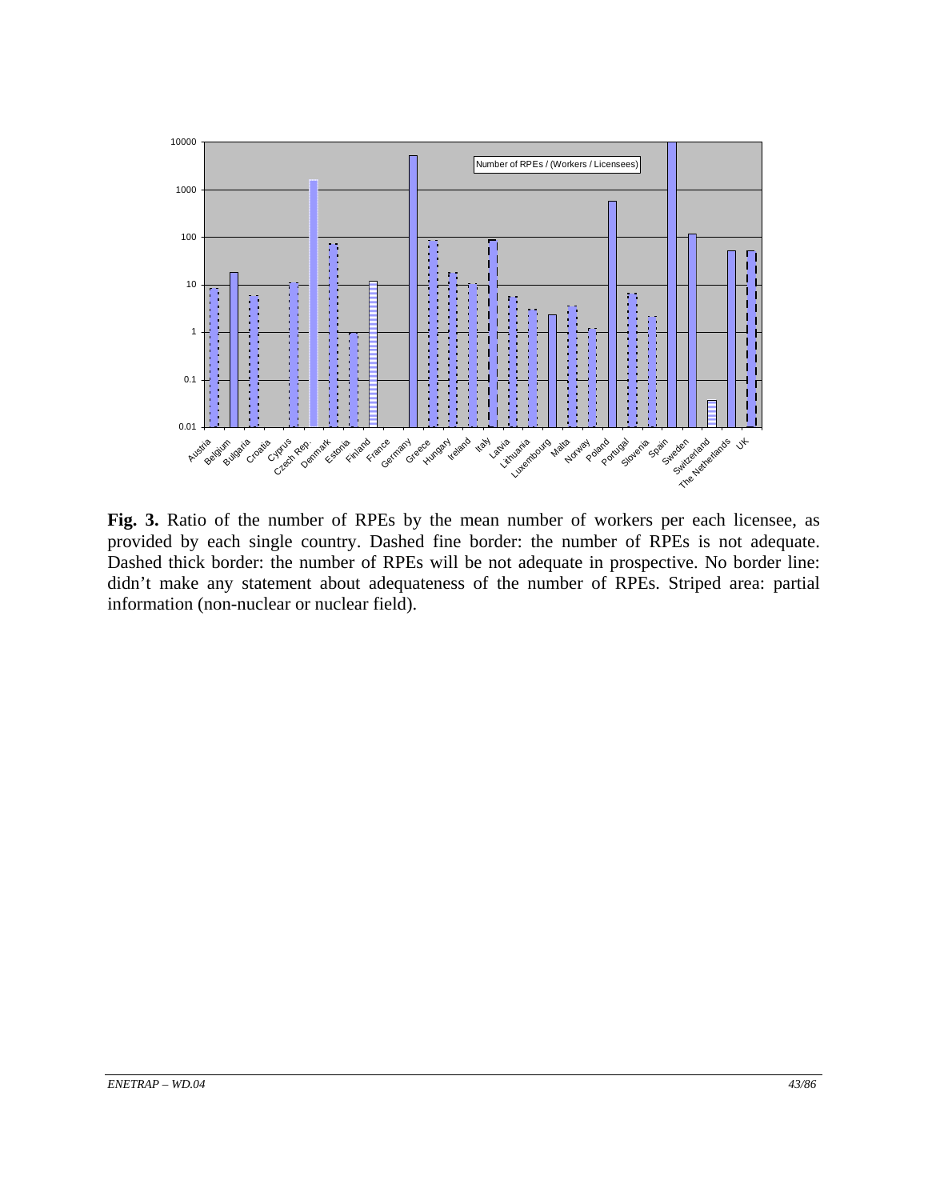**Fig. 3.** Ratio of the number of RPEs by the mean number of workers per each licensee, as provided by each single country. Dashed fine border: the number of RPEs is not adequate. Dashed thick border: the number of RPEs will be not adequate in prospective. No border line: didn't make any statement about adequateness of the number of RPEs. Striped area: partial information (non-nuclear or nuclear field).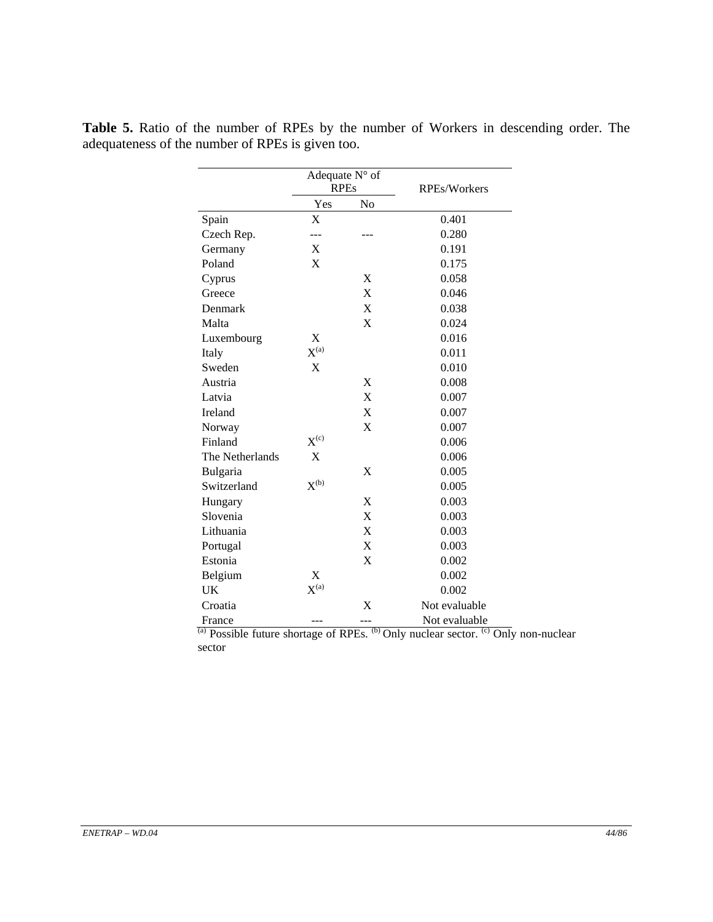**Table 5.** Ratio of the number of RPEs by the number of Workers in descending order. The adequateness of the number of RPEs is given too.

| | Adequate N° of RPEs | | RPEs/Workers |
|---|---|---|---|
| | Yes | No | |
| Spain | X | | 0.401 |
| Czech Rep. | --- | --- | 0.280 |
| Germany | X | | 0.191 |
| Poland | X | | 0.175 |
| Cyprus | | X | 0.058 |
| Greece | | X | 0.046 |
| Denmark | | X | 0.038 |
| Malta | | X | 0.024 |
| Luxembourg | X | | 0.016 |
| Italy | X[a] | | 0.011 |
| Sweden | X | | 0.010 |
| Austria | | X | 0.008 |
| Latvia | | X | 0.007 |
| Ireland | | X | 0.007 |
| Norway | | X | 0.007 |
| Finland | X[c] | | 0.006 |
| The Netherlands | X | | 0.006 |
| Bulgaria | | X | 0.005 |
| Switzerland | X[b] | | 0.005 |
| Hungary | | X | 0.003 |
| Slovenia | | X | 0.003 |
| Lithuania | | X | 0.003 |
| Portugal | | X | 0.003 |
| Estonia | | X | 0.002 |
| Belgium | X | | 0.002 |
| UK | X[a] | | 0.002 |
| Croatia | | X | Not evaluable |
| France | --- | --- | Not evaluable |

[a] Possible future shortage of RPEs. [b] Only nuclear sector. [c] Only non-nuclear sector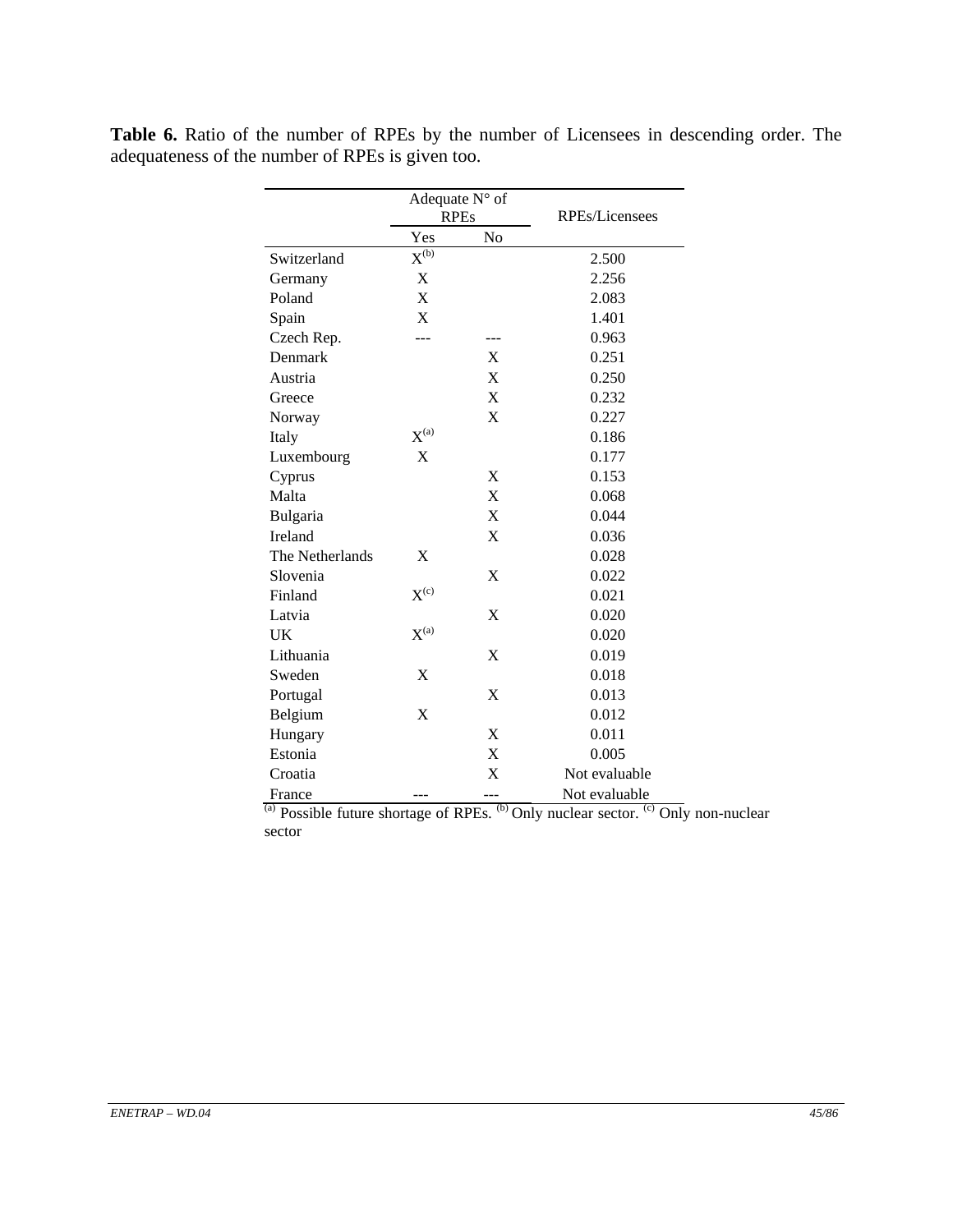**Table 6.** Ratio of the number of RPEs by the number of Licensees in descending order. The adequateness of the number of RPEs is given too.

| | Adequate N° of RPEs | | RPEs/Licensees |
|---|---|---|---|
| | Yes | No | |
| Switzerland | X[(b)] | | 2.500 |
| Germany | X | | 2.256 |
| Poland | X | | 2.083 |
| Spain | X | | 1.401 |
| Czech Rep. | --- | --- | 0.963 |
| Denmark | | X | 0.251 |
| Austria | | X | 0.250 |
| Greece | | X | 0.232 |
| Norway | | X | 0.227 |
| Italy | X[(a)] | | 0.186 |
| Luxembourg | X | | 0.177 |
| Cyprus | | X | 0.153 |
| Malta | | X | 0.068 |
| Bulgaria | | X | 0.044 |
| Ireland | | X | 0.036 |
| The Netherlands | X | | 0.028 |
| Slovenia | | X | 0.022 |
| Finland | X[(c)] | | 0.021 |
| Latvia | | X | 0.020 |
| UK | X[(a)] | | 0.020 |
| Lithuania | | X | 0.019 |
| Sweden | X | | 0.018 |
| Portugal | | X | 0.013 |
| Belgium | X | | 0.012 |
| Hungary | | X | 0.011 |
| Estonia | | X | 0.005 |
| Croatia | | X | Not evaluable |
| France | --- | --- | Not evaluable |

[(a)] Possible future shortage of RPEs. [(b)] Only nuclear sector. [(c)] Only non-nuclear sector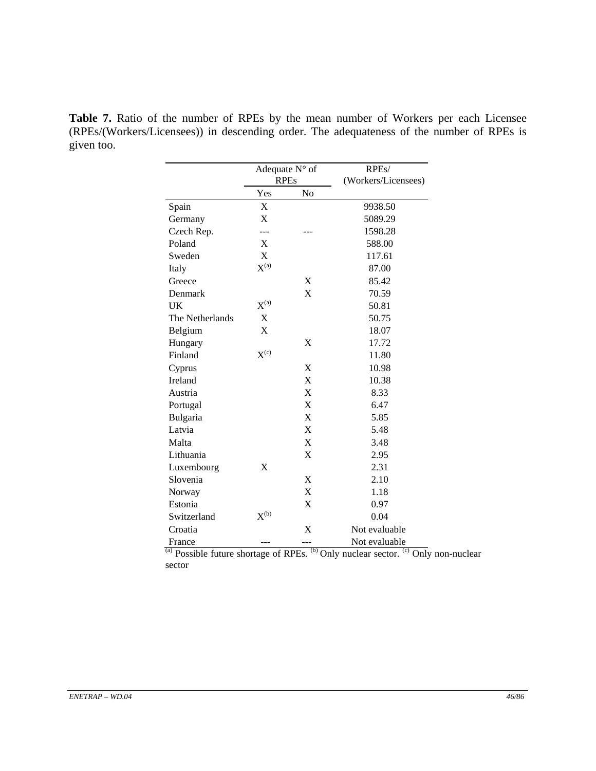**Table 7.** Ratio of the number of RPEs by the mean number of Workers per each Licensee (RPEs/(Workers/Licensees)) in descending order. The adequateness of the number of RPEs is given too.

| | Adequate N° of RPEs | | RPEs/ (Workers/Licensees) |
|---|---|---|---|
| | Yes | No | |
| Spain | X | | 9938.50 |
| Germany | X | | 5089.29 |
| Czech Rep. | --- | --- | 1598.28 |
| Poland | X | | 588.00 |
| Sweden | X | | 117.61 |
| Italy | X[(a)] | | 87.00 |
| Greece | | X | 85.42 |
| Denmark | | X | 70.59 |
| UK | X[(a)] | | 50.81 |
| The Netherlands | X | | 50.75 |
| Belgium | X | | 18.07 |
| Hungary | | X | 17.72 |
| Finland | X[(c)] | | 11.80 |
| Cyprus | | X | 10.98 |
| Ireland | | X | 10.38 |
| Austria | | X | 8.33 |
| Portugal | | X | 6.47 |
| Bulgaria | | X | 5.85 |
| Latvia | | X | 5.48 |
| Malta | | X | 3.48 |
| Lithuania | | X | 2.95 |
| Luxembourg | X | | 2.31 |
| Slovenia | | X | 2.10 |
| Norway | | X | 1.18 |
| Estonia | | X | 0.97 |
| Switzerland | X[(b)] | | 0.04 |
| Croatia | | X | Not evaluable |
| France | --- | --- | Not evaluable |

[(a)] Possible future shortage of RPEs. [(b)] Only nuclear sector. [(c)] Only non-nuclear sector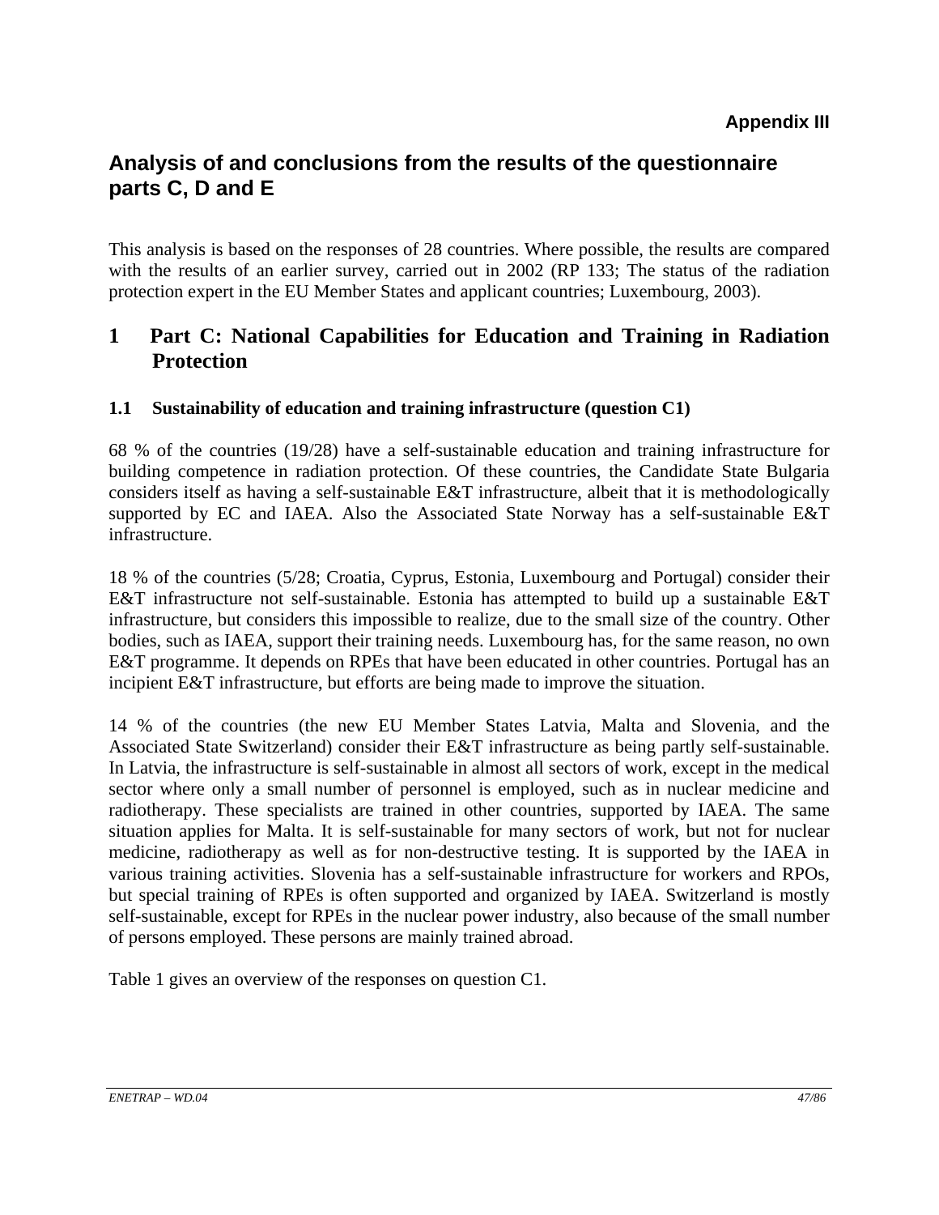**Appendix III**

# Analysis of and conclusions from the results of the questionnaire parts C, D and E

This analysis is based on the responses of 28 countries. Where possible, the results are compared with the results of an earlier survey, carried out in 2002 (RP 133; The status of the radiation protection expert in the EU Member States and applicant countries; Luxembourg, 2003).

## 1 Part C: National Capabilities for Education and Training in Radiation Protection

### 1.1 Sustainability of education and training infrastructure (question C1)

68 % of the countries (19/28) have a self-sustainable education and training infrastructure for building competence in radiation protection. Of these countries, the Candidate State Bulgaria considers itself as having a self-sustainable E&T infrastructure, albeit that it is methodologically supported by EC and IAEA. Also the Associated State Norway has a self-sustainable E&T infrastructure.

18 % of the countries (5/28; Croatia, Cyprus, Estonia, Luxembourg and Portugal) consider their E&T infrastructure not self-sustainable. Estonia has attempted to build up a sustainable E&T infrastructure, but considers this impossible to realize, due to the small size of the country. Other bodies, such as IAEA, support their training needs. Luxembourg has, for the same reason, no own E&T programme. It depends on RPEs that have been educated in other countries. Portugal has an incipient E&T infrastructure, but efforts are being made to improve the situation.

14 % of the countries (the new EU Member States Latvia, Malta and Slovenia, and the Associated State Switzerland) consider their E&T infrastructure as being partly self-sustainable. In Latvia, the infrastructure is self-sustainable in almost all sectors of work, except in the medical sector where only a small number of personnel is employed, such as in nuclear medicine and radiotherapy. These specialists are trained in other countries, supported by IAEA. The same situation applies for Malta. It is self-sustainable for many sectors of work, but not for nuclear medicine, radiotherapy as well as for non-destructive testing. It is supported by the IAEA in various training activities. Slovenia has a self-sustainable infrastructure for workers and RPOs, but special training of RPEs is often supported and organized by IAEA. Switzerland is mostly self-sustainable, except for RPEs in the nuclear power industry, also because of the small number of persons employed. These persons are mainly trained abroad.

Table 1 gives an overview of the responses on question C1.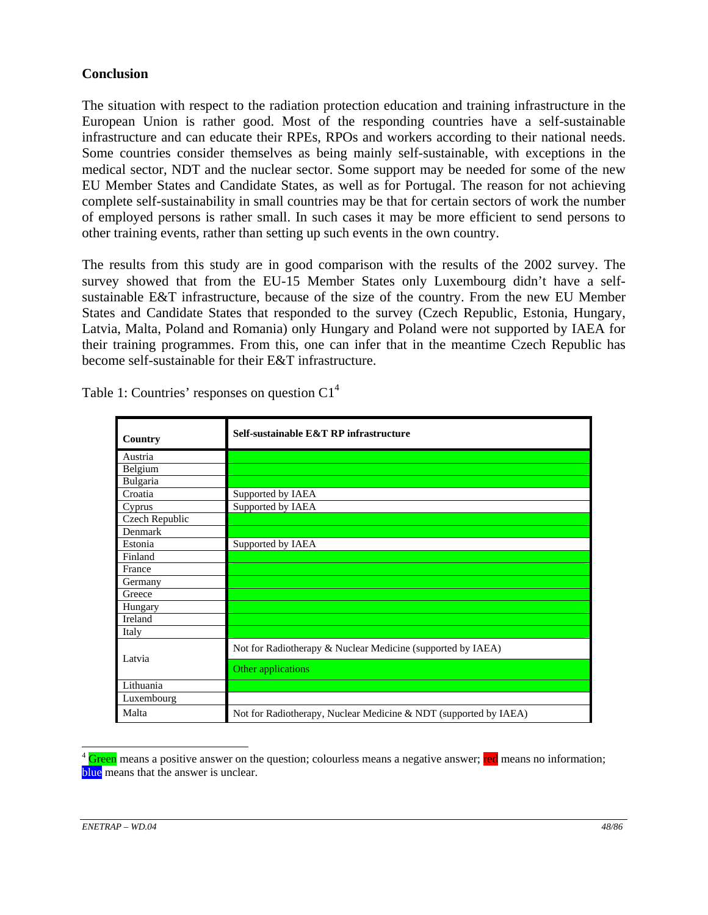## Conclusion

The situation with respect to the radiation protection education and training infrastructure in the European Union is rather good. Most of the responding countries have a self-sustainable infrastructure and can educate their RPEs, RPOs and workers according to their national needs. Some countries consider themselves as being mainly self-sustainable, with exceptions in the medical sector, NDT and the nuclear sector. Some support may be needed for some of the new EU Member States and Candidate States, as well as for Portugal. The reason for not achieving complete self-sustainability in small countries may be that for certain sectors of work the number of employed persons is rather small. In such cases it may be more efficient to send persons to other training events, rather than setting up such events in the own country.

The results from this study are in good comparison with the results of the 2002 survey. The survey showed that from the EU-15 Member States only Luxembourg didn't have a self-sustainable E&T infrastructure, because of the size of the country. From the new EU Member States and Candidate States that responded to the survey (Czech Republic, Estonia, Hungary, Latvia, Malta, Poland and Romania) only Hungary and Poland were not supported by IAEA for their training programmes. From this, one can infer that in the meantime Czech Republic has become self-sustainable for their E&T infrastructure.

Table 1: Countries' responses on question C1[4]

| Country | Self-sustainable E&T RP infrastructure |
|---|---|
| Austria | [green] |
| Belgium | [green] |
| Bulgaria | [green] |
| Croatia | Supported by IAEA |
| Cyprus | Supported by IAEA |
| Czech Republic | [green] |
| Denmark | [green] |
| Estonia | Supported by IAEA |
| Finland | [green] |
| France | [green] |
| Germany | [green] |
| Greece | [green] |
| Hungary | [green] |
| Ireland | [green] |
| Italy | [green] |
| Latvia | Not for Radiotherapy & Nuclear Medicine (supported by IAEA) |
| | Other applications [green] |
| Lithuania | [green] |
| Luxembourg | |
| Malta | Not for Radiotherapy, Nuclear Medicine & NDT (supported by IAEA) |

[4] Green means a positive answer on the question; colourless means a negative answer; red means no information; blue means that the answer is unclear.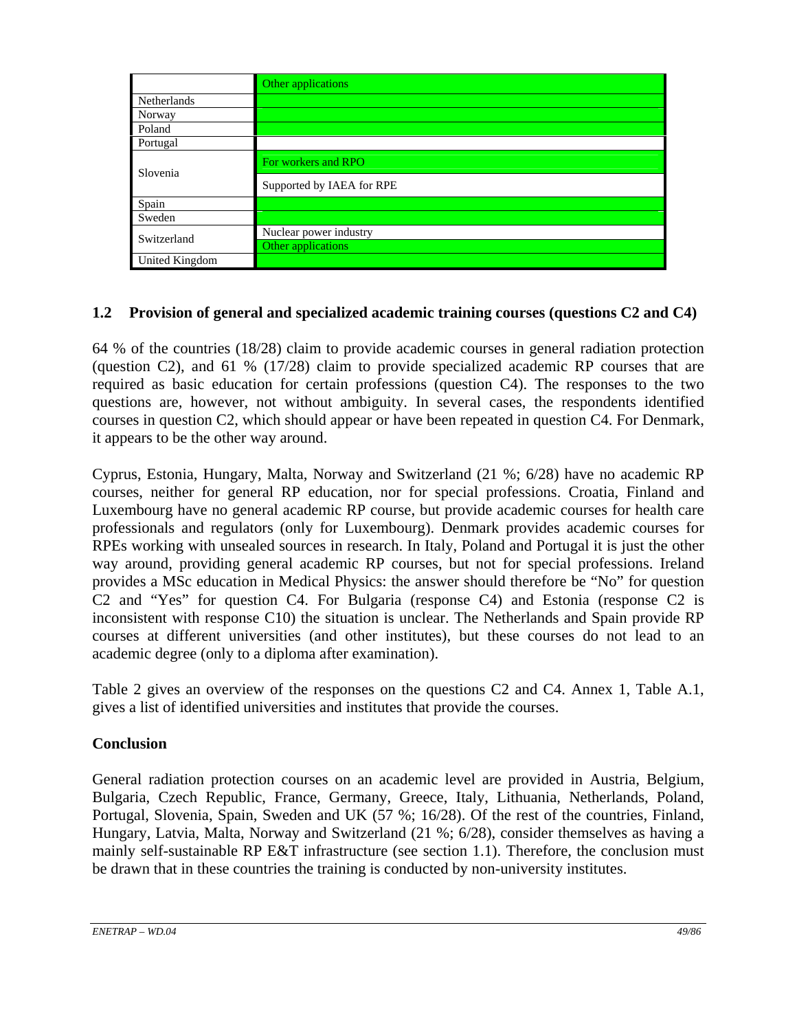| | Other applications |
|---|---|
| Netherlands | |
| Norway | |
| Poland | |
| Portugal | |
| Slovenia | For workers and RPO |
| | Supported by IAEA for RPE |
| Spain | |
| Sweden | |
| Switzerland | Nuclear power industry |
| | Other applications |
| United Kingdom | |

## 1.2 Provision of general and specialized academic training courses (questions C2 and C4)

64 % of the countries (18/28) claim to provide academic courses in general radiation protection (question C2), and 61 % (17/28) claim to provide specialized academic RP courses that are required as basic education for certain professions (question C4). The responses to the two questions are, however, not without ambiguity. In several cases, the respondents identified courses in question C2, which should appear or have been repeated in question C4. For Denmark, it appears to be the other way around.

Cyprus, Estonia, Hungary, Malta, Norway and Switzerland (21 %; 6/28) have no academic RP courses, neither for general RP education, nor for special professions. Croatia, Finland and Luxembourg have no general academic RP course, but provide academic courses for health care professionals and regulators (only for Luxembourg). Denmark provides academic courses for RPEs working with unsealed sources in research. In Italy, Poland and Portugal it is just the other way around, providing general academic RP courses, but not for special professions. Ireland provides a MSc education in Medical Physics: the answer should therefore be "No" for question C2 and "Yes" for question C4. For Bulgaria (response C4) and Estonia (response C2 is inconsistent with response C10) the situation is unclear. The Netherlands and Spain provide RP courses at different universities (and other institutes), but these courses do not lead to an academic degree (only to a diploma after examination).

Table 2 gives an overview of the responses on the questions C2 and C4. Annex 1, Table A.1, gives a list of identified universities and institutes that provide the courses.

**Conclusion**

General radiation protection courses on an academic level are provided in Austria, Belgium, Bulgaria, Czech Republic, France, Germany, Greece, Italy, Lithuania, Netherlands, Poland, Portugal, Slovenia, Spain, Sweden and UK (57 %; 16/28). Of the rest of the countries, Finland, Hungary, Latvia, Malta, Norway and Switzerland (21 %; 6/28), consider themselves as having a mainly self-sustainable RP E&T infrastructure (see section 1.1). Therefore, the conclusion must be drawn that in these countries the training is conducted by non-university institutes.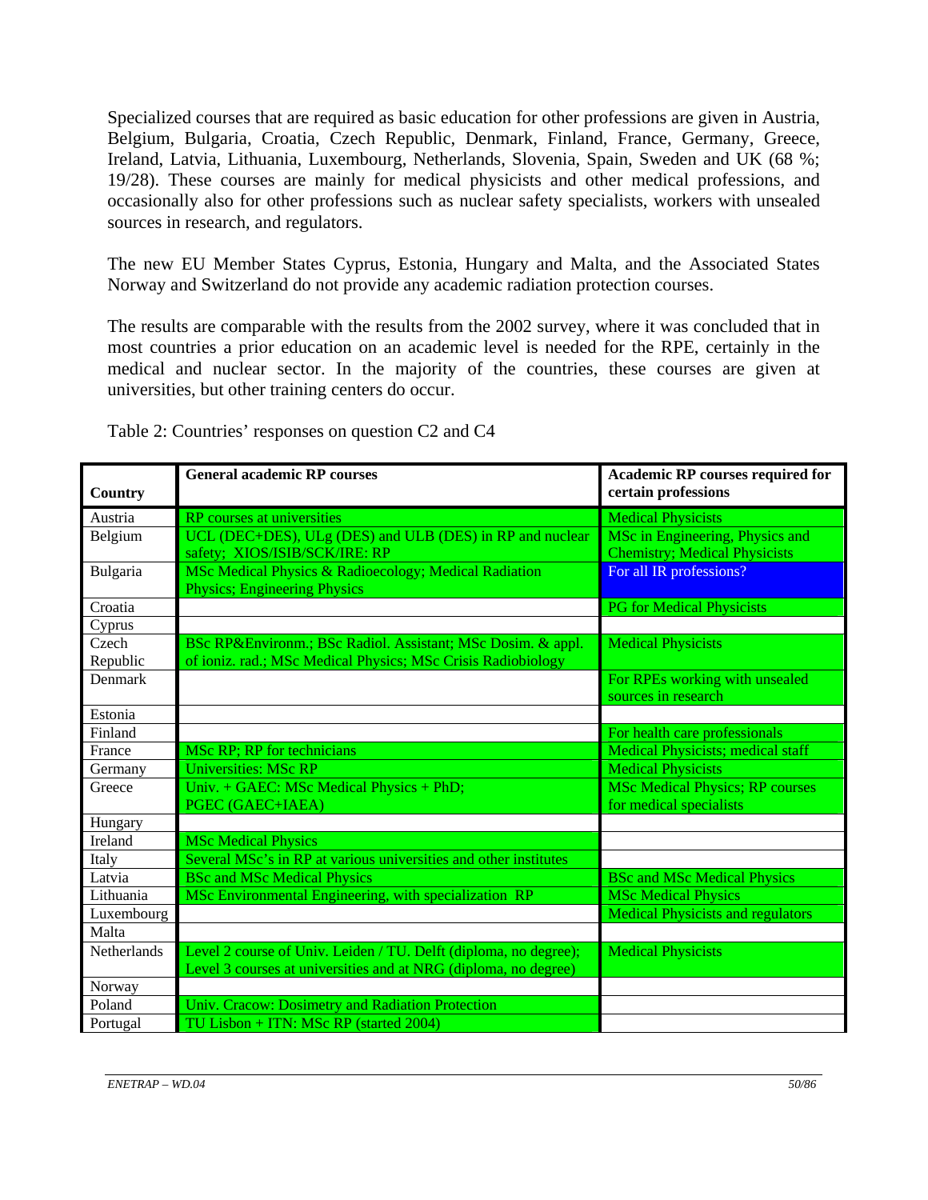Specialized courses that are required as basic education for other professions are given in Austria, Belgium, Bulgaria, Croatia, Czech Republic, Denmark, Finland, France, Germany, Greece, Ireland, Latvia, Lithuania, Luxembourg, Netherlands, Slovenia, Spain, Sweden and UK (68 %; 19/28). These courses are mainly for medical physicists and other medical professions, and occasionally also for other professions such as nuclear safety specialists, workers with unsealed sources in research, and regulators.

The new EU Member States Cyprus, Estonia, Hungary and Malta, and the Associated States Norway and Switzerland do not provide any academic radiation protection courses.

The results are comparable with the results from the 2002 survey, where it was concluded that in most countries a prior education on an academic level is needed for the RPE, certainly in the medical and nuclear sector. In the majority of the countries, these courses are given at universities, but other training centers do occur.

Table 2: Countries' responses on question C2 and C4

| Country | General academic RP courses | Academic RP courses required for certain professions |
|---|---|---|
| Austria | RP courses at universities | Medical Physicists |
| Belgium | UCL (DEC+DES), ULg (DES) and ULB (DES) in RP and nuclear safety; XIOS/ISIB/SCK/IRE: RP | MSc in Engineering, Physics and Chemistry; Medical Physicists |
| Bulgaria | MSc Medical Physics & Radioecology; Medical Radiation Physics; Engineering Physics | For all IR professions? |
| Croatia | | PG for Medical Physicists |
| Cyprus | | |
| Czech Republic | BSc RP&Environm.; BSc Radiol. Assistant; MSc Dosim. & appl. of ioniz. rad.; MSc Medical Physics; MSc Crisis Radiobiology | Medical Physicists |
| Denmark | | For RPEs working with unsealed sources in research |
| Estonia | | |
| Finland | | For health care professionals |
| France | MSc RP; RP for technicians | Medical Physicists; medical staff |
| Germany | Universities: MSc RP | Medical Physicists |
| Greece | Univ. + GAEC: MSc Medical Physics + PhD; PGEC (GAEC+IAEA) | MSc Medical Physics; RP courses for medical specialists |
| Hungary | | |
| Ireland | MSc Medical Physics | |
| Italy | Several MSc's in RP at various universities and other institutes | |
| Latvia | BSc and MSc Medical Physics | BSc and MSc Medical Physics |
| Lithuania | MSc Environmental Engineering, with specialization RP | MSc Medical Physics |
| Luxembourg | | Medical Physicists and regulators |
| Malta | | |
| Netherlands | Level 2 course of Univ. Leiden / TU. Delft (diploma, no degree); Level 3 courses at universities and at NRG (diploma, no degree) | Medical Physicists |
| Norway | | |
| Poland | Univ. Cracow: Dosimetry and Radiation Protection | |
| Portugal | TU Lisbon + ITN: MSc RP (started 2004) | |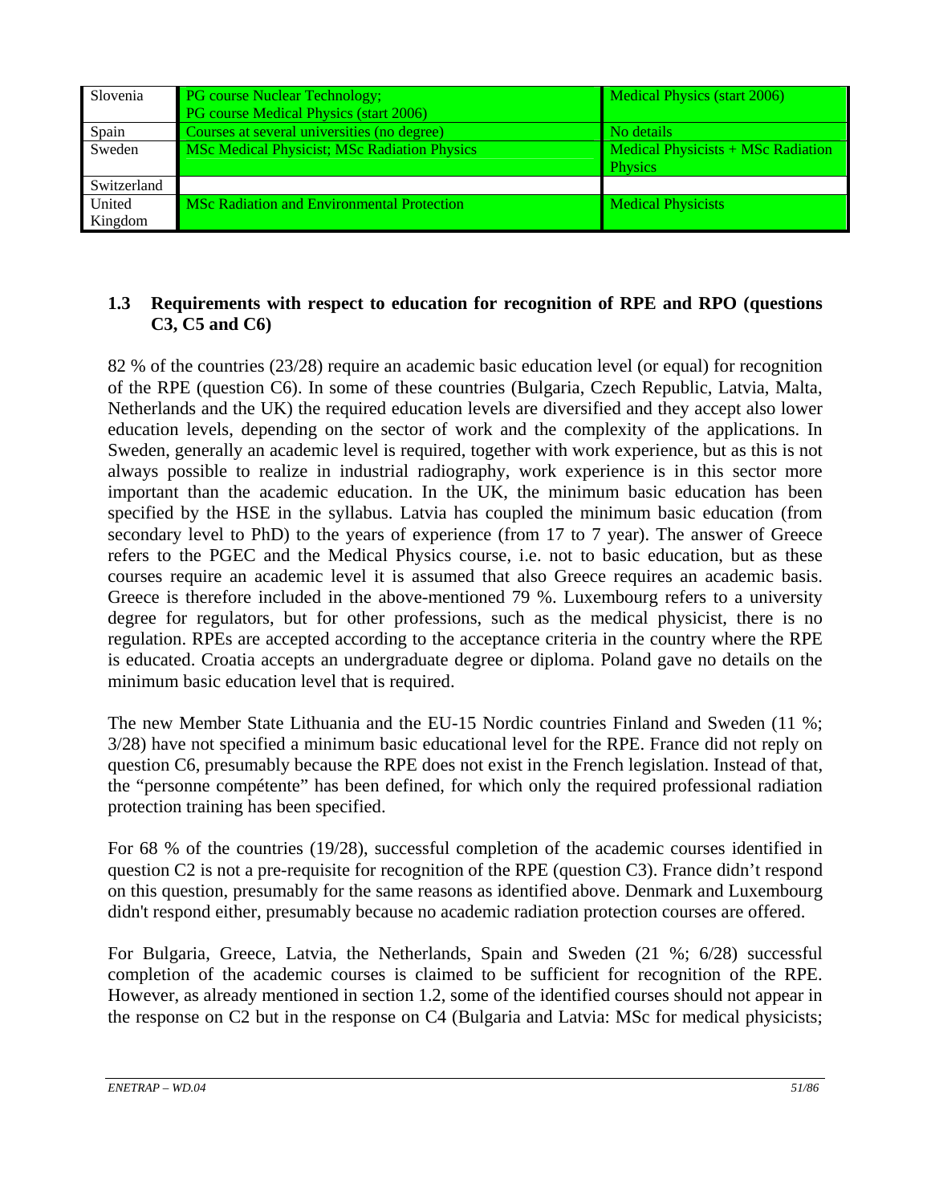| | | |
|---|---|---|
| Slovenia | PG course Nuclear Technology;<br>PG course Medical Physics (start 2006) | Medical Physics (start 2006) |
| Spain | Courses at several universities (no degree) | No details |
| Sweden | MSc Medical Physicist; MSc Radiation Physics | Medical Physicists + MSc Radiation Physics |
| Switzerland | | |
| United Kingdom | MSc Radiation and Environmental Protection | Medical Physicists |

### 1.3 Requirements with respect to education for recognition of RPE and RPO (questions C3, C5 and C6)

82 % of the countries (23/28) require an academic basic education level (or equal) for recognition of the RPE (question C6). In some of these countries (Bulgaria, Czech Republic, Latvia, Malta, Netherlands and the UK) the required education levels are diversified and they accept also lower education levels, depending on the sector of work and the complexity of the applications. In Sweden, generally an academic level is required, together with work experience, but as this is not always possible to realize in industrial radiography, work experience is in this sector more important than the academic education. In the UK, the minimum basic education has been specified by the HSE in the syllabus. Latvia has coupled the minimum basic education (from secondary level to PhD) to the years of experience (from 17 to 7 year). The answer of Greece refers to the PGEC and the Medical Physics course, i.e. not to basic education, but as these courses require an academic level it is assumed that also Greece requires an academic basis. Greece is therefore included in the above-mentioned 79 %. Luxembourg refers to a university degree for regulators, but for other professions, such as the medical physicist, there is no regulation. RPEs are accepted according to the acceptance criteria in the country where the RPE is educated. Croatia accepts an undergraduate degree or diploma. Poland gave no details on the minimum basic education level that is required.

The new Member State Lithuania and the EU-15 Nordic countries Finland and Sweden (11 %; 3/28) have not specified a minimum basic educational level for the RPE. France did not reply on question C6, presumably because the RPE does not exist in the French legislation. Instead of that, the "personne compétente" has been defined, for which only the required professional radiation protection training has been specified.

For 68 % of the countries (19/28), successful completion of the academic courses identified in question C2 is not a pre-requisite for recognition of the RPE (question C3). France didn't respond on this question, presumably for the same reasons as identified above. Denmark and Luxembourg didn't respond either, presumably because no academic radiation protection courses are offered.

For Bulgaria, Greece, Latvia, the Netherlands, Spain and Sweden (21 %; 6/28) successful completion of the academic courses is claimed to be sufficient for recognition of the RPE. However, as already mentioned in section 1.2, some of the identified courses should not appear in the response on C2 but in the response on C4 (Bulgaria and Latvia: MSc for medical physicists;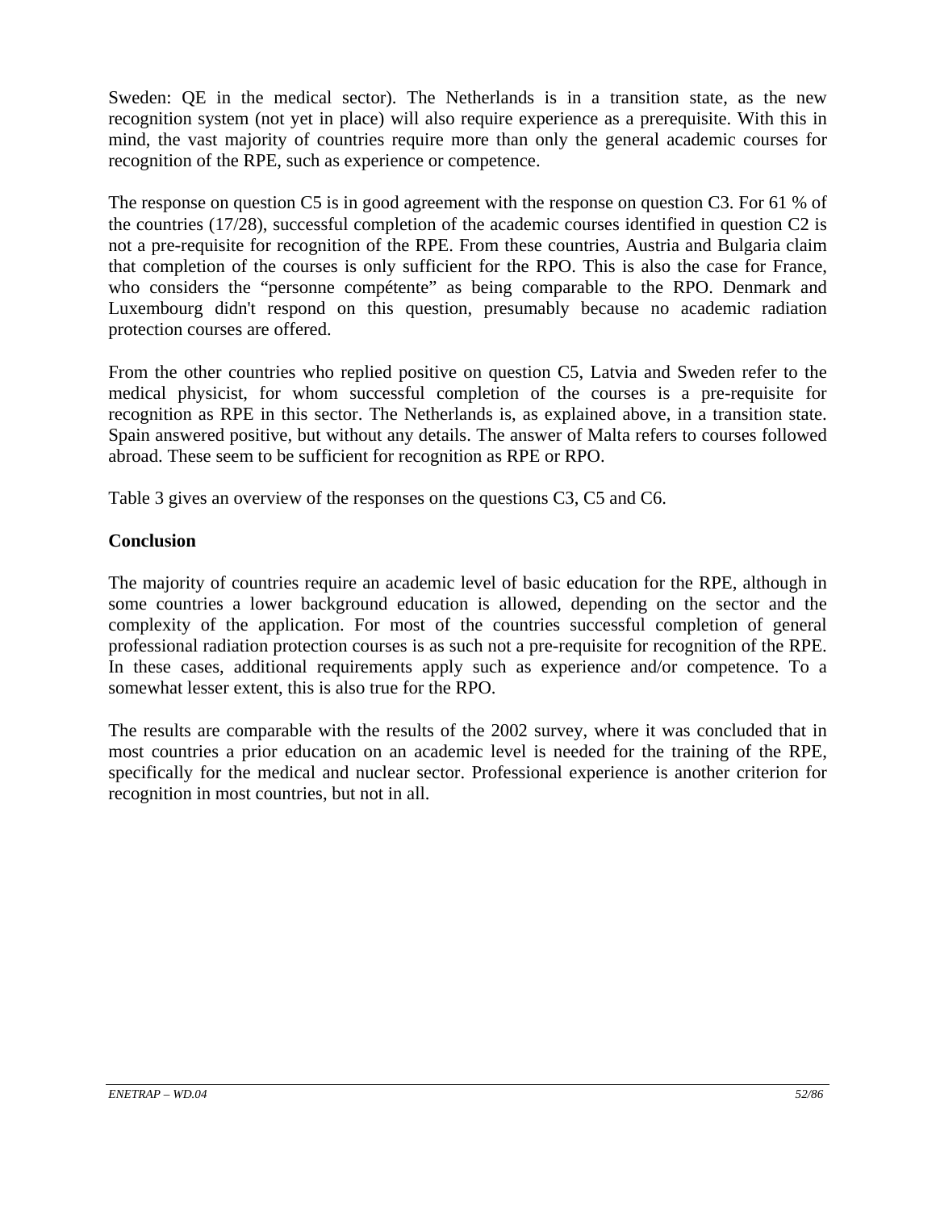Sweden: QE in the medical sector). The Netherlands is in a transition state, as the new recognition system (not yet in place) will also require experience as a prerequisite. With this in mind, the vast majority of countries require more than only the general academic courses for recognition of the RPE, such as experience or competence.

The response on question C5 is in good agreement with the response on question C3. For 61 % of the countries (17/28), successful completion of the academic courses identified in question C2 is not a pre-requisite for recognition of the RPE. From these countries, Austria and Bulgaria claim that completion of the courses is only sufficient for the RPO. This is also the case for France, who considers the “personne compétente” as being comparable to the RPO. Denmark and Luxembourg didn't respond on this question, presumably because no academic radiation protection courses are offered.

From the other countries who replied positive on question C5, Latvia and Sweden refer to the medical physicist, for whom successful completion of the courses is a pre-requisite for recognition as RPE in this sector. The Netherlands is, as explained above, in a transition state. Spain answered positive, but without any details. The answer of Malta refers to courses followed abroad. These seem to be sufficient for recognition as RPE or RPO.

Table 3 gives an overview of the responses on the questions C3, C5 and C6.

**Conclusion**

The majority of countries require an academic level of basic education for the RPE, although in some countries a lower background education is allowed, depending on the sector and the complexity of the application. For most of the countries successful completion of general professional radiation protection courses is as such not a pre-requisite for recognition of the RPE. In these cases, additional requirements apply such as experience and/or competence. To a somewhat lesser extent, this is also true for the RPO.

The results are comparable with the results of the 2002 survey, where it was concluded that in most countries a prior education on an academic level is needed for the training of the RPE, specifically for the medical and nuclear sector. Professional experience is another criterion for recognition in most countries, but not in all.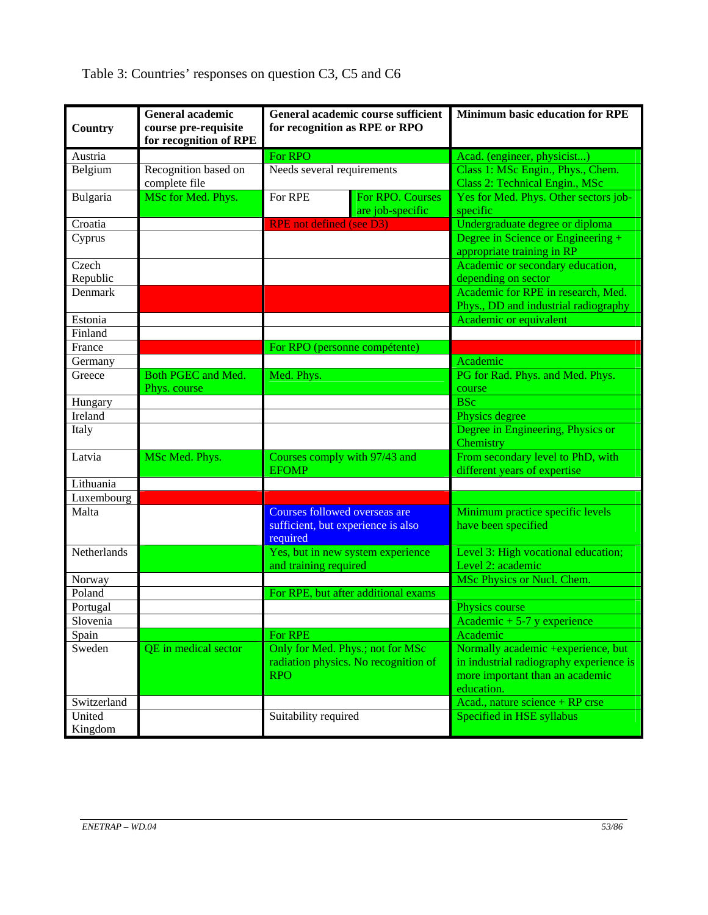Table 3: Countries' responses on question C3, C5 and C6

| Country | General academic course pre-requisite for recognition of RPE | General academic course sufficient for recognition as RPE or RPO | Minimum basic education for RPE |
|---|---|---|---|
| Austria | | For RPO | Acad. (engineer, physicist...) |
| Belgium | Recognition based on complete file | Needs several requirements | Class 1: MSc Engin., Phys., Chem. Class 2: Technical Engin., MSc |
| Bulgaria | MSc for Med. Phys. | For RPE / For RPO. Courses are job-specific | Yes for Med. Phys. Other sectors job-specific |
| Croatia | | RPE not defined (see D3) | Undergraduate degree or diploma |
| Cyprus | | | Degree in Science or Engineering + appropriate training in RP |
| Czech Republic | | | Academic or secondary education, depending on sector |
| Denmark | | | Academic for RPE in research, Med. Phys., DD and industrial radiography |
| Estonia | | | Academic or equivalent |
| Finland | | | |
| France | | For RPO (personne compétente) | |
| Germany | | | Academic |
| Greece | Both PGEC and Med. Phys. course | Med. Phys. | PG for Rad. Phys. and Med. Phys. course |
| Hungary | | | BSc |
| Ireland | | | Physics degree |
| Italy | | | Degree in Engineering, Physics or Chemistry |
| Latvia | MSc Med. Phys. | Courses comply with 97/43 and EFOMP | From secondary level to PhD, with different years of expertise |
| Lithuania | | | |
| Luxembourg | | | |
| Malta | | Courses followed overseas are sufficient, but experience is also required | Minimum practice specific levels have been specified |
| Netherlands | | Yes, but in new system experience and training required | Level 3: High vocational education; Level 2: academic |
| Norway | | | MSc Physics or Nucl. Chem. |
| Poland | | For RPE, but after additional exams | |
| Portugal | | | Physics course |
| Slovenia | | | Academic + 5-7 y experience |
| Spain | | For RPE | Academic |
| Sweden | QE in medical sector | Only for Med. Phys.; not for MSc radiation physics. No recognition of RPO | Normally academic +experience, but in industrial radiography experience is more important than an academic education. |
| Switzerland | | | Acad., nature science + RP crse |
| United Kingdom | | Suitability required | Specified in HSE syllabus |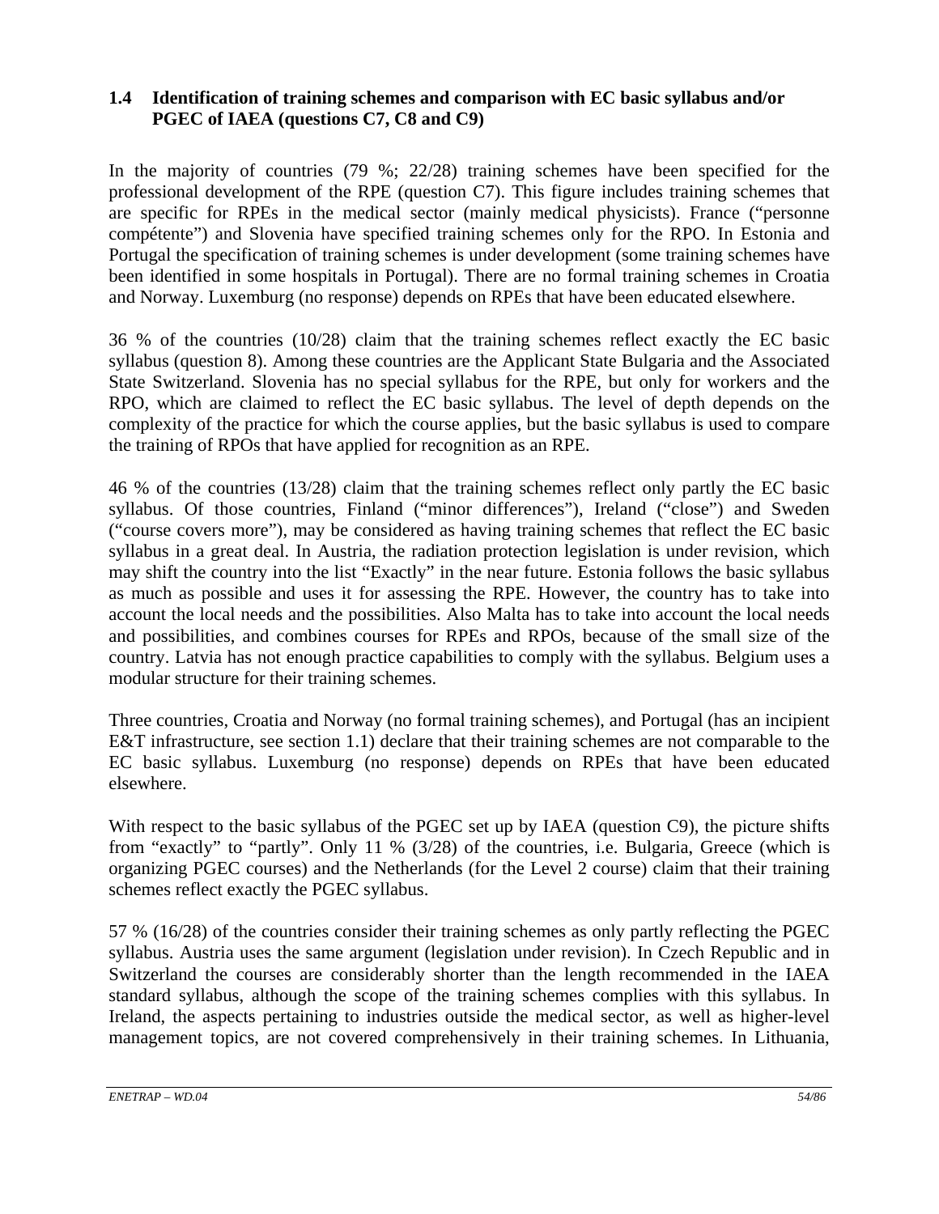### 1.4 Identification of training schemes and comparison with EC basic syllabus and/or PGEC of IAEA (questions C7, C8 and C9)

In the majority of countries (79 %; 22/28) training schemes have been specified for the professional development of the RPE (question C7). This figure includes training schemes that are specific for RPEs in the medical sector (mainly medical physicists). France ("personne compétente") and Slovenia have specified training schemes only for the RPO. In Estonia and Portugal the specification of training schemes is under development (some training schemes have been identified in some hospitals in Portugal). There are no formal training schemes in Croatia and Norway. Luxemburg (no response) depends on RPEs that have been educated elsewhere.

36 % of the countries (10/28) claim that the training schemes reflect exactly the EC basic syllabus (question 8). Among these countries are the Applicant State Bulgaria and the Associated State Switzerland. Slovenia has no special syllabus for the RPE, but only for workers and the RPO, which are claimed to reflect the EC basic syllabus. The level of depth depends on the complexity of the practice for which the course applies, but the basic syllabus is used to compare the training of RPOs that have applied for recognition as an RPE.

46 % of the countries (13/28) claim that the training schemes reflect only partly the EC basic syllabus. Of those countries, Finland ("minor differences"), Ireland ("close") and Sweden ("course covers more"), may be considered as having training schemes that reflect the EC basic syllabus in a great deal. In Austria, the radiation protection legislation is under revision, which may shift the country into the list "Exactly" in the near future. Estonia follows the basic syllabus as much as possible and uses it for assessing the RPE. However, the country has to take into account the local needs and the possibilities. Also Malta has to take into account the local needs and possibilities, and combines courses for RPEs and RPOs, because of the small size of the country. Latvia has not enough practice capabilities to comply with the syllabus. Belgium uses a modular structure for their training schemes.

Three countries, Croatia and Norway (no formal training schemes), and Portugal (has an incipient E&T infrastructure, see section 1.1) declare that their training schemes are not comparable to the EC basic syllabus. Luxemburg (no response) depends on RPEs that have been educated elsewhere.

With respect to the basic syllabus of the PGEC set up by IAEA (question C9), the picture shifts from "exactly" to "partly". Only 11 % (3/28) of the countries, i.e. Bulgaria, Greece (which is organizing PGEC courses) and the Netherlands (for the Level 2 course) claim that their training schemes reflect exactly the PGEC syllabus.

57 % (16/28) of the countries consider their training schemes as only partly reflecting the PGEC syllabus. Austria uses the same argument (legislation under revision). In Czech Republic and in Switzerland the courses are considerably shorter than the length recommended in the IAEA standard syllabus, although the scope of the training schemes complies with this syllabus. In Ireland, the aspects pertaining to industries outside the medical sector, as well as higher-level management topics, are not covered comprehensively in their training schemes. In Lithuania,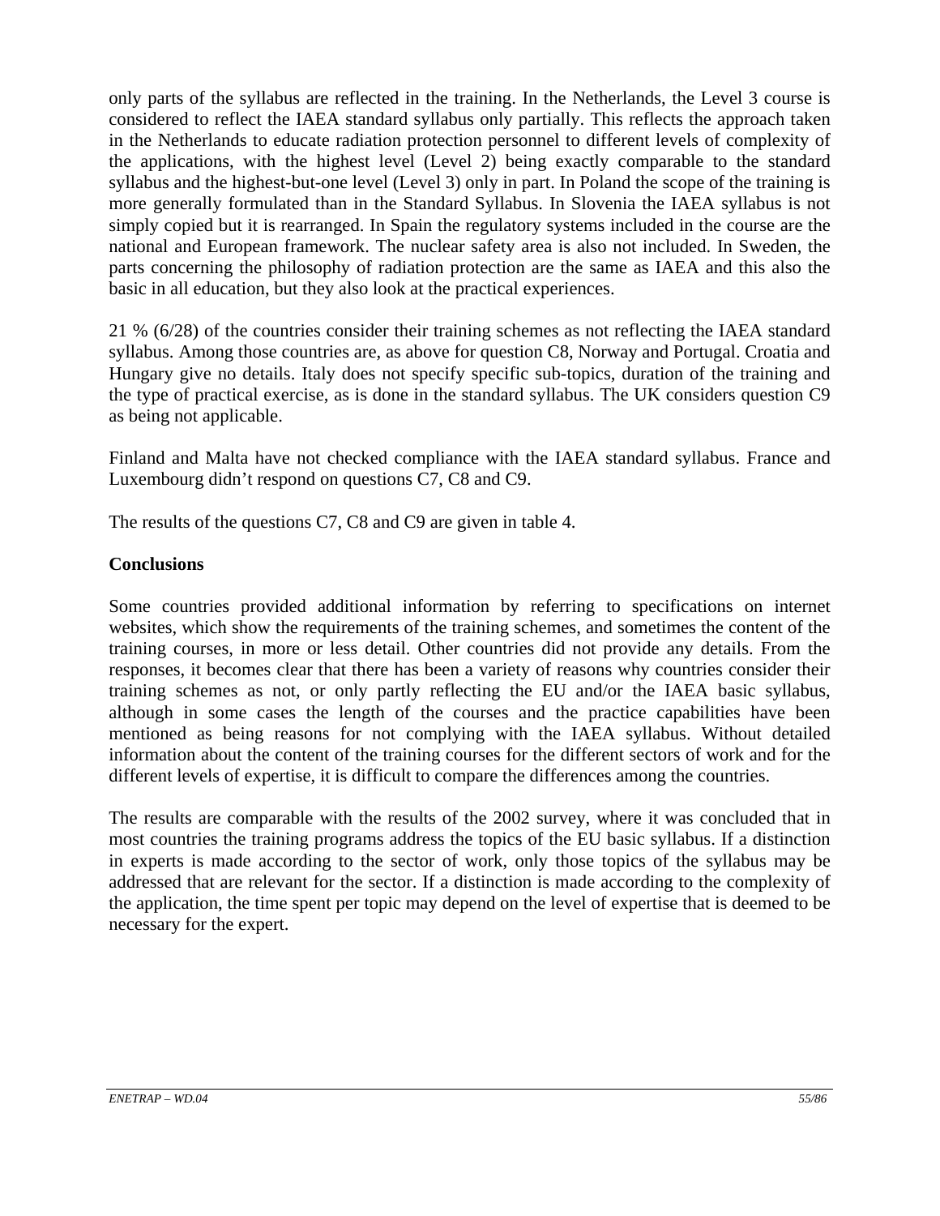only parts of the syllabus are reflected in the training. In the Netherlands, the Level 3 course is considered to reflect the IAEA standard syllabus only partially. This reflects the approach taken in the Netherlands to educate radiation protection personnel to different levels of complexity of the applications, with the highest level (Level 2) being exactly comparable to the standard syllabus and the highest-but-one level (Level 3) only in part. In Poland the scope of the training is more generally formulated than in the Standard Syllabus. In Slovenia the IAEA syllabus is not simply copied but it is rearranged. In Spain the regulatory systems included in the course are the national and European framework. The nuclear safety area is also not included. In Sweden, the parts concerning the philosophy of radiation protection are the same as IAEA and this also the basic in all education, but they also look at the practical experiences.

21 % (6/28) of the countries consider their training schemes as not reflecting the IAEA standard syllabus. Among those countries are, as above for question C8, Norway and Portugal. Croatia and Hungary give no details. Italy does not specify specific sub-topics, duration of the training and the type of practical exercise, as is done in the standard syllabus. The UK considers question C9 as being not applicable.

Finland and Malta have not checked compliance with the IAEA standard syllabus. France and Luxembourg didn't respond on questions C7, C8 and C9.

The results of the questions C7, C8 and C9 are given in table 4.

**Conclusions**

Some countries provided additional information by referring to specifications on internet websites, which show the requirements of the training schemes, and sometimes the content of the training courses, in more or less detail. Other countries did not provide any details. From the responses, it becomes clear that there has been a variety of reasons why countries consider their training schemes as not, or only partly reflecting the EU and/or the IAEA basic syllabus, although in some cases the length of the courses and the practice capabilities have been mentioned as being reasons for not complying with the IAEA syllabus. Without detailed information about the content of the training courses for the different sectors of work and for the different levels of expertise, it is difficult to compare the differences among the countries.

The results are comparable with the results of the 2002 survey, where it was concluded that in most countries the training programs address the topics of the EU basic syllabus. If a distinction in experts is made according to the sector of work, only those topics of the syllabus may be addressed that are relevant for the sector. If a distinction is made according to the complexity of the application, the time spent per topic may depend on the level of expertise that is deemed to be necessary for the expert.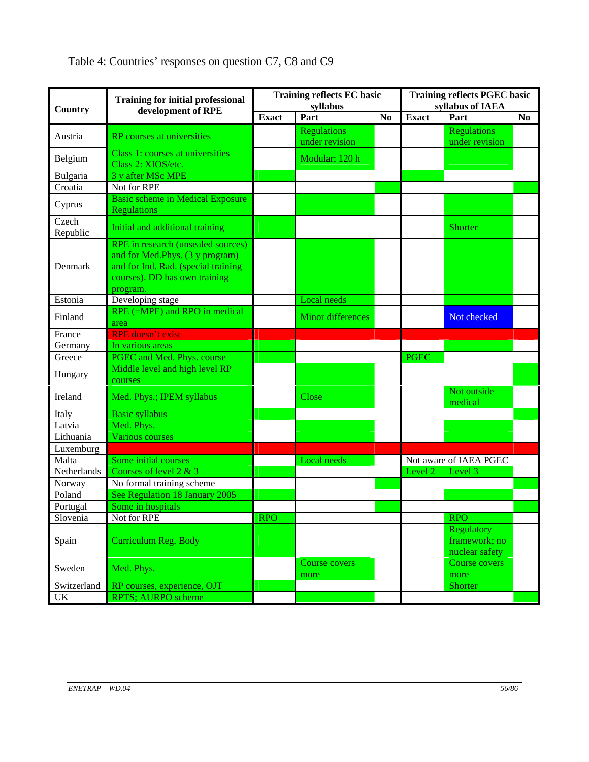Table 4: Countries' responses on question C7, C8 and C9

| Country | Training for initial professional development of RPE | Training reflects EC basic syllabus | | | Training reflects PGEC basic syllabus of IAEA | | |
|---|---|---|---|---|---|---|---|
| | | Exact | Part | No | Exact | Part | No |
| Austria | RP courses at universities | | Regulations under revision | | | Regulations under revision | |
| Belgium | Class 1: courses at universities Class 2: XIOS/etc. | | Modular; 120 h | | | | |
| Bulgaria | 3 y after MSc MPE | | | | | | |
| Croatia | Not for RPE | | | | | | |
| Cyprus | Basic scheme in Medical Exposure Regulations | | | | | | |
| Czech Republic | Initial and additional training | | | | | Shorter | |
| Denmark | RPE in research (unsealed sources) and for Med.Phys. (3 y program) and for Ind. Rad. (special training courses). DD has own training program. | | | | | | |
| Estonia | Developing stage | | Local needs | | | | |
| Finland | RPE (=MPE) and RPO in medical area | | Minor differences | | | Not checked | |
| France | RPE doesn't exist | | | | | | |
| Germany | In various areas | | | | | | |
| Greece | PGEC and Med. Phys. course | | | | PGEC | | |
| Hungary | Middle level and high level RP courses | | | | | | |
| Ireland | Med. Phys.; IPEM syllabus | | Close | | | Not outside medical | |
| Italy | Basic syllabus | | | | | | |
| Latvia | Med. Phys. | | | | | | |
| Lithuania | Various courses | | | | | | |
| Luxemburg | | | | | | | |
| Malta | Some initial courses | | Local needs | | Not aware of IAEA PGEC | | |
| Netherlands | Courses of level 2 & 3 | | | | Level 2 | Level 3 | |
| Norway | No formal training scheme | | | | | | |
| Poland | See Regulation 18 January 2005 | | | | | | |
| Portugal | Some in hospitals | | | | | | |
| Slovenia | Not for RPE | RPO | | | | RPO | |
| Spain | Curriculum Reg. Body | | | | | Regulatory framework; no nuclear safety | |
| Sweden | Med. Phys. | | Course covers more | | | Course covers more | |
| Switzerland | RP courses, experience, OJT | | | | | Shorter | |
| UK | RPTS; AURPO scheme | | | | | | |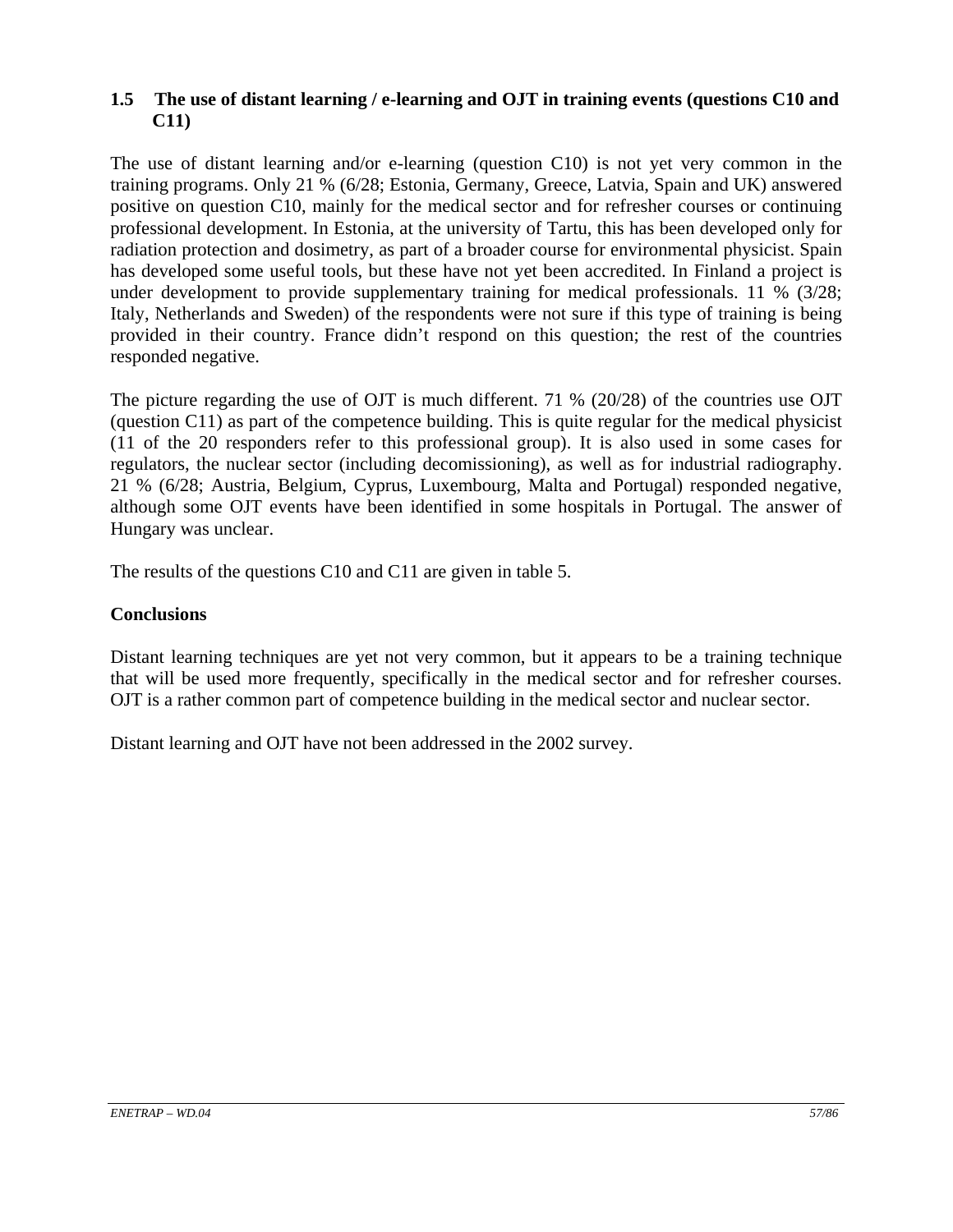### 1.5 The use of distant learning / e-learning and OJT in training events (questions C10 and C11)

The use of distant learning and/or e-learning (question C10) is not yet very common in the training programs. Only 21 % (6/28; Estonia, Germany, Greece, Latvia, Spain and UK) answered positive on question C10, mainly for the medical sector and for refresher courses or continuing professional development. In Estonia, at the university of Tartu, this has been developed only for radiation protection and dosimetry, as part of a broader course for environmental physicist. Spain has developed some useful tools, but these have not yet been accredited. In Finland a project is under development to provide supplementary training for medical professionals. 11 % (3/28; Italy, Netherlands and Sweden) of the respondents were not sure if this type of training is being provided in their country. France didn't respond on this question; the rest of the countries responded negative.

The picture regarding the use of OJT is much different. 71 % (20/28) of the countries use OJT (question C11) as part of the competence building. This is quite regular for the medical physicist (11 of the 20 responders refer to this professional group). It is also used in some cases for regulators, the nuclear sector (including decomissioning), as well as for industrial radiography. 21 % (6/28; Austria, Belgium, Cyprus, Luxembourg, Malta and Portugal) responded negative, although some OJT events have been identified in some hospitals in Portugal. The answer of Hungary was unclear.

The results of the questions C10 and C11 are given in table 5.

**Conclusions**

Distant learning techniques are yet not very common, but it appears to be a training technique that will be used more frequently, specifically in the medical sector and for refresher courses. OJT is a rather common part of competence building in the medical sector and nuclear sector.

Distant learning and OJT have not been addressed in the 2002 survey.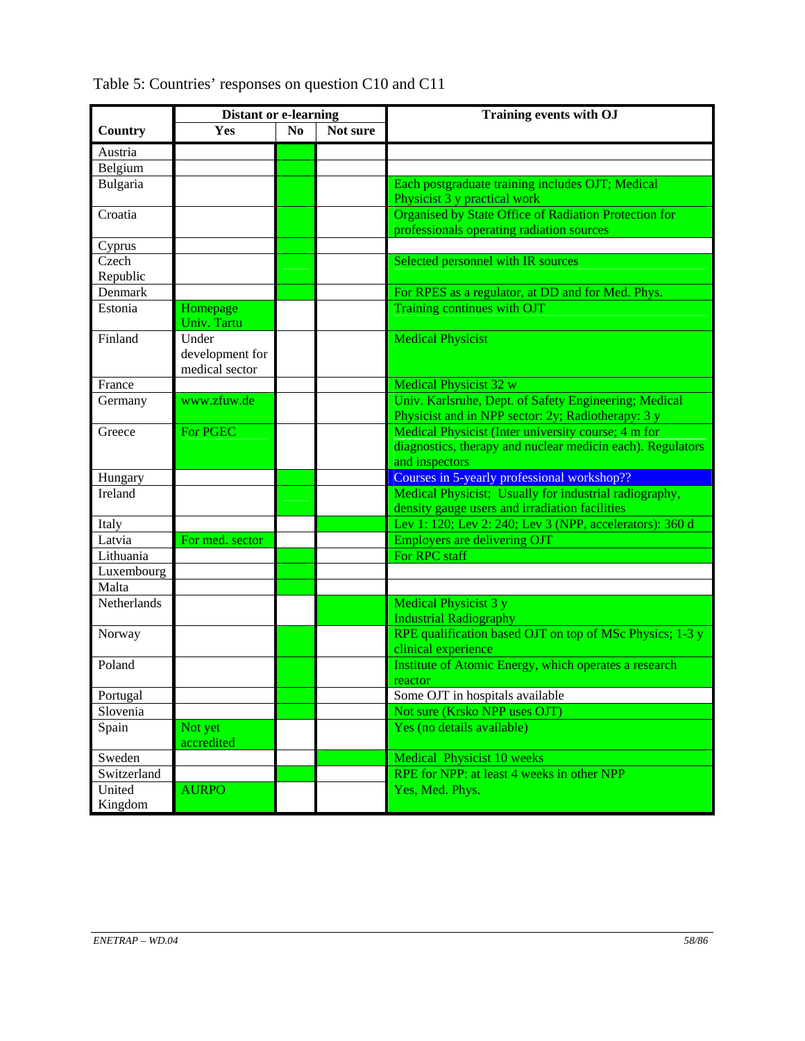Table 5: Countries' responses on question C10 and C11

| Country | Distant or e-learning | | | Training events with OJ |
|---|---|---|---|---|
| | Yes | No | Not sure | |
| Austria | | | | |
| Belgium | | | | |
| Bulgaria | | | | Each postgraduate training includes OJT; Medical Physicist 3 y practical work |
| Croatia | | | | Organised by State Office of Radiation Protection for professionals operating radiation sources |
| Cyprus | | | | |
| Czech Republic | | | | Selected personnel with IR sources |
| Denmark | | | | For RPES as a regulator, at DD and for Med. Phys. |
| Estonia | Homepage Univ. Tartu | | | Training continues with OJT |
| Finland | Under development for medical sector | | | Medical Physicist |
| France | | | | Medical Physicist 32 w |
| Germany | www.zfuw.de | | | Univ. Karlsruhe, Dept. of Safety Engineering; Medical Physicist and in NPP sector: 2y; Radiotherapy: 3 y |
| Greece | For PGEC | | | Medical Physicist (Inter university course; 4 m for diagnostics, therapy and nuclear medicin each). Regulators and inspectors |
| Hungary | | | | Courses in 5-yearly professional workshop?? |
| Ireland | | | | Medical Physicist; Usually for industrial radiography, density gauge users and irradiation facilities |
| Italy | | | | Lev 1: 120; Lev 2: 240; Lev 3 (NPP, accelerators): 360 d |
| Latvia | For med. sector | | | Employers are delivering OJT |
| Lithuania | | | | For RPC staff |
| Luxembourg | | | | |
| Malta | | | | |
| Netherlands | | | | Medical Physicist 3 y Industrial Radiography |
| Norway | | | | RPE qualification based OJT on top of MSc Physics; 1-3 y clinical experience |
| Poland | | | | Institute of Atomic Energy, which operates a research reactor |
| Portugal | | | | Some OJT in hospitals available |
| Slovenia | | | | Not sure (Krsko NPP uses OJT) |
| Spain | Not yet accredited | | | Yes (no details available) |
| Sweden | | | | Medical Physicist 10 weeks |
| Switzerland | | | | RPE for NPP: at least 4 weeks in other NPP |
| United Kingdom | AURPO | | | Yes, Med. Phys. |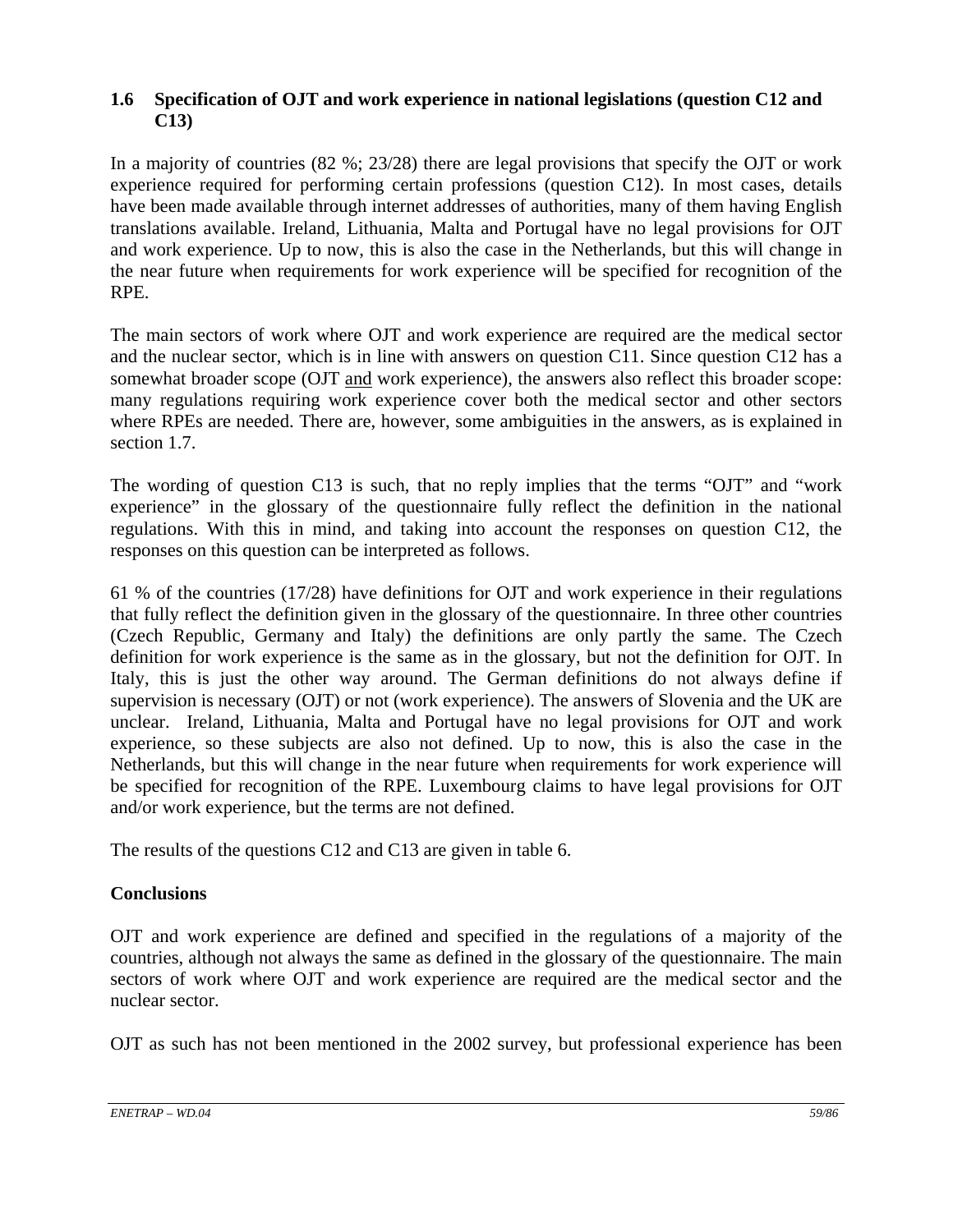## 1.6 Specification of OJT and work experience in national legislations (question C12 and C13)

In a majority of countries (82 %; 23/28) there are legal provisions that specify the OJT or work experience required for performing certain professions (question C12). In most cases, details have been made available through internet addresses of authorities, many of them having English translations available. Ireland, Lithuania, Malta and Portugal have no legal provisions for OJT and work experience. Up to now, this is also the case in the Netherlands, but this will change in the near future when requirements for work experience will be specified for recognition of the RPE.

The main sectors of work where OJT and work experience are required are the medical sector and the nuclear sector, which is in line with answers on question C11. Since question C12 has a somewhat broader scope (OJT <u>and</u> work experience), the answers also reflect this broader scope: many regulations requiring work experience cover both the medical sector and other sectors where RPEs are needed. There are, however, some ambiguities in the answers, as is explained in section 1.7.

The wording of question C13 is such, that no reply implies that the terms "OJT" and "work experience" in the glossary of the questionnaire fully reflect the definition in the national regulations. With this in mind, and taking into account the responses on question C12, the responses on this question can be interpreted as follows.

61 % of the countries (17/28) have definitions for OJT and work experience in their regulations that fully reflect the definition given in the glossary of the questionnaire. In three other countries (Czech Republic, Germany and Italy) the definitions are only partly the same. The Czech definition for work experience is the same as in the glossary, but not the definition for OJT. In Italy, this is just the other way around. The German definitions do not always define if supervision is necessary (OJT) or not (work experience). The answers of Slovenia and the UK are unclear. Ireland, Lithuania, Malta and Portugal have no legal provisions for OJT and work experience, so these subjects are also not defined. Up to now, this is also the case in the Netherlands, but this will change in the near future when requirements for work experience will be specified for recognition of the RPE. Luxembourg claims to have legal provisions for OJT and/or work experience, but the terms are not defined.

The results of the questions C12 and C13 are given in table 6.

**Conclusions**

OJT and work experience are defined and specified in the regulations of a majority of the countries, although not always the same as defined in the glossary of the questionnaire. The main sectors of work where OJT and work experience are required are the medical sector and the nuclear sector.

OJT as such has not been mentioned in the 2002 survey, but professional experience has been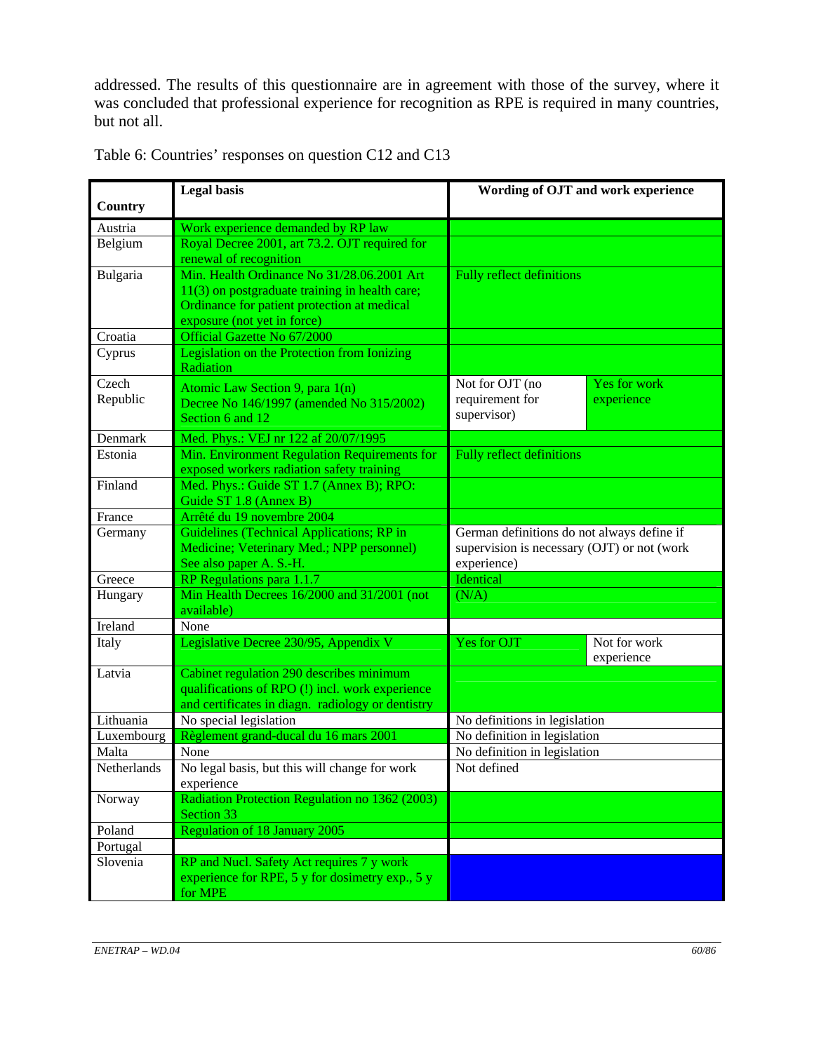addressed. The results of this questionnaire are in agreement with those of the survey, where it was concluded that professional experience for recognition as RPE is required in many countries, but not all.

Table 6: Countries' responses on question C12 and C13

| Country | Legal basis | Wording of OJT and work experience | |
|---|---|---|---|
| Austria | Work experience demanded by RP law | | |
| Belgium | Royal Decree 2001, art 73.2. OJT required for renewal of recognition | | |
| Bulgaria | Min. Health Ordinance No 31/28.06.2001 Art 11(3) on postgraduate training in health care; Ordinance for patient protection at medical exposure (not yet in force) | Fully reflect definitions | |
| Croatia | Official Gazette No 67/2000 | | |
| Cyprus | Legislation on the Protection from Ionizing Radiation | | |
| Czech Republic | Atomic Law Section 9, para 1(n) Decree No 146/1997 (amended No 315/2002) Section 6 and 12 | Not for OJT (no requirement for supervisor) | Yes for work experience |
| Denmark | Med. Phys.: VEJ nr 122 af 20/07/1995 | | |
| Estonia | Min. Environment Regulation Requirements for exposed workers radiation safety training | Fully reflect definitions | |
| Finland | Med. Phys.: Guide ST 1.7 (Annex B); RPO: Guide ST 1.8 (Annex B) | | |
| France | Arrêté du 19 novembre 2004 | | |
| Germany | Guidelines (Technical Applications; RP in Medicine; Veterinary Med.; NPP personnel) See also paper A. S.-H. | German definitions do not always define if supervision is necessary (OJT) or not (work experience) | |
| Greece | RP Regulations para 1.1.7 | Identical | |
| Hungary | Min Health Decrees 16/2000 and 31/2001 (not available) | (N/A) | |
| Ireland | None | | |
| Italy | Legislative Decree 230/95, Appendix V | Yes for OJT | Not for work experience |
| Latvia | Cabinet regulation 290 describes minimum qualifications of RPO (!) incl. work experience and certificates in diagn. radiology or dentistry | | |
| Lithuania | No special legislation | No definitions in legislation | |
| Luxembourg | Règlement grand-ducal du 16 mars 2001 | No definition in legislation | |
| Malta | None | No definition in legislation | |
| Netherlands | No legal basis, but this will change for work experience | Not defined | |
| Norway | Radiation Protection Regulation no 1362 (2003) Section 33 | | |
| Poland | Regulation of 18 January 2005 | | |
| Portugal | | | |
| Slovenia | RP and Nucl. Safety Act requires 7 y work experience for RPE, 5 y for dosimetry exp., 5 y for MPE | | |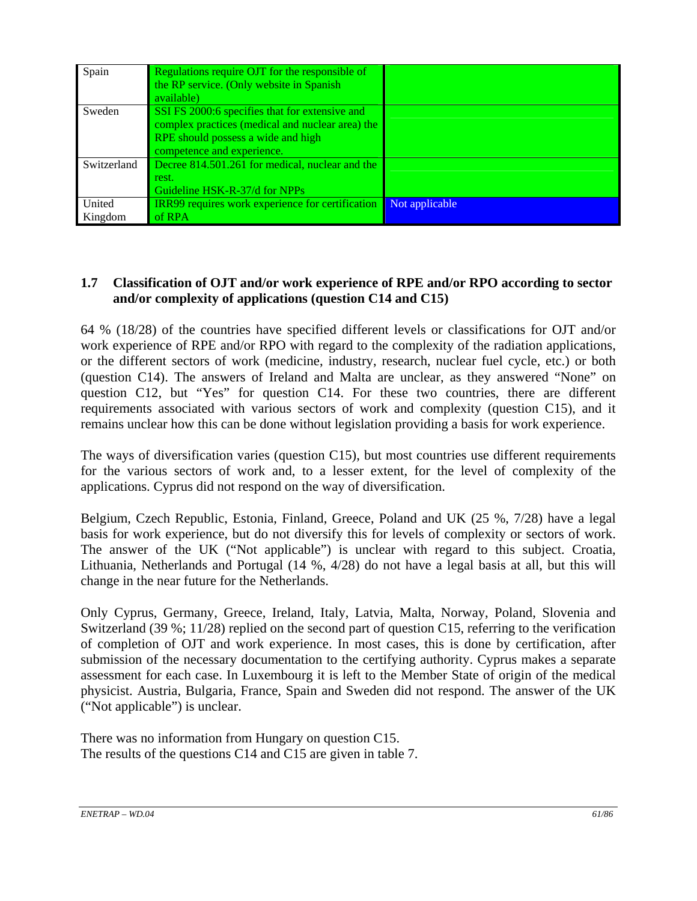| Spain | Regulations require OJT for the responsible of the RP service. (Only website in Spanish available) | |
|---|---|---|
| Sweden | SSI FS 2000:6 specifies that for extensive and complex practices (medical and nuclear area) the RPE should possess a wide and high competence and experience. | |
| Switzerland | Decree 814.501.261 for medical, nuclear and the rest.<br>Guideline HSK-R-37/d for NPPs | |
| United Kingdom | IRR99 requires work experience for certification of RPA | Not applicable |

## 1.7 Classification of OJT and/or work experience of RPE and/or RPO according to sector and/or complexity of applications (question C14 and C15)

64 % (18/28) of the countries have specified different levels or classifications for OJT and/or work experience of RPE and/or RPO with regard to the complexity of the radiation applications, or the different sectors of work (medicine, industry, research, nuclear fuel cycle, etc.) or both (question C14). The answers of Ireland and Malta are unclear, as they answered "None" on question C12, but "Yes" for question C14. For these two countries, there are different requirements associated with various sectors of work and complexity (question C15), and it remains unclear how this can be done without legislation providing a basis for work experience.

The ways of diversification varies (question C15), but most countries use different requirements for the various sectors of work and, to a lesser extent, for the level of complexity of the applications. Cyprus did not respond on the way of diversification.

Belgium, Czech Republic, Estonia, Finland, Greece, Poland and UK (25 %, 7/28) have a legal basis for work experience, but do not diversify this for levels of complexity or sectors of work. The answer of the UK ("Not applicable") is unclear with regard to this subject. Croatia, Lithuania, Netherlands and Portugal (14 %, 4/28) do not have a legal basis at all, but this will change in the near future for the Netherlands.

Only Cyprus, Germany, Greece, Ireland, Italy, Latvia, Malta, Norway, Poland, Slovenia and Switzerland (39 %; 11/28) replied on the second part of question C15, referring to the verification of completion of OJT and work experience. In most cases, this is done by certification, after submission of the necessary documentation to the certifying authority. Cyprus makes a separate assessment for each case. In Luxembourg it is left to the Member State of origin of the medical physicist. Austria, Bulgaria, France, Spain and Sweden did not respond. The answer of the UK ("Not applicable") is unclear.

There was no information from Hungary on question C15.
The results of the questions C14 and C15 are given in table 7.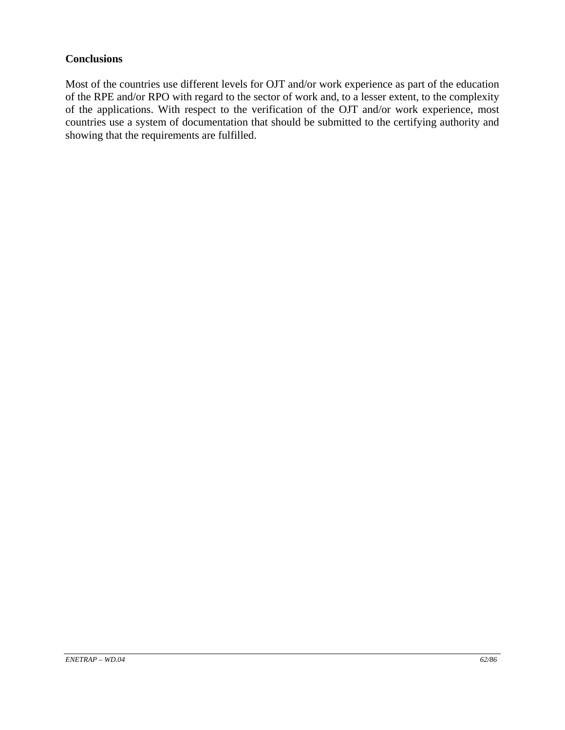**Conclusions**

Most of the countries use different levels for OJT and/or work experience as part of the education of the RPE and/or RPO with regard to the sector of work and, to a lesser extent, to the complexity of the applications. With respect to the verification of the OJT and/or work experience, most countries use a system of documentation that should be submitted to the certifying authority and showing that the requirements are fulfilled.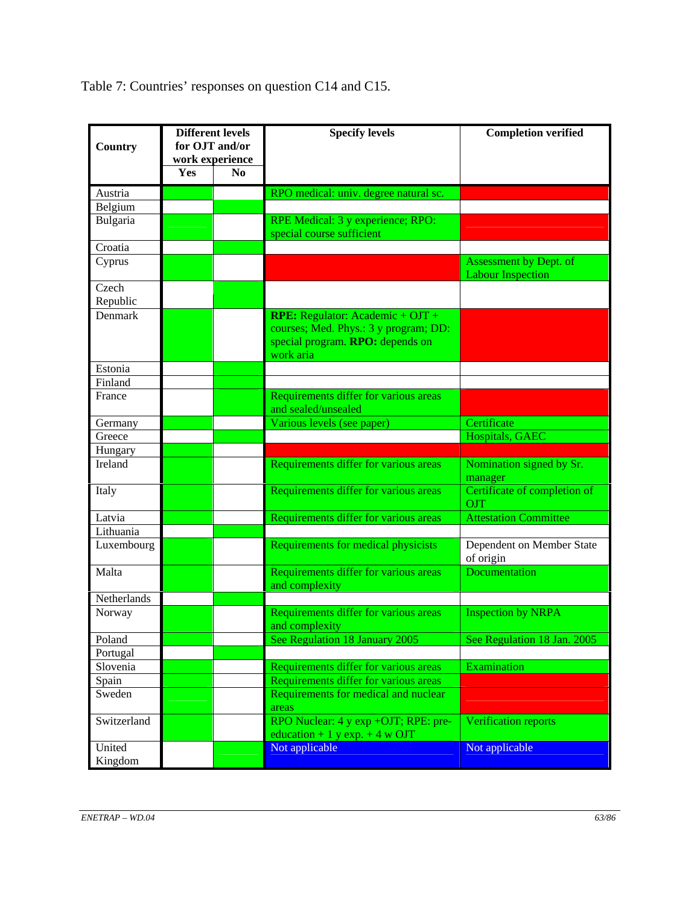Table 7: Countries' responses on question C14 and C15.

| Country | Different levels for OJT and/or work experience | | Specify levels | Completion verified |
|---|---|---|---|---|
| | Yes | No | | |
| Austria | | | RPO medical: univ. degree natural sc. | |
| Belgium | | | | |
| Bulgaria | | | RPE Medical: 3 y experience; RPO: special course sufficient | |
| Croatia | | | | |
| Cyprus | | | | Assessment by Dept. of Labour Inspection |
| Czech Republic | | | | |
| Denmark | | | **RPE:** Regulator: Academic + OJT + courses; Med. Phys.: 3 y program; DD: special program. **RPO:** depends on work aria | |
| Estonia | | | | |
| Finland | | | | |
| France | | | Requirements differ for various areas and sealed/unsealed | |
| Germany | | | Various levels (see paper) | Certificate |
| Greece | | | | Hospitals, GAEC |
| Hungary | | | | |
| Ireland | | | Requirements differ for various areas | Nomination signed by Sr. manager |
| Italy | | | Requirements differ for various areas | Certificate of completion of OJT |
| Latvia | | | Requirements differ for various areas | Attestation Committee |
| Lithuania | | | | |
| Luxembourg | | | Requirements for medical physicists | Dependent on Member State of origin |
| Malta | | | Requirements differ for various areas and complexity | Documentation |
| Netherlands | | | | |
| Norway | | | Requirements differ for various areas and complexity | Inspection by NRPA |
| Poland | | | See Regulation 18 January 2005 | See Regulation 18 Jan. 2005 |
| Portugal | | | | |
| Slovenia | | | Requirements differ for various areas | Examination |
| Spain | | | Requirements differ for various areas | |
| Sweden | | | Requirements for medical and nuclear areas | |
| Switzerland | | | RPO Nuclear: 4 y exp +OJT; RPE: pre-education + 1 y exp. + 4 w OJT | Verification reports |
| United Kingdom | | | Not applicable | Not applicable |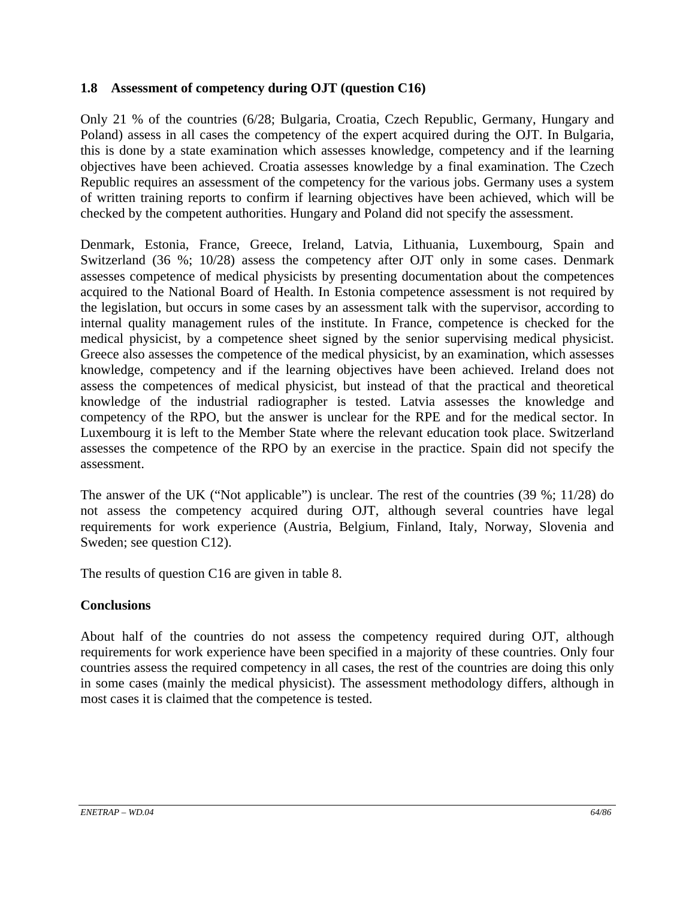### 1.8 Assessment of competency during OJT (question C16)

Only 21 % of the countries (6/28; Bulgaria, Croatia, Czech Republic, Germany, Hungary and Poland) assess in all cases the competency of the expert acquired during the OJT. In Bulgaria, this is done by a state examination which assesses knowledge, competency and if the learning objectives have been achieved. Croatia assesses knowledge by a final examination. The Czech Republic requires an assessment of the competency for the various jobs. Germany uses a system of written training reports to confirm if learning objectives have been achieved, which will be checked by the competent authorities. Hungary and Poland did not specify the assessment.

Denmark, Estonia, France, Greece, Ireland, Latvia, Lithuania, Luxembourg, Spain and Switzerland (36 %; 10/28) assess the competency after OJT only in some cases. Denmark assesses competence of medical physicists by presenting documentation about the competences acquired to the National Board of Health. In Estonia competence assessment is not required by the legislation, but occurs in some cases by an assessment talk with the supervisor, according to internal quality management rules of the institute. In France, competence is checked for the medical physicist, by a competence sheet signed by the senior supervising medical physicist. Greece also assesses the competence of the medical physicist, by an examination, which assesses knowledge, competency and if the learning objectives have been achieved. Ireland does not assess the competences of medical physicist, but instead of that the practical and theoretical knowledge of the industrial radiographer is tested. Latvia assesses the knowledge and competency of the RPO, but the answer is unclear for the RPE and for the medical sector. In Luxembourg it is left to the Member State where the relevant education took place. Switzerland assesses the competence of the RPO by an exercise in the practice. Spain did not specify the assessment.

The answer of the UK ("Not applicable") is unclear. The rest of the countries (39 %; 11/28) do not assess the competency acquired during OJT, although several countries have legal requirements for work experience (Austria, Belgium, Finland, Italy, Norway, Slovenia and Sweden; see question C12).

The results of question C16 are given in table 8.

**Conclusions**

About half of the countries do not assess the competency required during OJT, although requirements for work experience have been specified in a majority of these countries. Only four countries assess the required competency in all cases, the rest of the countries are doing this only in some cases (mainly the medical physicist). The assessment methodology differs, although in most cases it is claimed that the competence is tested.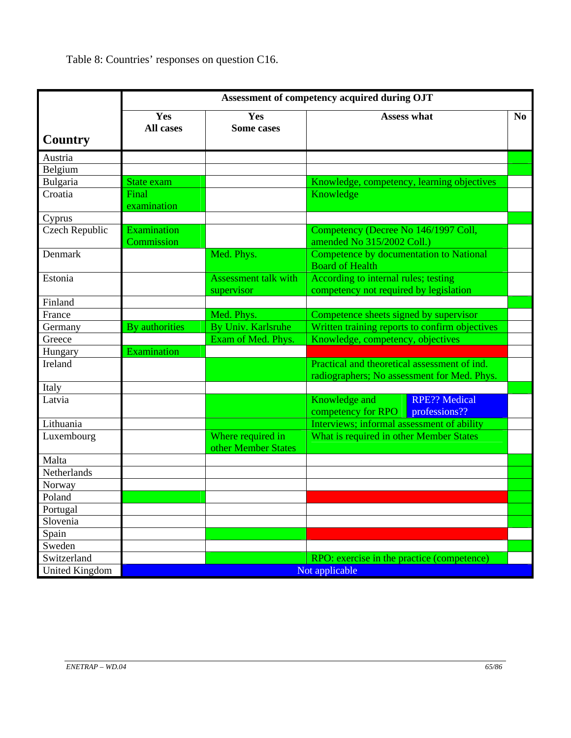Table 8: Countries' responses on question C16.

| Country | Assessment of competency acquired during OJT | | | | |
|---|---|---|---|---|---|
| | **Yes All cases** | **Yes Some cases** | **Assess what** | | **No** |
| Austria | | | | | |
| Belgium | | | | | |
| Bulgaria | State exam | | Knowledge, competency, learning objectives | | |
| Croatia | Final examination | | Knowledge | | |
| Cyprus | | | | | |
| Czech Republic | Examination Commission | | Competency (Decree No 146/1997 Coll, amended No 315/2002 Coll.) | | |
| Denmark | | Med. Phys. | Competence by documentation to National Board of Health | | |
| Estonia | | Assessment talk with supervisor | According to internal rules; testing competency not required by legislation | | |
| Finland | | | | | |
| France | | Med. Phys. | Competence sheets signed by supervisor | | |
| Germany | By authorities | By Univ. Karlsruhe | Written training reports to confirm objectives | | |
| Greece | | Exam of Med. Phys. | Knowledge, competency, objectives | | |
| Hungary | Examination | | | | |
| Ireland | | | Practical and theoretical assessment of ind. radiographers; No assessment for Med. Phys. | | |
| Italy | | | | | |
| Latvia | | | Knowledge and competency for RPO | RPE?? Medical professions?? | |
| Lithuania | | | Interviews; informal assessment of ability | | |
| Luxembourg | | Where required in other Member States | What is required in other Member States | | |
| Malta | | | | | |
| Netherlands | | | | | |
| Norway | | | | | |
| Poland | | | | | |
| Portugal | | | | | |
| Slovenia | | | | | |
| Spain | | | | | |
| Sweden | | | | | |
| Switzerland | | | RPO: exercise in the practice (competence) | | |
| United Kingdom | Not applicable | | | | |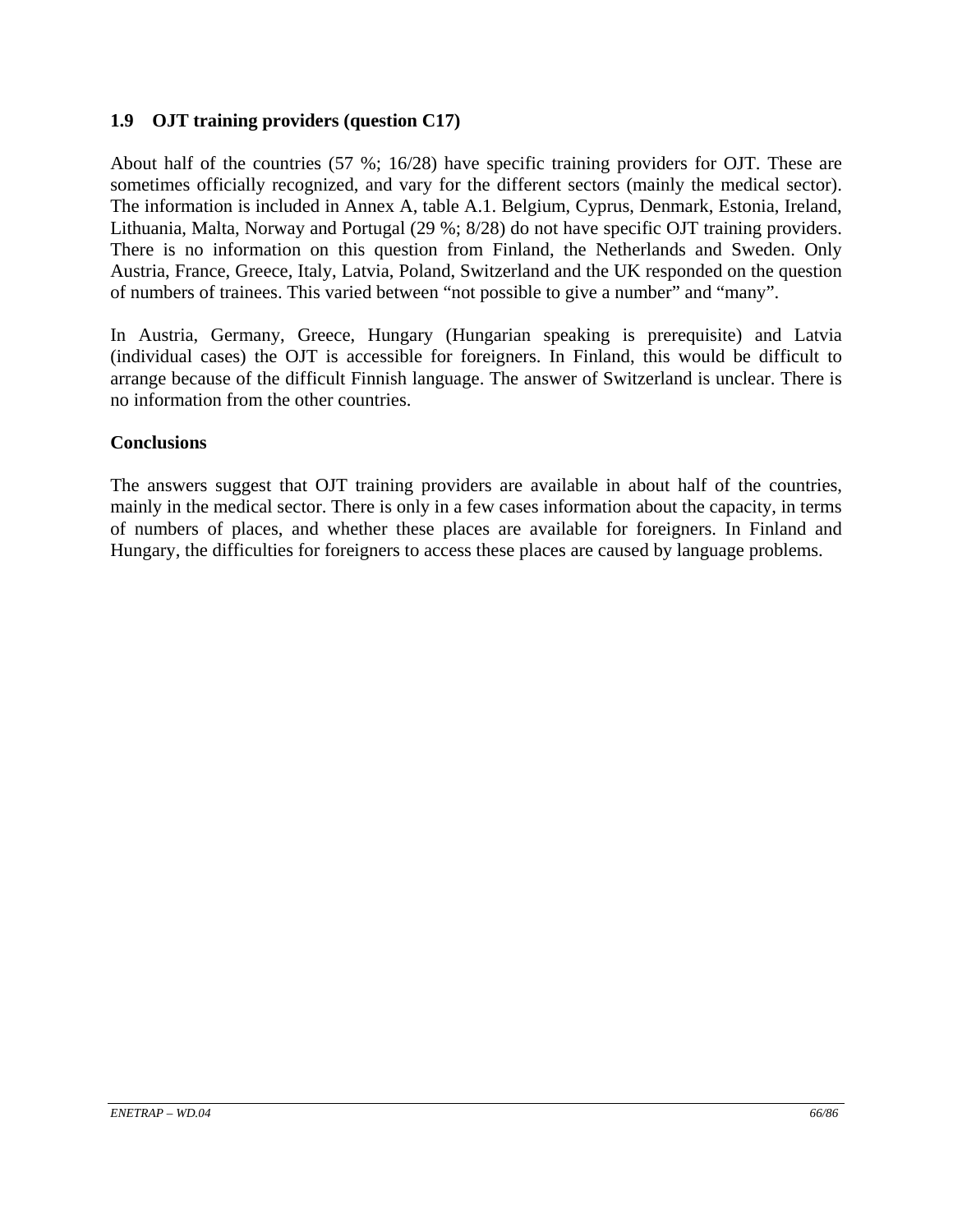### 1.9 OJT training providers (question C17)

About half of the countries (57 %; 16/28) have specific training providers for OJT. These are sometimes officially recognized, and vary for the different sectors (mainly the medical sector). The information is included in Annex A, table A.1. Belgium, Cyprus, Denmark, Estonia, Ireland, Lithuania, Malta, Norway and Portugal (29 %; 8/28) do not have specific OJT training providers. There is no information on this question from Finland, the Netherlands and Sweden. Only Austria, France, Greece, Italy, Latvia, Poland, Switzerland and the UK responded on the question of numbers of trainees. This varied between "not possible to give a number" and "many".

In Austria, Germany, Greece, Hungary (Hungarian speaking is prerequisite) and Latvia (individual cases) the OJT is accessible for foreigners. In Finland, this would be difficult to arrange because of the difficult Finnish language. The answer of Switzerland is unclear. There is no information from the other countries.

**Conclusions**

The answers suggest that OJT training providers are available in about half of the countries, mainly in the medical sector. There is only in a few cases information about the capacity, in terms of numbers of places, and whether these places are available for foreigners. In Finland and Hungary, the difficulties for foreigners to access these places are caused by language problems.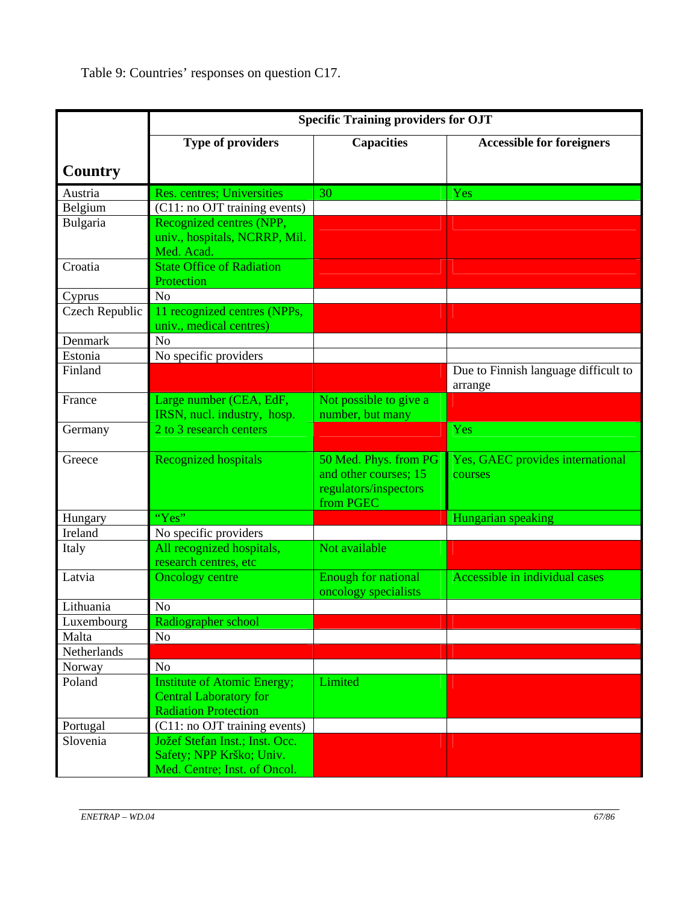Table 9: Countries' responses on question C17.

| Country | Specific Training providers for OJT | | |
|---|---|---|---|
| | Type of providers | Capacities | Accessible for foreigners |
| Austria | Res. centres; Universities | 30 | Yes |
| Belgium | (C11: no OJT training events) | | |
| Bulgaria | Recognized centres (NPP, univ., hospitals, NCRRP, Mil. Med. Acad. | | |
| Croatia | State Office of Radiation Protection | | |
| Cyprus | No | | |
| Czech Republic | 11 recognized centres (NPPs, univ., medical centres) | | |
| Denmark | No | | |
| Estonia | No specific providers | | |
| Finland | | | Due to Finnish language difficult to arrange |
| France | Large number (CEA, EdF, IRSN, nucl. industry, hosp. | Not possible to give a number, but many | |
| Germany | 2 to 3 research centers | | Yes |
| Greece | Recognized hospitals | 50 Med. Phys. from PG and other courses; 15 regulators/inspectors from PGEC | Yes, GAEC provides international courses |
| Hungary | "Yes" | | Hungarian speaking |
| Ireland | No specific providers | | |
| Italy | All recognized hospitals, research centres, etc | Not available | |
| Latvia | Oncology centre | Enough for national oncology specialists | Accessible in individual cases |
| Lithuania | No | | |
| Luxembourg | Radiographer school | | |
| Malta | No | | |
| Netherlands | | | |
| Norway | No | | |
| Poland | Institute of Atomic Energy; Central Laboratory for Radiation Protection | Limited | |
| Portugal | (C11: no OJT training events) | | |
| Slovenia | Jožef Stefan Inst.; Inst. Occ. Safety; NPP Krško; Univ. Med. Centre; Inst. of Oncol. | | |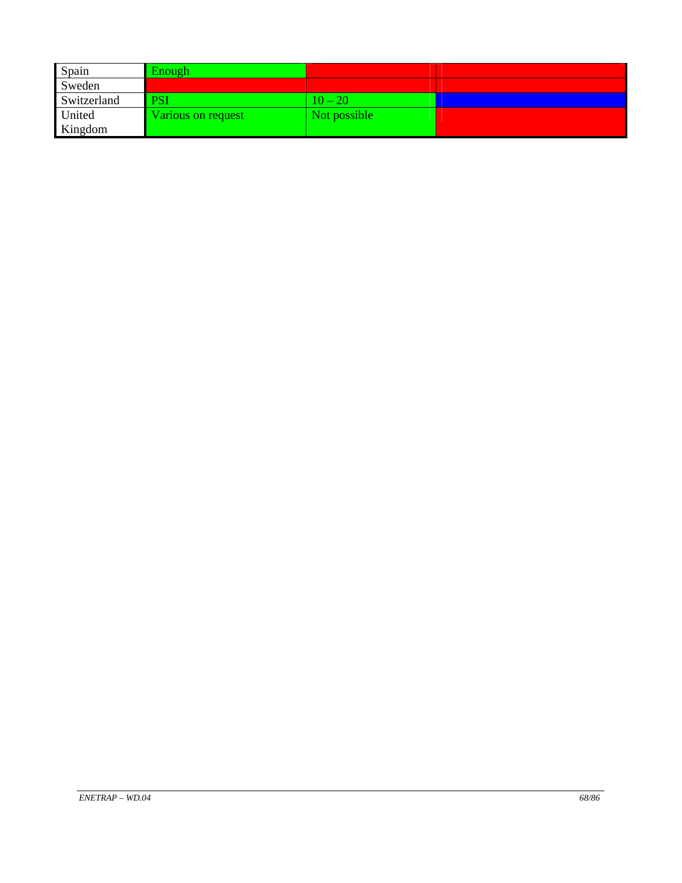| | | | |
|---|---|---|---|
| Spain | Enough | | |
| Sweden | | | |
| Switzerland | PSI | 10 – 20 | |
| United Kingdom | Various on request | Not possible | |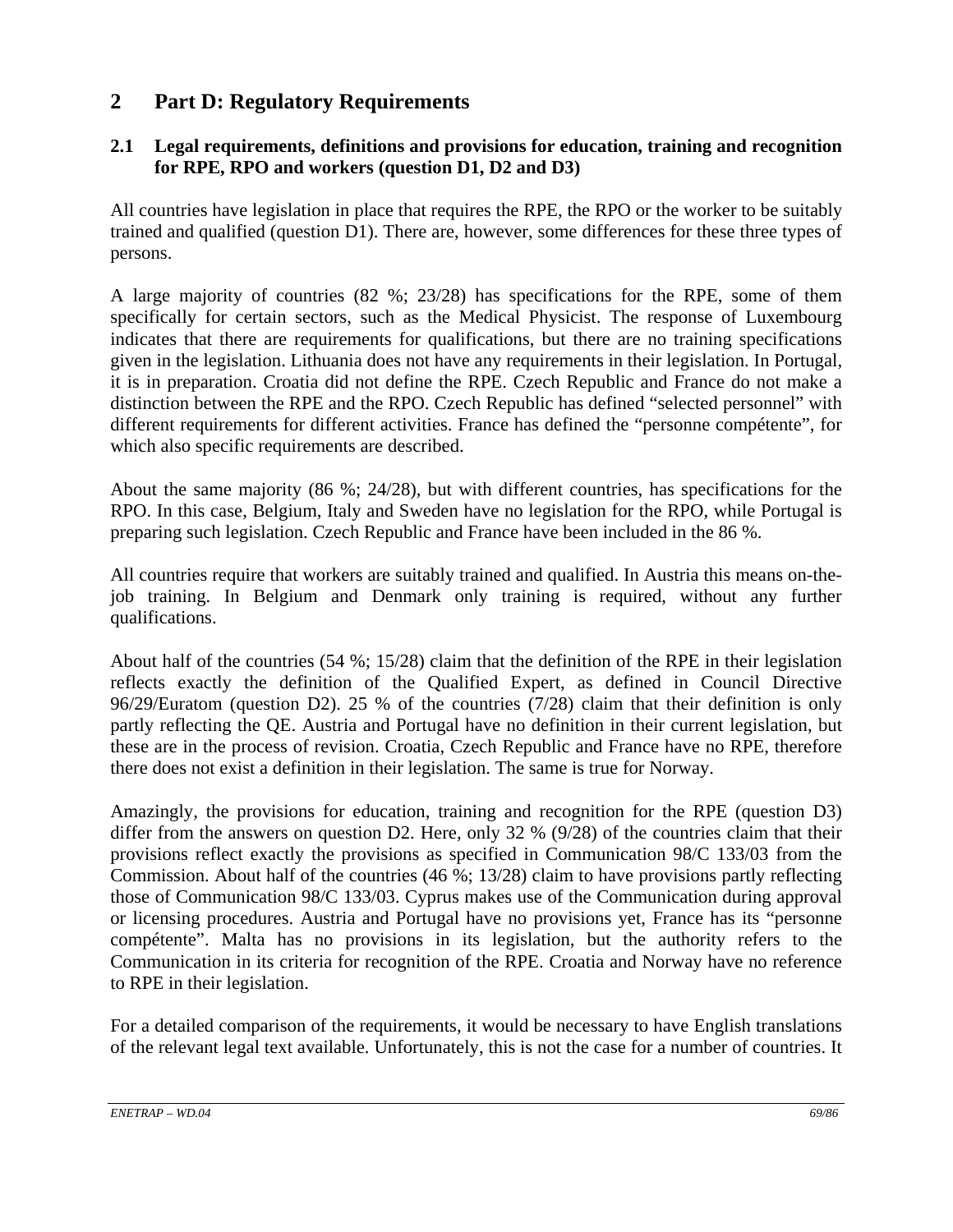# 2 Part D: Regulatory Requirements

## 2.1 Legal requirements, definitions and provisions for education, training and recognition for RPE, RPO and workers (question D1, D2 and D3)

All countries have legislation in place that requires the RPE, the RPO or the worker to be suitably trained and qualified (question D1). There are, however, some differences for these three types of persons.

A large majority of countries (82 %; 23/28) has specifications for the RPE, some of them specifically for certain sectors, such as the Medical Physicist. The response of Luxembourg indicates that there are requirements for qualifications, but there are no training specifications given in the legislation. Lithuania does not have any requirements in their legislation. In Portugal, it is in preparation. Croatia did not define the RPE. Czech Republic and France do not make a distinction between the RPE and the RPO. Czech Republic has defined "selected personnel" with different requirements for different activities. France has defined the "personne compétente", for which also specific requirements are described.

About the same majority (86 %; 24/28), but with different countries, has specifications for the RPO. In this case, Belgium, Italy and Sweden have no legislation for the RPO, while Portugal is preparing such legislation. Czech Republic and France have been included in the 86 %.

All countries require that workers are suitably trained and qualified. In Austria this means on-the-job training. In Belgium and Denmark only training is required, without any further qualifications.

About half of the countries (54 %; 15/28) claim that the definition of the RPE in their legislation reflects exactly the definition of the Qualified Expert, as defined in Council Directive 96/29/Euratom (question D2). 25 % of the countries (7/28) claim that their definition is only partly reflecting the QE. Austria and Portugal have no definition in their current legislation, but these are in the process of revision. Croatia, Czech Republic and France have no RPE, therefore there does not exist a definition in their legislation. The same is true for Norway.

Amazingly, the provisions for education, training and recognition for the RPE (question D3) differ from the answers on question D2. Here, only 32 % (9/28) of the countries claim that their provisions reflect exactly the provisions as specified in Communication 98/C 133/03 from the Commission. About half of the countries (46 %; 13/28) claim to have provisions partly reflecting those of Communication 98/C 133/03. Cyprus makes use of the Communication during approval or licensing procedures. Austria and Portugal have no provisions yet, France has its "personne compétente". Malta has no provisions in its legislation, but the authority refers to the Communication in its criteria for recognition of the RPE. Croatia and Norway have no reference to RPE in their legislation.

For a detailed comparison of the requirements, it would be necessary to have English translations of the relevant legal text available. Unfortunately, this is not the case for a number of countries. It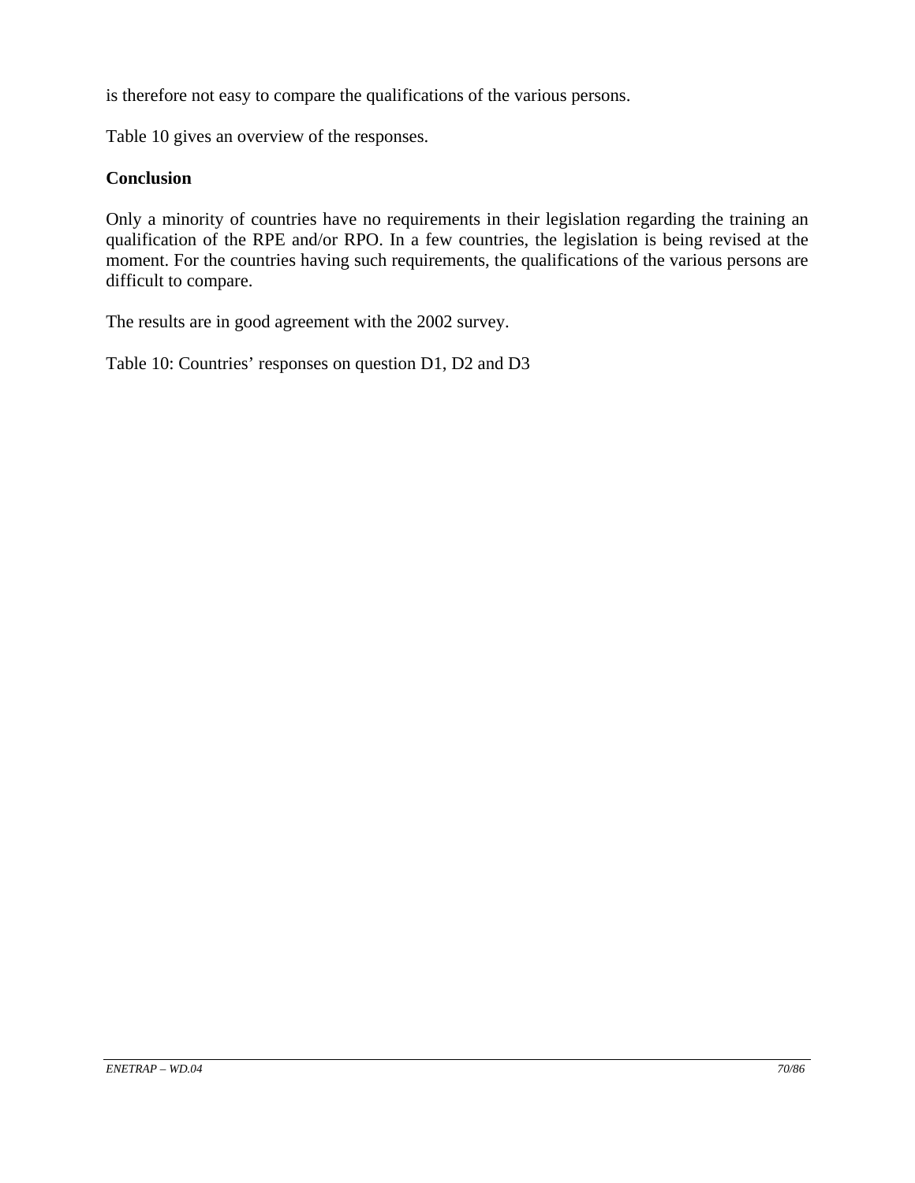is therefore not easy to compare the qualifications of the various persons.

Table 10 gives an overview of the responses.

**Conclusion**

Only a minority of countries have no requirements in their legislation regarding the training an qualification of the RPE and/or RPO. In a few countries, the legislation is being revised at the moment. For the countries having such requirements, the qualifications of the various persons are difficult to compare.

The results are in good agreement with the 2002 survey.

Table 10: Countries' responses on question D1, D2 and D3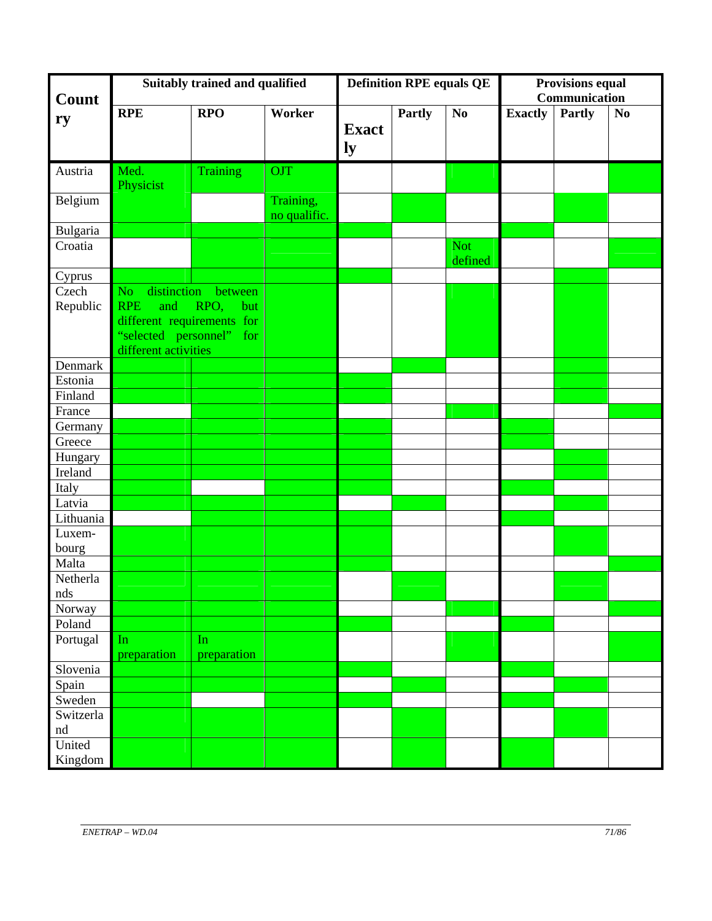| Country | Suitably trained and qualified | | | Definition RPE equals QE | | | Provisions equal Communication | | |
|---|---|---|---|---|---|---|---|---|---|
| | **RPE** | **RPO** | **Worker** | **Exactly** | **Partly** | **No** | **Exactly** | **Partly** | **No** |
| Austria | Med. Physicist ● | Training ● | OJT ● | | | ● | | | ● |
| Belgium | ● | | Training, no qualific. ● | | ● | | | ● | |
| Bulgaria | ● | ● | ● | ● | | | ● | | |
| Croatia | | ● | ● | | | Not defined ● | | | ● |
| Cyprus | ● | ● | ● | ● | | | | | |
| Czech Republic | No distinction between RPE and RPO, but different requirements for "selected personnel" for different activities ● | | ● | | | ● | | ● | |
| Denmark | ● | ● | ● | | ● | | | ● | |
| Estonia | ● | ● | ● | ● | | | | ● | |
| Finland | ● | ● | ● | ● | | | | ● | |
| France | | ● | ● | | | ● | | | ● |
| Germany | ● | ● | ● | ● | | | ● | | |
| Greece | ● | ● | ● | ● | | | ● | | |
| Hungary | ● | ● | ● | ● | | | | ● | |
| Ireland | ● | ● | ● | ● | | | | ● | |
| Italy | ● | | ● | ● | | | ● | | |
| Latvia | ● | ● | ● | | ● | | | ● | |
| Lithuania | | ● | ● | ● | | | ● | | |
| Luxembourg | ● | ● | ● | ● | | | | ● | |
| Malta | ● | ● | ● | ● | | | | | ● |
| Netherlands | ● | ● | ● | | ● | | | ● | |
| Norway | ● | ● | ● | | | ● | | | ● |
| Poland | ● | ● | ● | ● | | | ● | | |
| Portugal | In preparation ● | In preparation ● | ● | | | ● | | | ● |
| Slovenia | ● | ● | ● | ● | | | ● | | |
| Spain | ● | ● | ● | | ● | | | ● | |
| Sweden | ● | | ● | ● | | | ● | | |
| Switzerland | ● | ● | ● | | ● | | | ● | |
| United Kingdom | ● | ● | ● | | ● | | ● | | |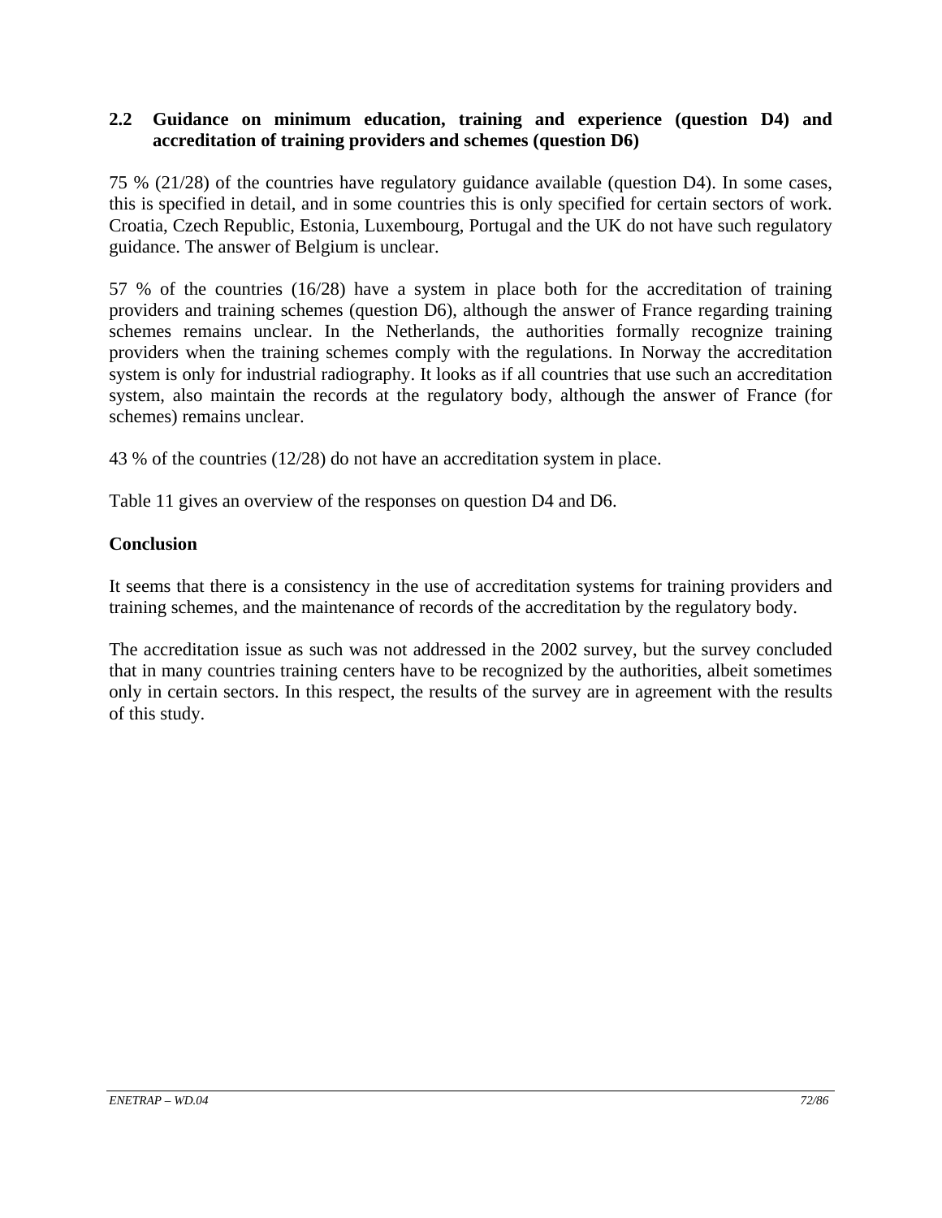## 2.2 Guidance on minimum education, training and experience (question D4) and accreditation of training providers and schemes (question D6)

75 % (21/28) of the countries have regulatory guidance available (question D4). In some cases, this is specified in detail, and in some countries this is only specified for certain sectors of work. Croatia, Czech Republic, Estonia, Luxembourg, Portugal and the UK do not have such regulatory guidance. The answer of Belgium is unclear.

57 % of the countries (16/28) have a system in place both for the accreditation of training providers and training schemes (question D6), although the answer of France regarding training schemes remains unclear. In the Netherlands, the authorities formally recognize training providers when the training schemes comply with the regulations. In Norway the accreditation system is only for industrial radiography. It looks as if all countries that use such an accreditation system, also maintain the records at the regulatory body, although the answer of France (for schemes) remains unclear.

43 % of the countries (12/28) do not have an accreditation system in place.

Table 11 gives an overview of the responses on question D4 and D6.

**Conclusion**

It seems that there is a consistency in the use of accreditation systems for training providers and training schemes, and the maintenance of records of the accreditation by the regulatory body.

The accreditation issue as such was not addressed in the 2002 survey, but the survey concluded that in many countries training centers have to be recognized by the authorities, albeit sometimes only in certain sectors. In this respect, the results of the survey are in agreement with the results of this study.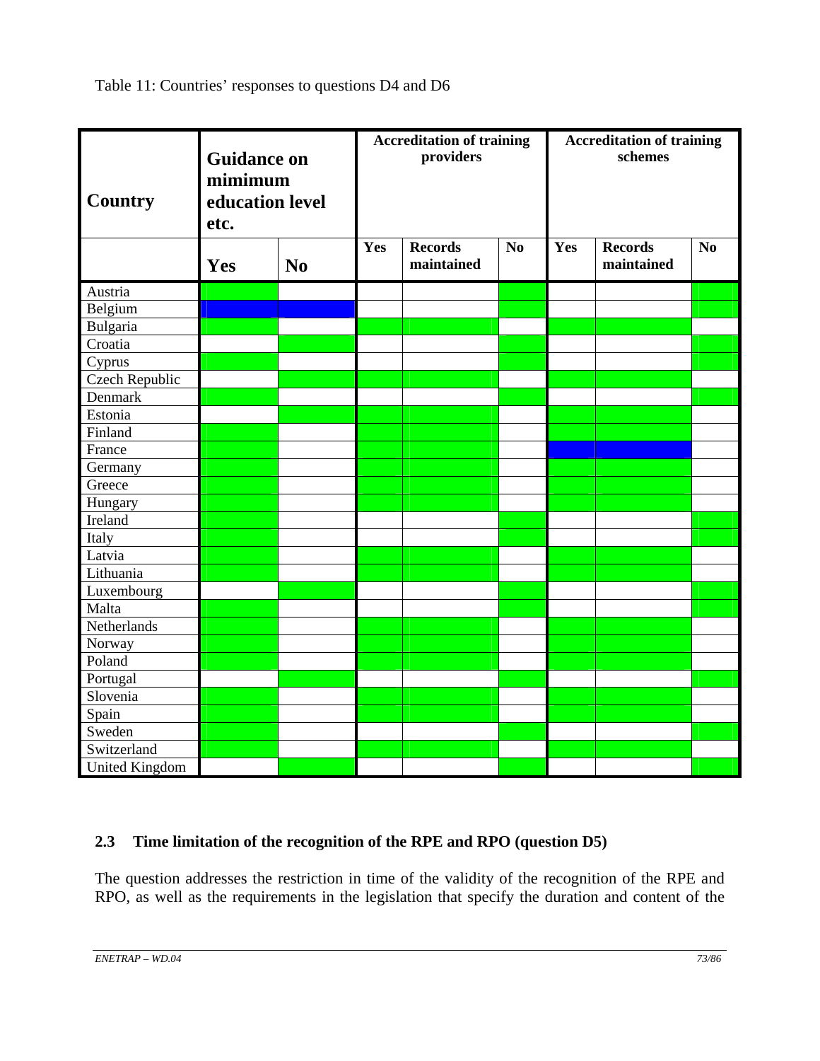Table 11: Countries' responses to questions D4 and D6

(In the original table, answers are shown by coloured cells rather than text. Here, "X" marks a cell shaded green and "X (blue)" marks a cell shaded blue.)

| Country | Guidance on mimimum education level etc. | | Accreditation of training providers | | | Accreditation of training schemes | | |
|---|---|---|---|---|---|---|---|---|
| | Yes | No | Yes | Records maintained | No | Yes | Records maintained | No |
| Austria | X | | | | X | | | X |
| Belgium | X (blue) | X (blue) | | | X | | | X |
| Bulgaria | X | | X | X | | X | X | |
| Croatia | | X | | | X | | | X |
| Cyprus | X | | | | X | | | X |
| Czech Republic | | X | X | X | | X | X | |
| Denmark | X | | | | X | | | X |
| Estonia | | X | X | X | | X | X | |
| Finland | X | | X | X | | X | X | |
| France | X | | X | X | | X (blue) | X (blue) | |
| Germany | X | | X | X | | X | X | |
| Greece | X | | X | X | | X | X | |
| Hungary | X | | X | X | | X | X | |
| Ireland | X | | | | X | | | X |
| Italy | X | | | | X | | | X |
| Latvia | X | | X | X | | X | X | |
| Lithuania | X | | X | X | | X | X | |
| Luxembourg | | X | | | X | | | X |
| Malta | X | | | | X | | | X |
| Netherlands | X | | X | X | | X | X | |
| Norway | X | | X | X | | X | X | |
| Poland | X | | X | X | | X | X | |
| Portugal | | X | | | X | | | X |
| Slovenia | X | | X | X | | X | X | |
| Spain | X | | X | X | | X | X | |
| Sweden | X | | | | X | | | X |
| Switzerland | X | | X | X | | X | X | |
| United Kingdom | | X | | | X | | | X |

## 2.3 Time limitation of the recognition of the RPE and RPO (question D5)

The question addresses the restriction in time of the validity of the recognition of the RPE and RPO, as well as the requirements in the legislation that specify the duration and content of the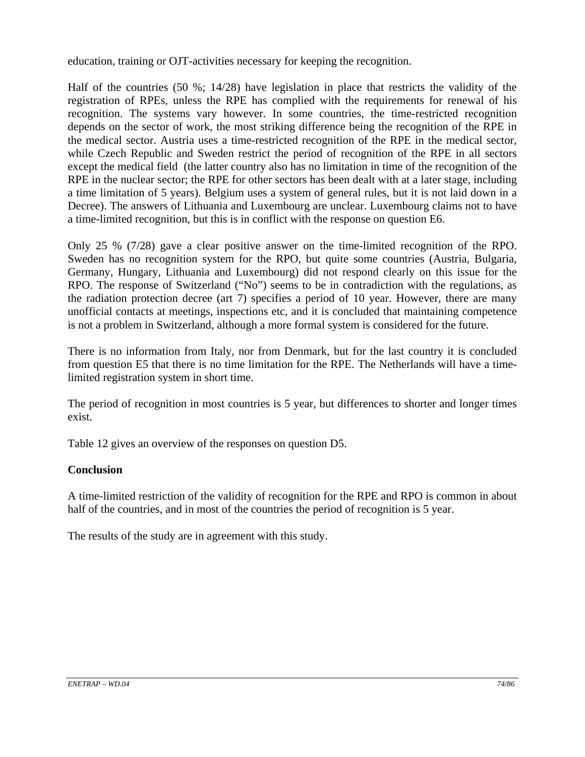education, training or OJT-activities necessary for keeping the recognition.

Half of the countries (50 %; 14/28) have legislation in place that restricts the validity of the registration of RPEs, unless the RPE has complied with the requirements for renewal of his recognition. The systems vary however. In some countries, the time-restricted recognition depends on the sector of work, the most striking difference being the recognition of the RPE in the medical sector. Austria uses a time-restricted recognition of the RPE in the medical sector, while Czech Republic and Sweden restrict the period of recognition of the RPE in all sectors except the medical field (the latter country also has no limitation in time of the recognition of the RPE in the nuclear sector; the RPE for other sectors has been dealt with at a later stage, including a time limitation of 5 years). Belgium uses a system of general rules, but it is not laid down in a Decree). The answers of Lithuania and Luxembourg are unclear. Luxembourg claims not to have a time-limited recognition, but this is in conflict with the response on question E6.

Only 25 % (7/28) gave a clear positive answer on the time-limited recognition of the RPO. Sweden has no recognition system for the RPO, but quite some countries (Austria, Bulgaria, Germany, Hungary, Lithuania and Luxembourg) did not respond clearly on this issue for the RPO. The response of Switzerland ("No") seems to be in contradiction with the regulations, as the radiation protection decree (art 7) specifies a period of 10 year. However, there are many unofficial contacts at meetings, inspections etc, and it is concluded that maintaining competence is not a problem in Switzerland, although a more formal system is considered for the future.

There is no information from Italy, nor from Denmark, but for the last country it is concluded from question E5 that there is no time limitation for the RPE. The Netherlands will have a time-limited registration system in short time.

The period of recognition in most countries is 5 year, but differences to shorter and longer times exist.

Table 12 gives an overview of the responses on question D5.

**Conclusion**

A time-limited restriction of the validity of recognition for the RPE and RPO is common in about half of the countries, and in most of the countries the period of recognition is 5 year.

The results of the study are in agreement with this study.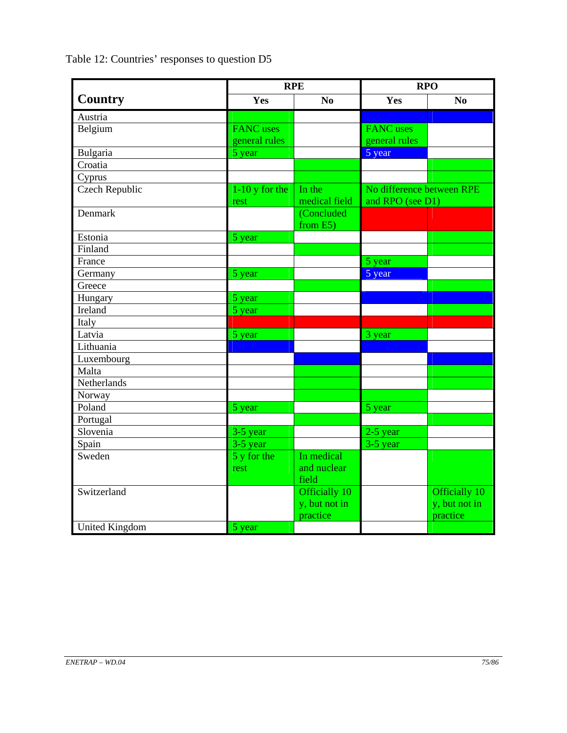Table 12: Countries' responses to question D5

| Country | RPE | | RPO | |
|---|---|---|---|---|
| | Yes | No | Yes | No |
| Austria | | | | |
| Belgium | FANC uses general rules | | FANC uses general rules | |
| Bulgaria | 5 year | | 5 year | |
| Croatia | | | | |
| Cyprus | | | | |
| Czech Republic | 1-10 y for the rest | In the medical field | No difference between RPE and RPO (see D1) | |
| Denmark | | (Concluded from E5) | | |
| Estonia | 5 year | | | |
| Finland | | | | |
| France | | | 5 year | |
| Germany | 5 year | | 5 year | |
| Greece | | | | |
| Hungary | 5 year | | | |
| Ireland | 5 year | | | |
| Italy | | | | |
| Latvia | 5 year | | 3 year | |
| Lithuania | | | | |
| Luxembourg | | | | |
| Malta | | | | |
| Netherlands | | | | |
| Norway | | | | |
| Poland | 5 year | | 5 year | |
| Portugal | | | | |
| Slovenia | 3-5 year | | 2-5 year | |
| Spain | 3-5 year | | 3-5 year | |
| Sweden | 5 y for the rest | In medical and nuclear field | | |
| Switzerland | | Officially 10 y, but not in practice | | Officially 10 y, but not in practice |
| United Kingdom | 5 year | | | |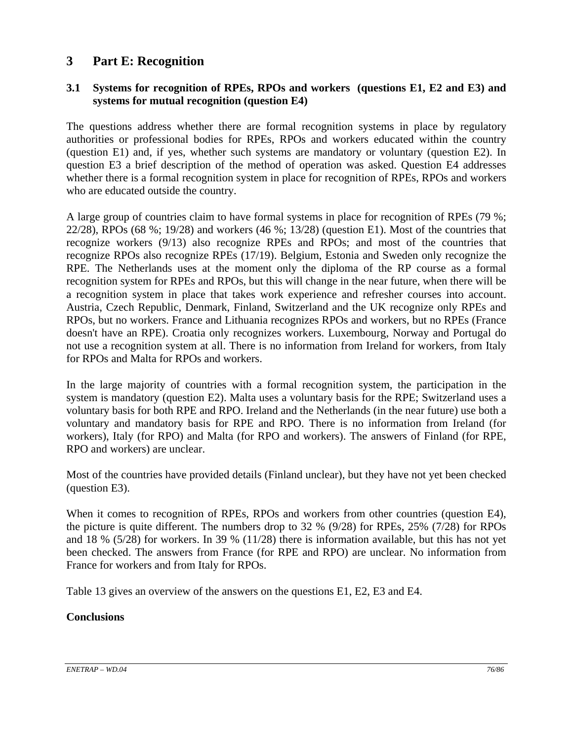# 3 Part E: Recognition

## 3.1 Systems for recognition of RPEs, RPOs and workers (questions E1, E2 and E3) and systems for mutual recognition (question E4)

The questions address whether there are formal recognition systems in place by regulatory authorities or professional bodies for RPEs, RPOs and workers educated within the country (question E1) and, if yes, whether such systems are mandatory or voluntary (question E2). In question E3 a brief description of the method of operation was asked. Question E4 addresses whether there is a formal recognition system in place for recognition of RPEs, RPOs and workers who are educated outside the country.

A large group of countries claim to have formal systems in place for recognition of RPEs (79 %; 22/28), RPOs (68 %; 19/28) and workers (46 %; 13/28) (question E1). Most of the countries that recognize workers (9/13) also recognize RPEs and RPOs; and most of the countries that recognize RPOs also recognize RPEs (17/19). Belgium, Estonia and Sweden only recognize the RPE. The Netherlands uses at the moment only the diploma of the RP course as a formal recognition system for RPEs and RPOs, but this will change in the near future, when there will be a recognition system in place that takes work experience and refresher courses into account. Austria, Czech Republic, Denmark, Finland, Switzerland and the UK recognize only RPEs and RPOs, but no workers. France and Lithuania recognizes RPOs and workers, but no RPEs (France doesn't have an RPE). Croatia only recognizes workers. Luxembourg, Norway and Portugal do not use a recognition system at all. There is no information from Ireland for workers, from Italy for RPOs and Malta for RPOs and workers.

In the large majority of countries with a formal recognition system, the participation in the system is mandatory (question E2). Malta uses a voluntary basis for the RPE; Switzerland uses a voluntary basis for both RPE and RPO. Ireland and the Netherlands (in the near future) use both a voluntary and mandatory basis for RPE and RPO. There is no information from Ireland (for workers), Italy (for RPO) and Malta (for RPO and workers). The answers of Finland (for RPE, RPO and workers) are unclear.

Most of the countries have provided details (Finland unclear), but they have not yet been checked (question E3).

When it comes to recognition of RPEs, RPOs and workers from other countries (question E4), the picture is quite different. The numbers drop to 32 % (9/28) for RPEs, 25% (7/28) for RPOs and 18 % (5/28) for workers. In 39 % (11/28) there is information available, but this has not yet been checked. The answers from France (for RPE and RPO) are unclear. No information from France for workers and from Italy for RPOs.

Table 13 gives an overview of the answers on the questions E1, E2, E3 and E4.

**Conclusions**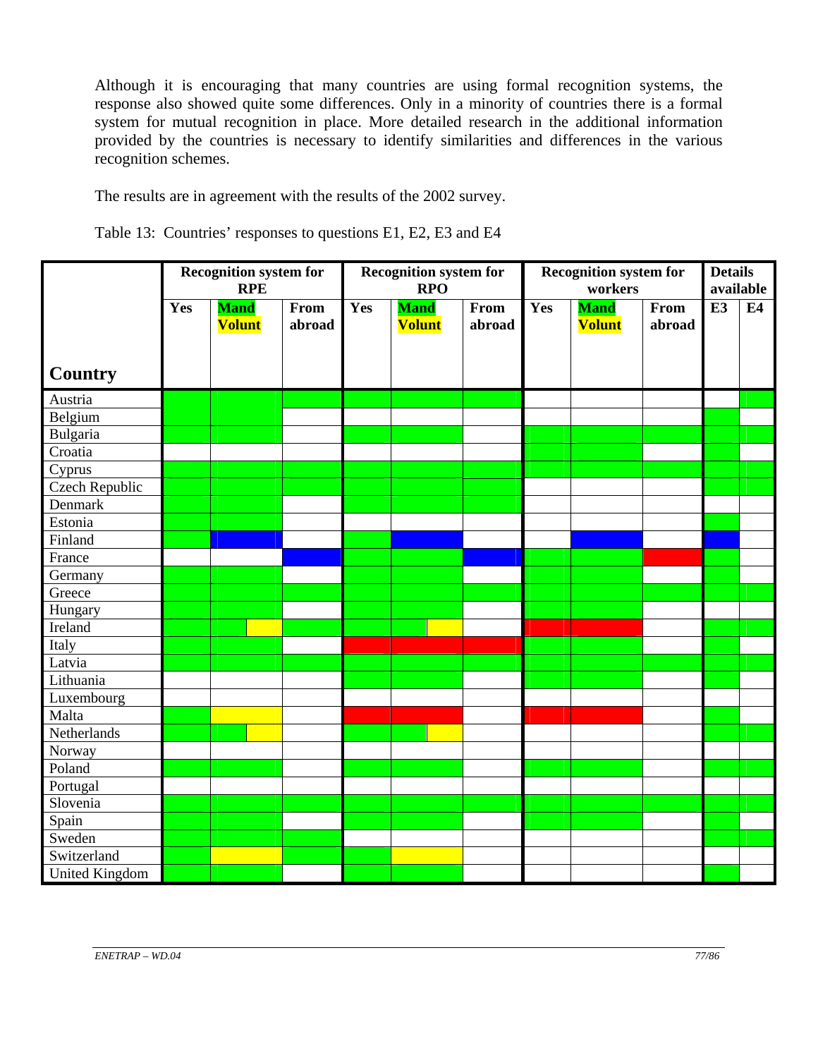Although it is encouraging that many countries are using formal recognition systems, the response also showed quite some differences. Only in a minority of countries there is a formal system for mutual recognition in place. More detailed research in the additional information provided by the countries is necessary to identify similarities and differences in the various recognition schemes.

The results are in agreement with the results of the 2002 survey.

Table 13: Countries' responses to questions E1, E2, E3 and E4

Note: the table cells in the original are colour-coded only (no text). Colours are given below as words; empty cells are white. In the column headers, "Mand" is highlighted green and "Volunt" yellow.

| | Recognition system for RPE | | | Recognition system for RPO | | | Recognition system for workers | | | Details available | |
|---|---|---|---|---|---|---|---|---|---|---|---|
| **Country** | **Yes** | **Mand Volunt** | **From abroad** | **Yes** | **Mand Volunt** | **From abroad** | **Yes** | **Mand Volunt** | **From abroad** | **E3** | **E4** |
| Austria | green | green | green | green | green | green | | | | | green |
| Belgium | green | green | | | | | | | | green | |
| Bulgaria | green | green | | green | green | | green | green | green | green | green |
| Croatia | | | | | | | green | green | | green | |
| Cyprus | green | green | green | green | green | green | green | green | green | green | green |
| Czech Republic | green | green | green | green | green | green | | | | green | green |
| Denmark | green | green | | green | green | green | | | | | |
| Estonia | green | green | | | | | | | | green | |
| Finland | green | blue | | green | blue | | | blue | | blue | |
| France | | | blue | green | green | blue | green | green | red | green | |
| Germany | green | green | | green | green | | green | green | | green | |
| Greece | green | green | green | green | green | green | green | green | green | green | green |
| Hungary | green | green | | green | green | | green | green | | | |
| Ireland | green | green / yellow | green | green | green / yellow | | red | red | | green | green |
| Italy | green | green | | red | red | red | green | green | | green | |
| Latvia | green | green | green | green | green | green | green | green | green | green | green |
| Lithuania | | | | green | green | | green | green | | green | |
| Luxembourg | | | | | | | | | | | |
| Malta | green | yellow | | red | red | | red | red | | green | |
| Netherlands | green | green / yellow | | green | green / yellow | | | | | green | green |
| Norway | | | | | | | | | | | |
| Poland | green | green | | green | green | | green | green | | green | green |
| Portugal | | | | | | | | | | | |
| Slovenia | green | green | green | green | green | green | green | green | green | green | green |
| Spain | green | green | | green | green | | green | green | | green | |
| Sweden | green | green | green | | | | | | | green | green |
| Switzerland | green | yellow | green | green | yellow | | | | | | |
| United Kingdom | green | green | | green | green | | | | | green | |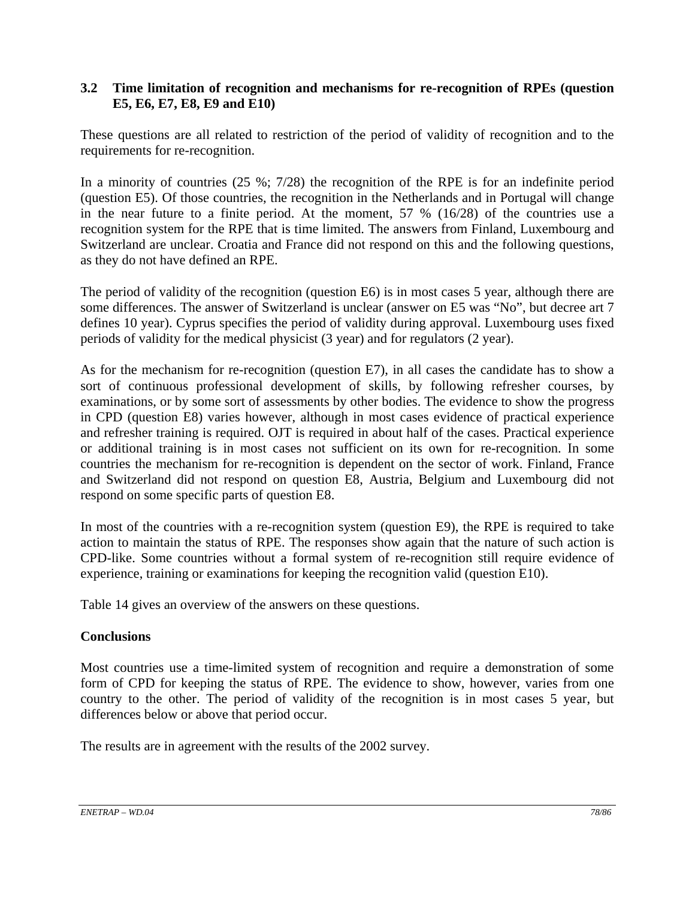## 3.2 Time limitation of recognition and mechanisms for re-recognition of RPEs (question E5, E6, E7, E8, E9 and E10)

These questions are all related to restriction of the period of validity of recognition and to the requirements for re-recognition.

In a minority of countries (25 %; 7/28) the recognition of the RPE is for an indefinite period (question E5). Of those countries, the recognition in the Netherlands and in Portugal will change in the near future to a finite period. At the moment, 57 % (16/28) of the countries use a recognition system for the RPE that is time limited. The answers from Finland, Luxembourg and Switzerland are unclear. Croatia and France did not respond on this and the following questions, as they do not have defined an RPE.

The period of validity of the recognition (question E6) is in most cases 5 year, although there are some differences. The answer of Switzerland is unclear (answer on E5 was "No", but decree art 7 defines 10 year). Cyprus specifies the period of validity during approval. Luxembourg uses fixed periods of validity for the medical physicist (3 year) and for regulators (2 year).

As for the mechanism for re-recognition (question E7), in all cases the candidate has to show a sort of continuous professional development of skills, by following refresher courses, by examinations, or by some sort of assessments by other bodies. The evidence to show the progress in CPD (question E8) varies however, although in most cases evidence of practical experience and refresher training is required. OJT is required in about half of the cases. Practical experience or additional training is in most cases not sufficient on its own for re-recognition. In some countries the mechanism for re-recognition is dependent on the sector of work. Finland, France and Switzerland did not respond on question E8, Austria, Belgium and Luxembourg did not respond on some specific parts of question E8.

In most of the countries with a re-recognition system (question E9), the RPE is required to take action to maintain the status of RPE. The responses show again that the nature of such action is CPD-like. Some countries without a formal system of re-recognition still require evidence of experience, training or examinations for keeping the recognition valid (question E10).

Table 14 gives an overview of the answers on these questions.

**Conclusions**

Most countries use a time-limited system of recognition and require a demonstration of some form of CPD for keeping the status of RPE. The evidence to show, however, varies from one country to the other. The period of validity of the recognition is in most cases 5 year, but differences below or above that period occur.

The results are in agreement with the results of the 2002 survey.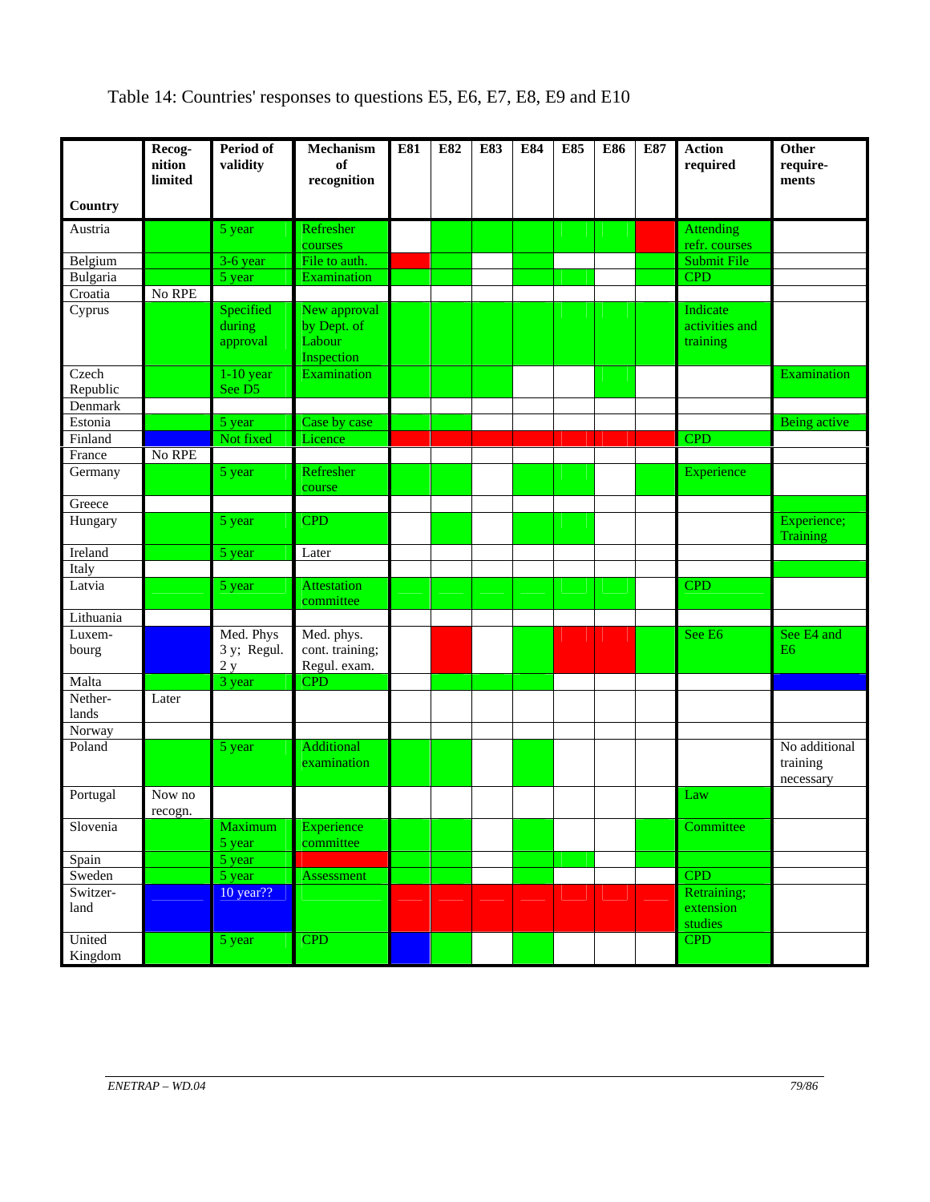Table 14: Countries' responses to questions E5, E6, E7, E8, E9 and E10

| Country | Recognition limited | Period of validity | Mechanism of recognition | E81 | E82 | E83 | E84 | E85 | E86 | E87 | Action required | Other requirements |
|---|---|---|---|---|---|---|---|---|---|---|---|---|
| Austria | | 5 year | Refresher courses | | | | | | | | Attending refr. courses | |
| Belgium | | 3-6 year | File to auth. | | | | | | | | Submit File | |
| Bulgaria | | 5 year | Examination | | | | | | | | CPD | |
| Croatia | No RPE | | | | | | | | | | | |
| Cyprus | | Specified during approval | New approval by Dept. of Labour Inspection | | | | | | | | Indicate activities and training | |
| Czech Republic | | 1-10 year See D5 | Examination | | | | | | | | | Examination |
| Denmark | | | | | | | | | | | | |
| Estonia | | 5 year | Case by case | | | | | | | | | Being active |
| Finland | | Not fixed | Licence | | | | | | | | CPD | |
| France | No RPE | | | | | | | | | | | |
| Germany | | 5 year | Refresher course | | | | | | | | Experience | |
| Greece | | | | | | | | | | | | |
| Hungary | | 5 year | CPD | | | | | | | | | Experience; Training |
| Ireland | | 5 year | Later | | | | | | | | | |
| Italy | | | | | | | | | | | | |
| Latvia | | 5 year | Attestation committee | | | | | | | | CPD | |
| Lithuania | | | | | | | | | | | | |
| Luxembourg | | Med. Phys 3 y; Regul. 2 y | Med. phys. cont. training; Regul. exam. | | | | | | | | See E6 | See E4 and E6 |
| Malta | | 3 year | CPD | | | | | | | | | |
| Netherlands | Later | | | | | | | | | | | |
| Norway | | | | | | | | | | | | |
| Poland | | 5 year | Additional examination | | | | | | | | | No additional training necessary |
| Portugal | Now no recogn. | | | | | | | | | | Law | |
| Slovenia | | Maximum 5 year | Experience committee | | | | | | | | Committee | |
| Spain | | 5 year | | | | | | | | | | |
| Sweden | | 5 year | Assessment | | | | | | | | CPD | |
| Switzerland | | 10 year?? | | | | | | | | | Retraining; extension studies | |
| United Kingdom | | 5 year | CPD | | | | | | | | CPD | |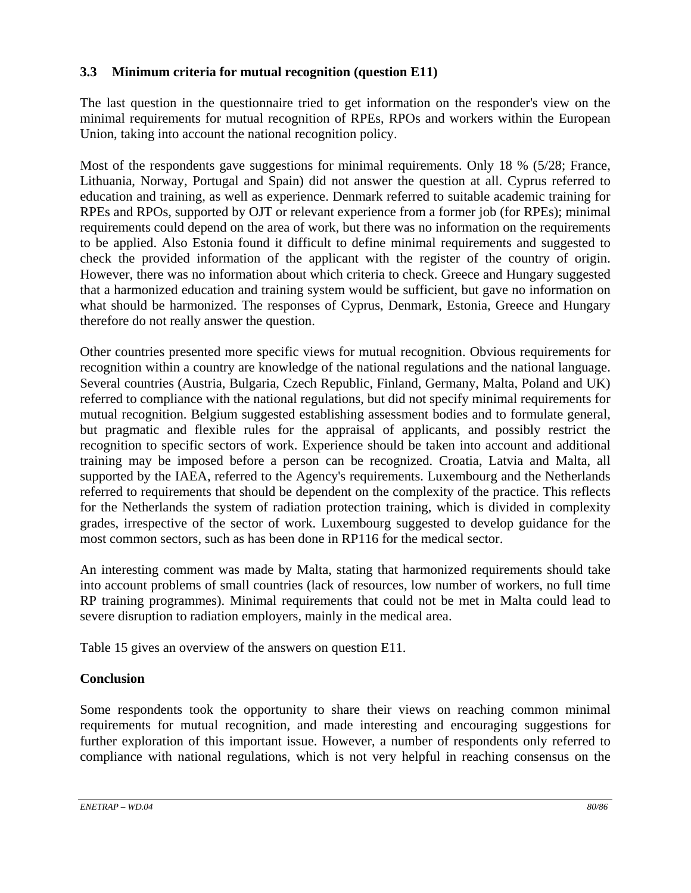### 3.3 Minimum criteria for mutual recognition (question E11)

The last question in the questionnaire tried to get information on the responder's view on the minimal requirements for mutual recognition of RPEs, RPOs and workers within the European Union, taking into account the national recognition policy.

Most of the respondents gave suggestions for minimal requirements. Only 18 % (5/28; France, Lithuania, Norway, Portugal and Spain) did not answer the question at all. Cyprus referred to education and training, as well as experience. Denmark referred to suitable academic training for RPEs and RPOs, supported by OJT or relevant experience from a former job (for RPEs); minimal requirements could depend on the area of work, but there was no information on the requirements to be applied. Also Estonia found it difficult to define minimal requirements and suggested to check the provided information of the applicant with the register of the country of origin. However, there was no information about which criteria to check. Greece and Hungary suggested that a harmonized education and training system would be sufficient, but gave no information on what should be harmonized. The responses of Cyprus, Denmark, Estonia, Greece and Hungary therefore do not really answer the question.

Other countries presented more specific views for mutual recognition. Obvious requirements for recognition within a country are knowledge of the national regulations and the national language. Several countries (Austria, Bulgaria, Czech Republic, Finland, Germany, Malta, Poland and UK) referred to compliance with the national regulations, but did not specify minimal requirements for mutual recognition. Belgium suggested establishing assessment bodies and to formulate general, but pragmatic and flexible rules for the appraisal of applicants, and possibly restrict the recognition to specific sectors of work. Experience should be taken into account and additional training may be imposed before a person can be recognized. Croatia, Latvia and Malta, all supported by the IAEA, referred to the Agency's requirements. Luxembourg and the Netherlands referred to requirements that should be dependent on the complexity of the practice. This reflects for the Netherlands the system of radiation protection training, which is divided in complexity grades, irrespective of the sector of work. Luxembourg suggested to develop guidance for the most common sectors, such as has been done in RP116 for the medical sector.

An interesting comment was made by Malta, stating that harmonized requirements should take into account problems of small countries (lack of resources, low number of workers, no full time RP training programmes). Minimal requirements that could not be met in Malta could lead to severe disruption to radiation employers, mainly in the medical area.

Table 15 gives an overview of the answers on question E11.

**Conclusion**

Some respondents took the opportunity to share their views on reaching common minimal requirements for mutual recognition, and made interesting and encouraging suggestions for further exploration of this important issue. However, a number of respondents only referred to compliance with national regulations, which is not very helpful in reaching consensus on the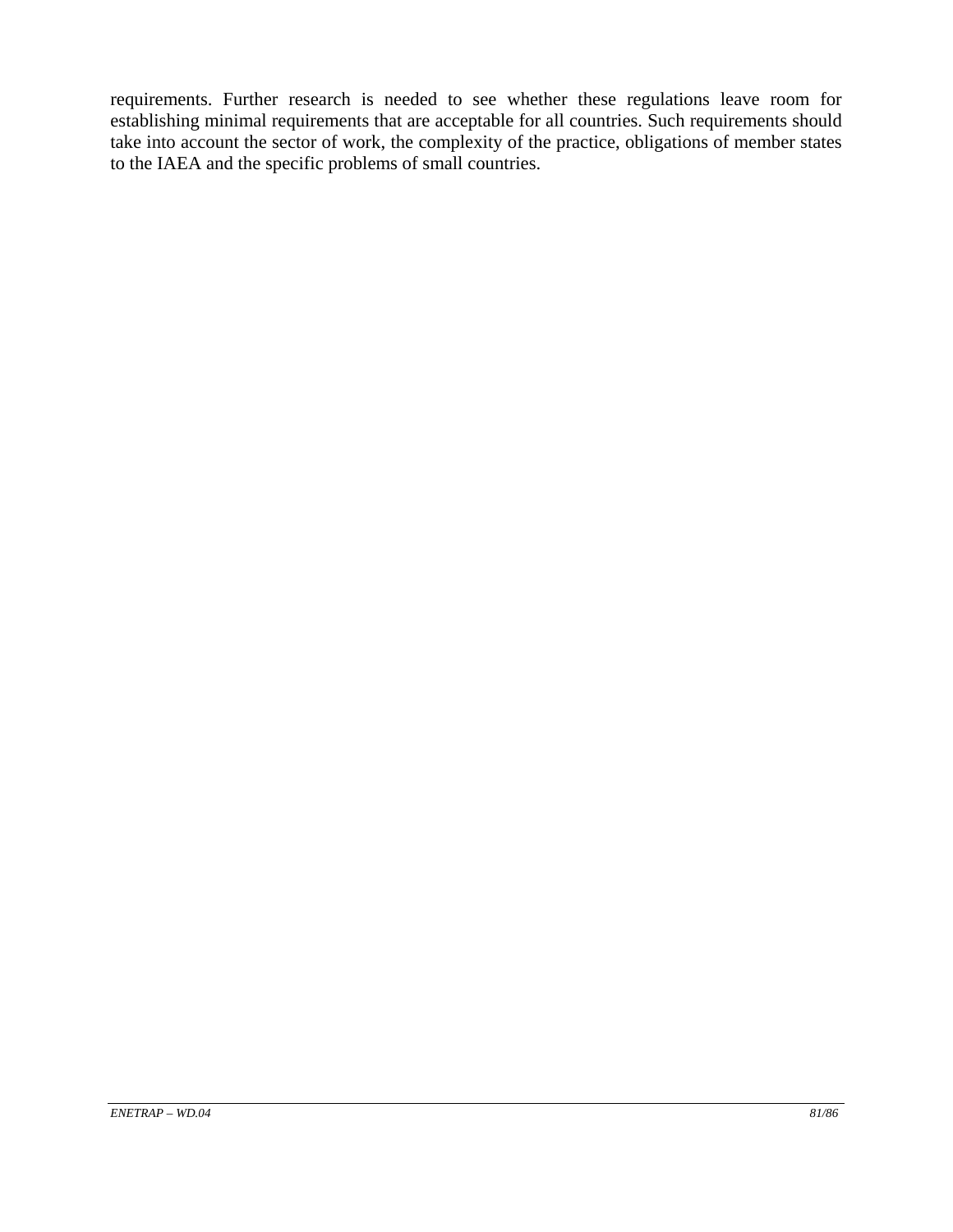requirements. Further research is needed to see whether these regulations leave room for establishing minimal requirements that are acceptable for all countries. Such requirements should take into account the sector of work, the complexity of the practice, obligations of member states to the IAEA and the specific problems of small countries.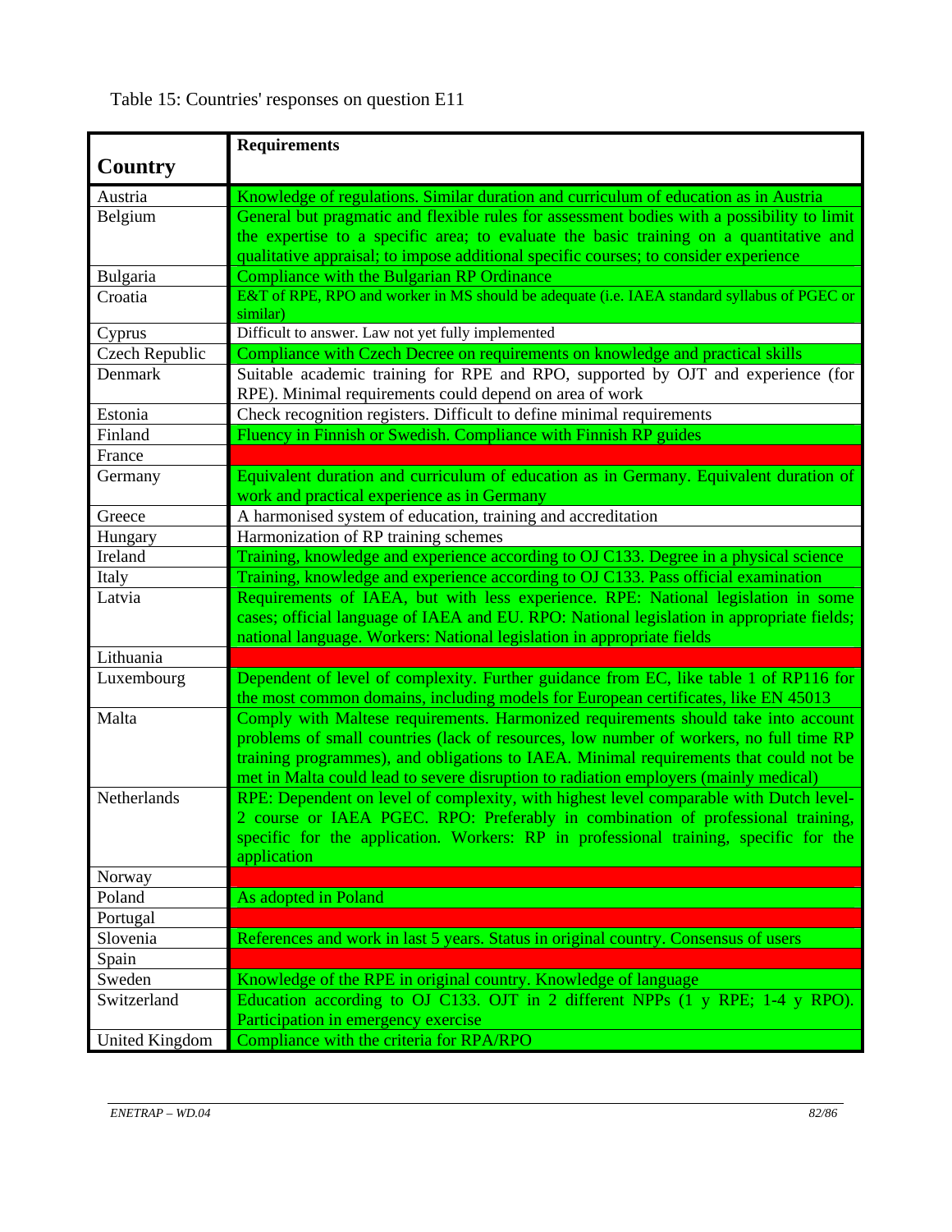Table 15: Countries' responses on question E11

| Country | Requirements |
|---|---|
| Austria | Knowledge of regulations. Similar duration and curriculum of education as in Austria |
| Belgium | General but pragmatic and flexible rules for assessment bodies with a possibility to limit the expertise to a specific area; to evaluate the basic training on a quantitative and qualitative appraisal; to impose additional specific courses; to consider experience |
| Bulgaria | Compliance with the Bulgarian RP Ordinance |
| Croatia | E&T of RPE, RPO and worker in MS should be adequate (i.e. IAEA standard syllabus of PGEC or similar) |
| Cyprus | Difficult to answer. Law not yet fully implemented |
| Czech Republic | Compliance with Czech Decree on requirements on knowledge and practical skills |
| Denmark | Suitable academic training for RPE and RPO, supported by OJT and experience (for RPE). Minimal requirements could depend on area of work |
| Estonia | Check recognition registers. Difficult to define minimal requirements |
| Finland | Fluency in Finnish or Swedish. Compliance with Finnish RP guides |
| France | |
| Germany | Equivalent duration and curriculum of education as in Germany. Equivalent duration of work and practical experience as in Germany |
| Greece | A harmonised system of education, training and accreditation |
| Hungary | Harmonization of RP training schemes |
| Ireland | Training, knowledge and experience according to OJ C133. Degree in a physical science |
| Italy | Training, knowledge and experience according to OJ C133. Pass official examination |
| Latvia | Requirements of IAEA, but with less experience. RPE: National legislation in some cases; official language of IAEA and EU. RPO: National legislation in appropriate fields; national language. Workers: National legislation in appropriate fields |
| Lithuania | |
| Luxembourg | Dependent of level of complexity. Further guidance from EC, like table 1 of RP116 for the most common domains, including models for European certificates, like EN 45013 |
| Malta | Comply with Maltese requirements. Harmonized requirements should take into account problems of small countries (lack of resources, low number of workers, no full time RP training programmes), and obligations to IAEA. Minimal requirements that could not be met in Malta could lead to severe disruption to radiation employers (mainly medical) |
| Netherlands | RPE: Dependent on level of complexity, with highest level comparable with Dutch level-2 course or IAEA PGEC. RPO: Preferably in combination of professional training, specific for the application. Workers: RP in professional training, specific for the application |
| Norway | |
| Poland | As adopted in Poland |
| Portugal | |
| Slovenia | References and work in last 5 years. Status in original country. Consensus of users |
| Spain | |
| Sweden | Knowledge of the RPE in original country. Knowledge of language |
| Switzerland | Education according to OJ C133. OJT in 2 different NPPs (1 y RPE; 1-4 y RPO). Participation in emergency exercise |
| United Kingdom | Compliance with the criteria for RPA/RPO |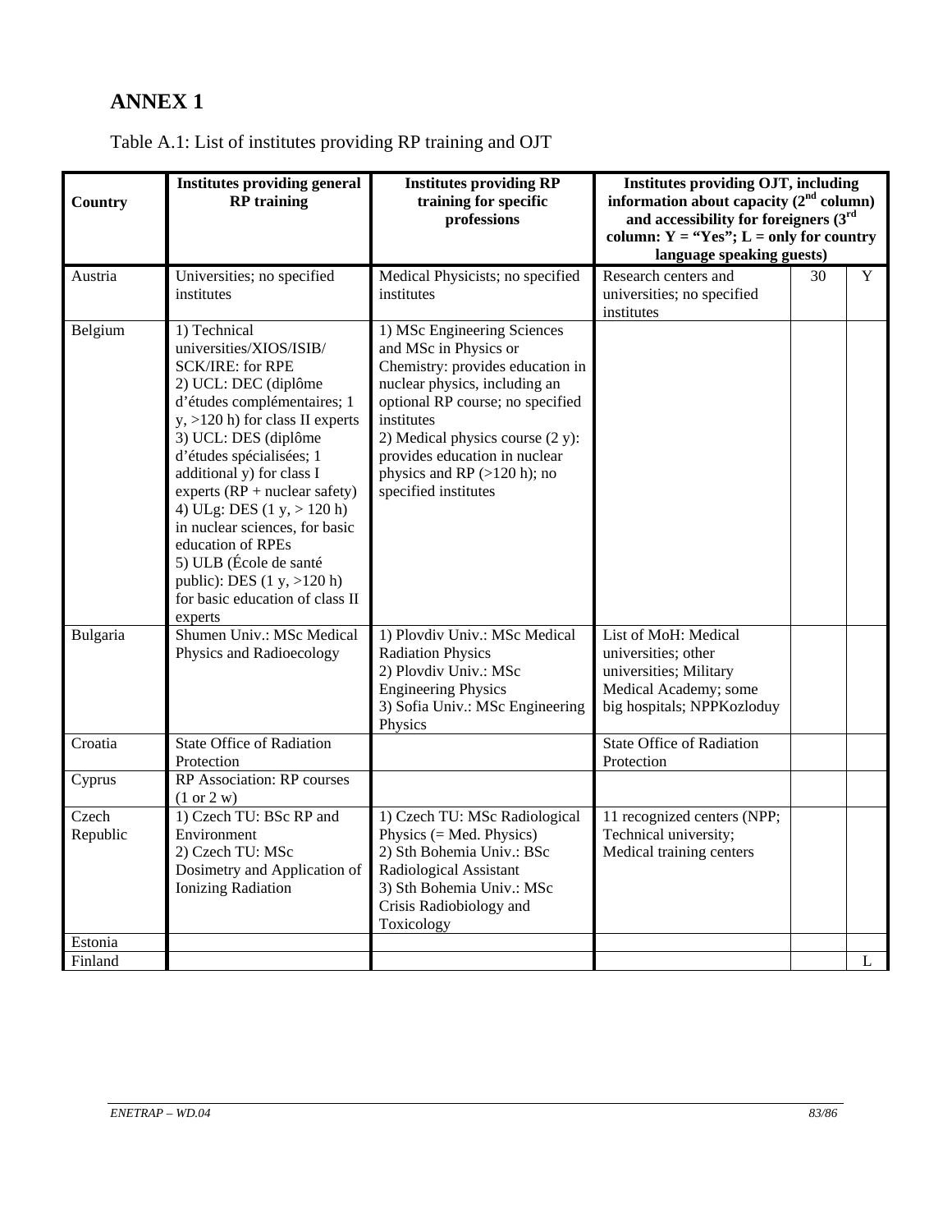# ANNEX 1

Table A.1: List of institutes providing RP training and OJT

| Country | Institutes providing general RP training | Institutes providing RP training for specific professions | Institutes providing OJT, including information about capacity (2nd column) and accessibility for foreigners (3rd column: Y = "Yes"; L = only for country language speaking guests) | | |
|---|---|---|---|---|---|
| Austria | Universities; no specified institutes | Medical Physicists; no specified institutes | Research centers and universities; no specified institutes | 30 | Y |
| Belgium | 1) Technical universities/XIOS/ISIB/ SCK/IRE: for RPE<br>2) UCL: DEC (diplôme d'études complémentaires; 1 y, >120 h) for class II experts<br>3) UCL: DES (diplôme d'études spécialisées; 1 additional y) for class I experts (RP + nuclear safety)<br>4) ULg: DES (1 y, > 120 h) in nuclear sciences, for basic education of RPEs<br>5) ULB (École de santé public): DES (1 y, >120 h) for basic education of class II experts | 1) MSc Engineering Sciences and MSc in Physics or Chemistry: provides education in nuclear physics, including an optional RP course; no specified institutes<br>2) Medical physics course (2 y): provides education in nuclear physics and RP (>120 h); no specified institutes | | | |
| Bulgaria | Shumen Univ.: MSc Medical Physics and Radioecology | 1) Plovdiv Univ.: MSc Medical Radiation Physics<br>2) Plovdiv Univ.: MSc Engineering Physics<br>3) Sofia Univ.: MSc Engineering Physics | List of MoH: Medical universities; other universities; Military Medical Academy; some big hospitals; NPPKozloduy | | |
| Croatia | State Office of Radiation Protection | | State Office of Radiation Protection | | |
| Cyprus | RP Association: RP courses (1 or 2 w) | | | | |
| Czech Republic | 1) Czech TU: BSc RP and Environment<br>2) Czech TU: MSc Dosimetry and Application of Ionizing Radiation | 1) Czech TU: MSc Radiological Physics (= Med. Physics)<br>2) Sth Bohemia Univ.: BSc Radiological Assistant<br>3) Sth Bohemia Univ.: MSc Crisis Radiobiology and Toxicology | 11 recognized centers (NPP; Technical university; Medical training centers | | |
| Estonia | | | | | |
| Finland | | | | | L |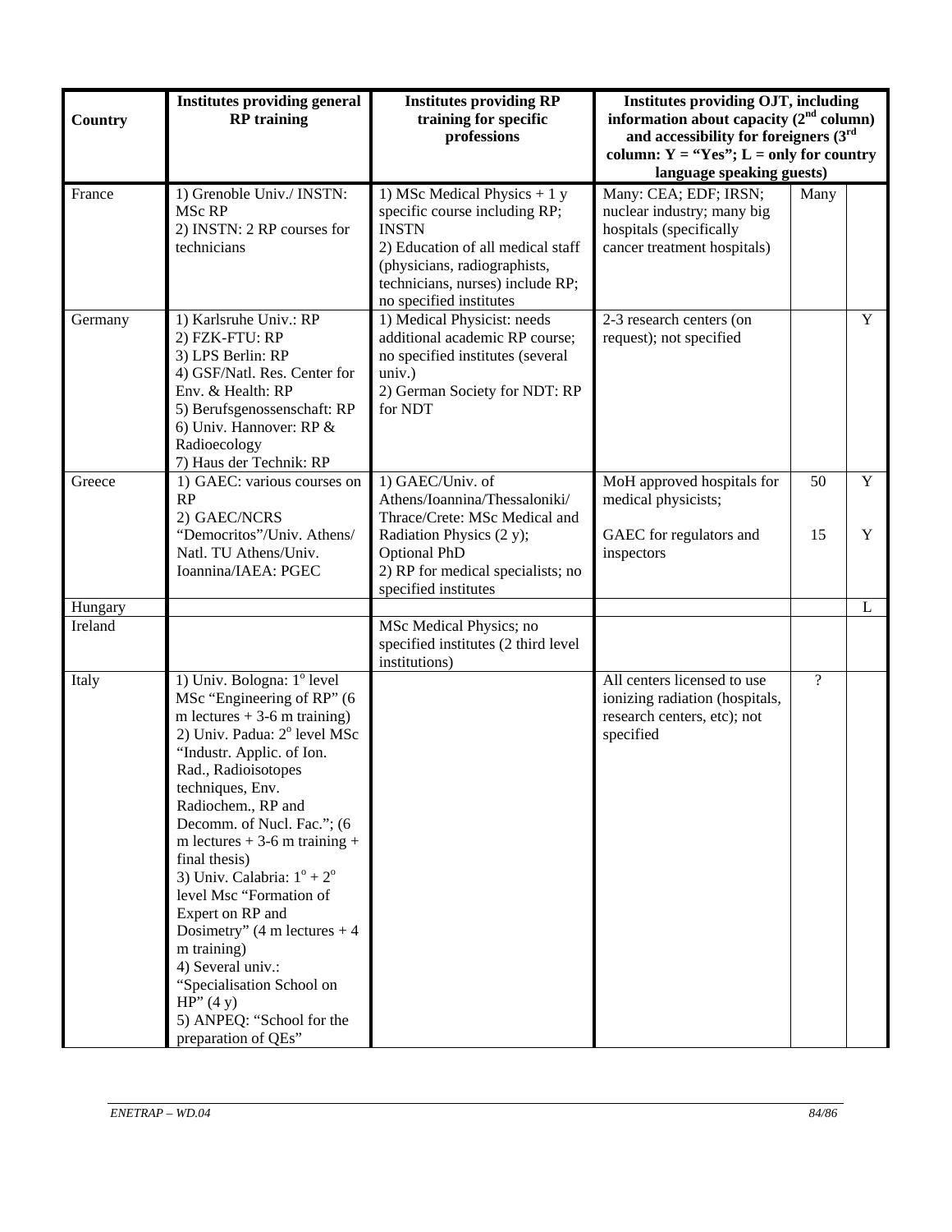| Country | Institutes providing general RP training | Institutes providing RP training for specific professions | Institutes providing OJT, including information about capacity (2nd column) and accessibility for foreigners (3rd column: Y = "Yes"; L = only for country language speaking guests) | | |
|---|---|---|---|---|---|
| France | 1) Grenoble Univ./ INSTN: MSc RP<br>2) INSTN: 2 RP courses for technicians | 1) MSc Medical Physics + 1 y specific course including RP; INSTN<br>2) Education of all medical staff (physicians, radiographists, technicians, nurses) include RP; no specified institutes | Many: CEA; EDF; IRSN; nuclear industry; many big hospitals (specifically cancer treatment hospitals) | Many | |
| Germany | 1) Karlsruhe Univ.: RP<br>2) FZK-FTU: RP<br>3) LPS Berlin: RP<br>4) GSF/Natl. Res. Center for Env. & Health: RP<br>5) Berufsgenossenschaft: RP<br>6) Univ. Hannover: RP & Radioecology<br>7) Haus der Technik: RP | 1) Medical Physicist: needs additional academic RP course; no specified institutes (several univ.)<br>2) German Society for NDT: RP for NDT | 2-3 research centers (on request); not specified | | Y |
| Greece | 1) GAEC: various courses on RP<br>2) GAEC/NCRS "Democritos"/Univ. Athens/ Natl. TU Athens/Univ. Ioannina/IAEA: PGEC | 1) GAEC/Univ. of Athens/Ioannina/Thessaloniki/ Thrace/Crete: MSc Medical and Radiation Physics (2 y); Optional PhD<br>2) RP for medical specialists; no specified institutes | MoH approved hospitals for medical physicists;<br><br>GAEC for regulators and inspectors | 50<br><br>15 | Y<br><br>Y |
| Hungary | | | | | L |
| Ireland | | MSc Medical Physics; no specified institutes (2 third level institutions) | | | |
| Italy | 1) Univ. Bologna: 1° level MSc "Engineering of RP" (6 m lectures + 3-6 m training)<br>2) Univ. Padua: 2° level MSc "Industr. Applic. of Ion. Rad., Radioisotopes techniques, Env. Radiochem., RP and Decomm. of Nucl. Fac."; (6 m lectures + 3-6 m training + final thesis)<br>3) Univ. Calabria: 1° + 2° level Msc "Formation of Expert on RP and Dosimetry" (4 m lectures + 4 m training)<br>4) Several univ.: "Specialisation School on HP" (4 y)<br>5) ANPEQ: "School for the preparation of QEs" | | All centers licensed to use ionizing radiation (hospitals, research centers, etc); not specified | ? | |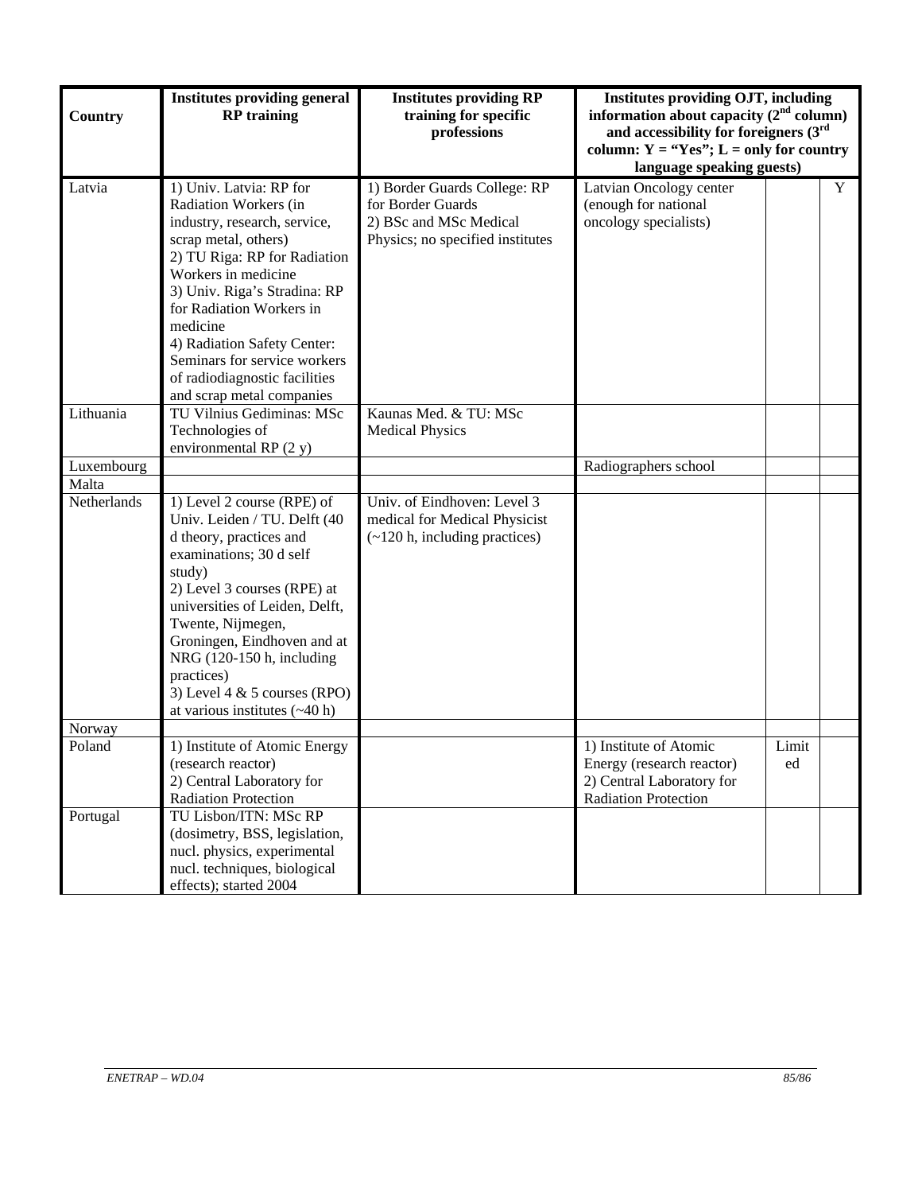| Country | Institutes providing general RP training | Institutes providing RP training for specific professions | Institutes providing OJT, including information about capacity ($2^{nd}$ column) and accessibility for foreigners ($3^{rd}$ column: Y = "Yes"; L = only for country language speaking guests) | | |
|---|---|---|---|---|---|
| Latvia | 1) Univ. Latvia: RP for Radiation Workers (in industry, research, service, scrap metal, others)<br>2) TU Riga: RP for Radiation Workers in medicine<br>3) Univ. Riga's Stradina: RP for Radiation Workers in medicine<br>4) Radiation Safety Center: Seminars for service workers of radiodiagnostic facilities and scrap metal companies | 1) Border Guards College: RP for Border Guards<br>2) BSc and MSc Medical Physics; no specified institutes | Latvian Oncology center (enough for national oncology specialists) | | Y |
| Lithuania | TU Vilnius Gediminas: MSc Technologies of environmental RP (2 y) | Kaunas Med. & TU: MSc Medical Physics | | | |
| Luxembourg | | | Radiographers school | | |
| Malta | | | | | |
| Netherlands | 1) Level 2 course (RPE) of Univ. Leiden / TU. Delft (40 d theory, practices and examinations; 30 d self study)<br>2) Level 3 courses (RPE) at universities of Leiden, Delft, Twente, Nijmegen, Groningen, Eindhoven and at NRG (120-150 h, including practices)<br>3) Level 4 & 5 courses (RPO) at various institutes (~40 h) | Univ. of Eindhoven: Level 3 medical for Medical Physicist (~120 h, including practices) | | | |
| Norway | | | | | |
| Poland | 1) Institute of Atomic Energy (research reactor)<br>2) Central Laboratory for Radiation Protection | | 1) Institute of Atomic Energy (research reactor)<br>2) Central Laboratory for Radiation Protection | Limited | |
| Portugal | TU Lisbon/ITN: MSc RP (dosimetry, BSS, legislation, nucl. physics, experimental nucl. techniques, biological effects); started 2004 | | | | |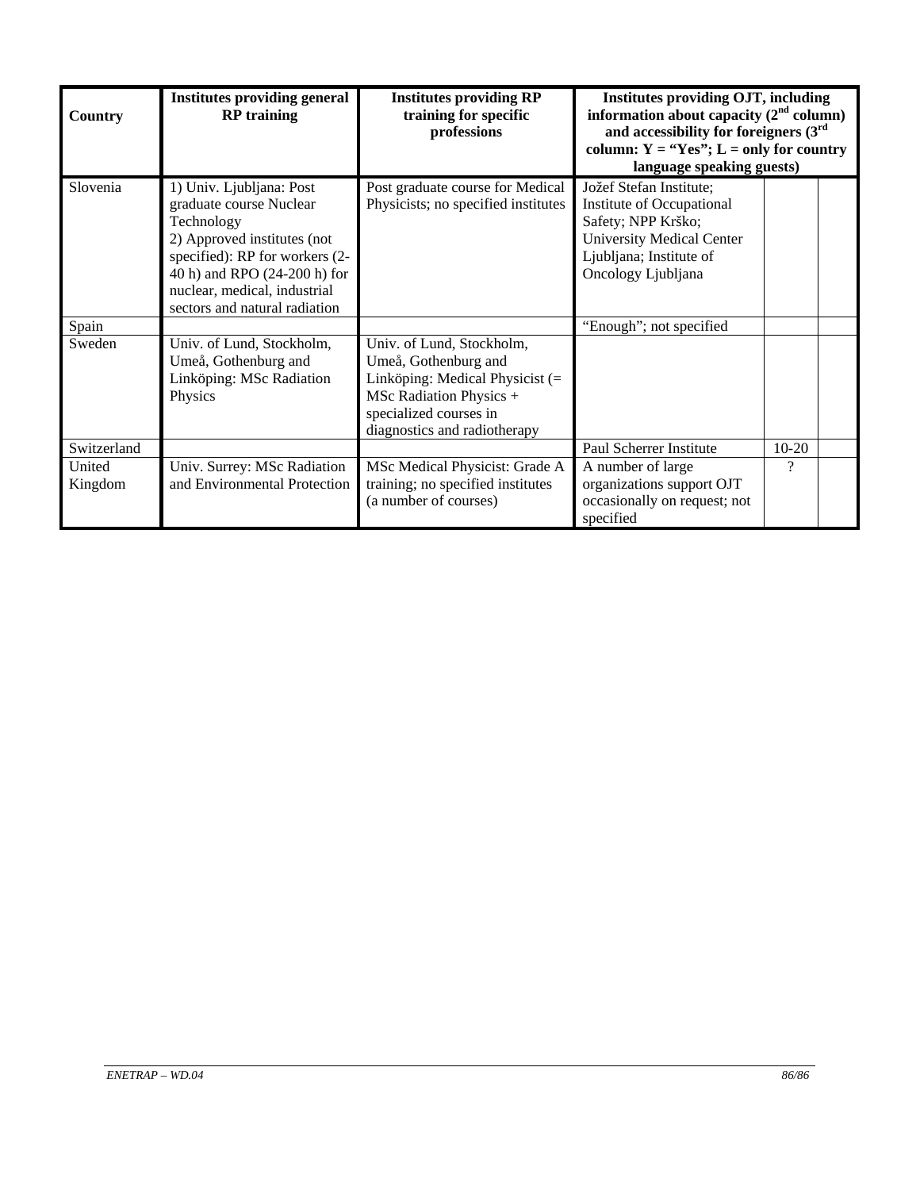| Country | Institutes providing general RP training | Institutes providing RP training for specific professions | Institutes providing OJT, including information about capacity (2nd column) and accessibility for foreigners (3rd column: Y = "Yes"; L = only for country language speaking guests) | | |
|---|---|---|---|---|---|
| Slovenia | 1) Univ. Ljubljana: Post graduate course Nuclear Technology<br>2) Approved institutes (not specified): RP for workers (2-40 h) and RPO (24-200 h) for nuclear, medical, industrial sectors and natural radiation | Post graduate course for Medical Physicists; no specified institutes | Jožef Stefan Institute; Institute of Occupational Safety; NPP Krško; University Medical Center Ljubljana; Institute of Oncology Ljubljana | | |
| Spain | | | "Enough"; not specified | | |
| Sweden | Univ. of Lund, Stockholm, Umeå, Gothenburg and Linköping: MSc Radiation Physics | Univ. of Lund, Stockholm, Umeå, Gothenburg and Linköping: Medical Physicist (= MSc Radiation Physics + specialized courses in diagnostics and radiotherapy | | | |
| Switzerland | | | Paul Scherrer Institute | 10-20 | |
| United Kingdom | Univ. Surrey: MSc Radiation and Environmental Protection | MSc Medical Physicist: Grade A training; no specified institutes (a number of courses) | A number of large organizations support OJT occasionally on request; not specified | ? | |